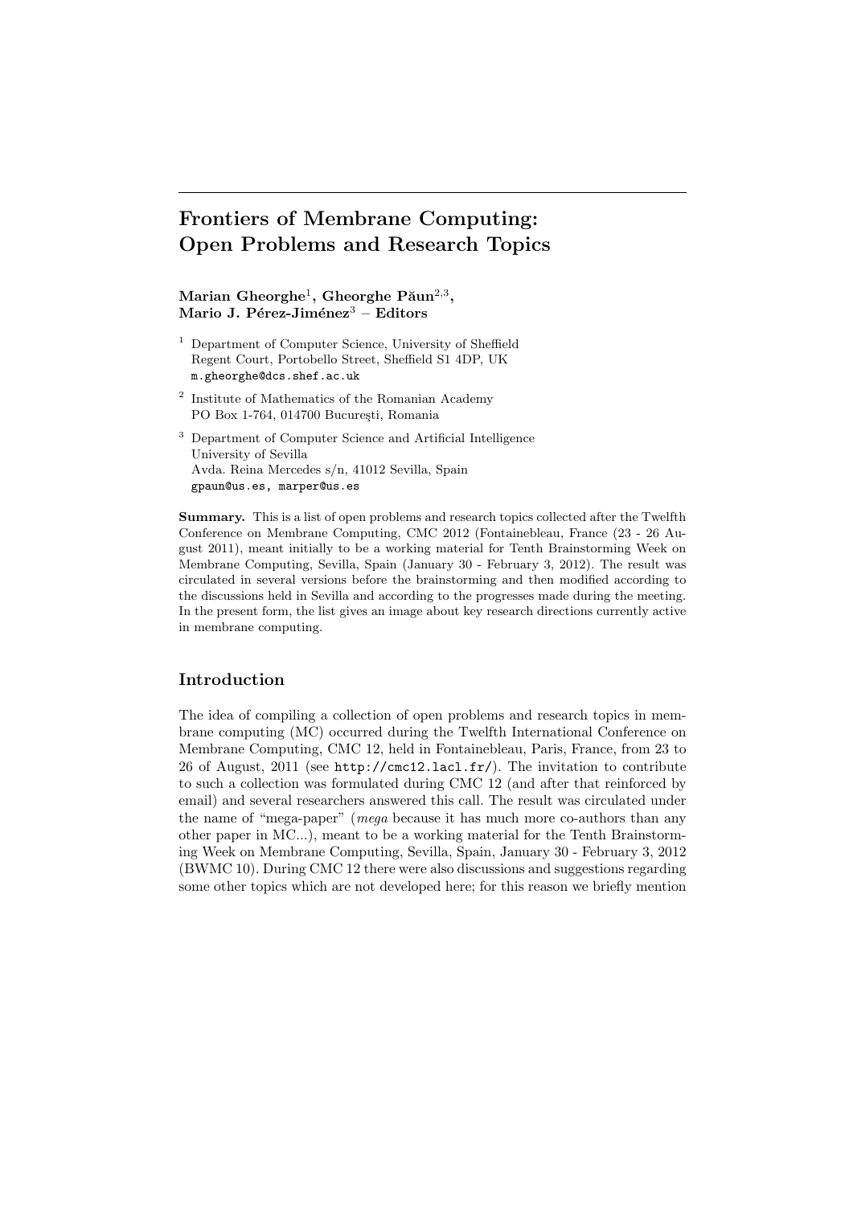# Frontiers of Membrane Computing: Open Problems and Research Topics

**Marian Gheorghe[1], Gheorghe Păun[2,3], Mario J. Pérez-Jiménez[3] – Editors**

[1] Department of Computer Science, University of Sheffield
Regent Court, Portobello Street, Sheffield S1 4DP, UK
`m.gheorghe@dcs.shef.ac.uk`

[2] Institute of Mathematics of the Romanian Academy
PO Box 1-764, 014700 Bucureşti, Romania

[3] Department of Computer Science and Artificial Intelligence
University of Sevilla
Avda. Reina Mercedes s/n, 41012 Sevilla, Spain
`gpaun@us.es, marper@us.es`

**Summary.** This is a list of open problems and research topics collected after the Twelfth Conference on Membrane Computing, CMC 2012 (Fontainebleau, France (23 - 26 August 2011), meant initially to be a working material for Tenth Brainstorming Week on Membrane Computing, Sevilla, Spain (January 30 - February 3, 2012). The result was circulated in several versions before the brainstorming and then modified according to the discussions held in Sevilla and according to the progresses made during the meeting. In the present form, the list gives an image about key research directions currently active in membrane computing.

## Introduction

The idea of compiling a collection of open problems and research topics in membrane computing (MC) occurred during the Twelfth International Conference on Membrane Computing, CMC 12, held in Fontainebleau, Paris, France, from 23 to 26 of August, 2011 (see `http://cmc12.lacl.fr/`). The invitation to contribute to such a collection was formulated during CMC 12 (and after that reinforced by email) and several researchers answered this call. The result was circulated under the name of "mega-paper" (*mega* because it has much more co-authors than any other paper in MC...), meant to be a working material for the Tenth Brainstorming Week on Membrane Computing, Sevilla, Spain, January 30 - February 3, 2012 (BWMC 10). During CMC 12 there were also discussions and suggestions regarding some other topics which are not developed here; for this reason we briefly mention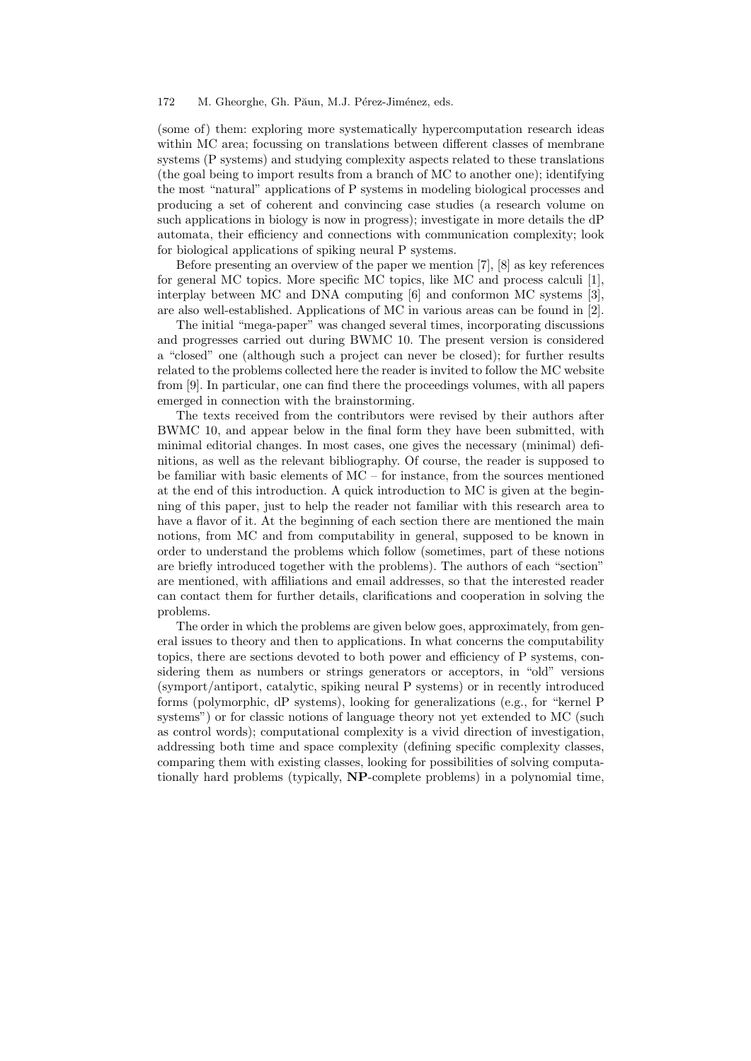(some of) them: exploring more systematically hypercomputation research ideas within MC area; focussing on translations between different classes of membrane systems (P systems) and studying complexity aspects related to these translations (the goal being to import results from a branch of MC to another one); identifying the most "natural" applications of P systems in modeling biological processes and producing a set of coherent and convincing case studies (a research volume on such applications in biology is now in progress); investigate in more details the dP automata, their efficiency and connections with communication complexity; look for biological applications of spiking neural P systems.

Before presenting an overview of the paper we mention [7], [8] as key references for general MC topics. More specific MC topics, like MC and process calculi [1], interplay between MC and DNA computing [6] and conformon MC systems [3], are also well-established. Applications of MC in various areas can be found in [2].

The initial "mega-paper" was changed several times, incorporating discussions and progresses carried out during BWMC 10. The present version is considered a "closed" one (although such a project can never be closed); for further results related to the problems collected here the reader is invited to follow the MC website from [9]. In particular, one can find there the proceedings volumes, with all papers emerged in connection with the brainstorming.

The texts received from the contributors were revised by their authors after BWMC 10, and appear below in the final form they have been submitted, with minimal editorial changes. In most cases, one gives the necessary (minimal) definitions, as well as the relevant bibliography. Of course, the reader is supposed to be familiar with basic elements of MC – for instance, from the sources mentioned at the end of this introduction. A quick introduction to MC is given at the beginning of this paper, just to help the reader not familiar with this research area to have a flavor of it. At the beginning of each section there are mentioned the main notions, from MC and from computability in general, supposed to be known in order to understand the problems which follow (sometimes, part of these notions are briefly introduced together with the problems). The authors of each "section" are mentioned, with affiliations and email addresses, so that the interested reader can contact them for further details, clarifications and cooperation in solving the problems.

The order in which the problems are given below goes, approximately, from general issues to theory and then to applications. In what concerns the computability topics, there are sections devoted to both power and efficiency of P systems, considering them as numbers or strings generators or acceptors, in "old" versions (symport/antiport, catalytic, spiking neural P systems) or in recently introduced forms (polymorphic, dP systems), looking for generalizations (e.g., for "kernel P systems") or for classic notions of language theory not yet extended to MC (such as control words); computational complexity is a vivid direction of investigation, addressing both time and space complexity (defining specific complexity classes, comparing them with existing classes, looking for possibilities of solving computationally hard problems (typically, **NP**-complete problems) in a polynomial time,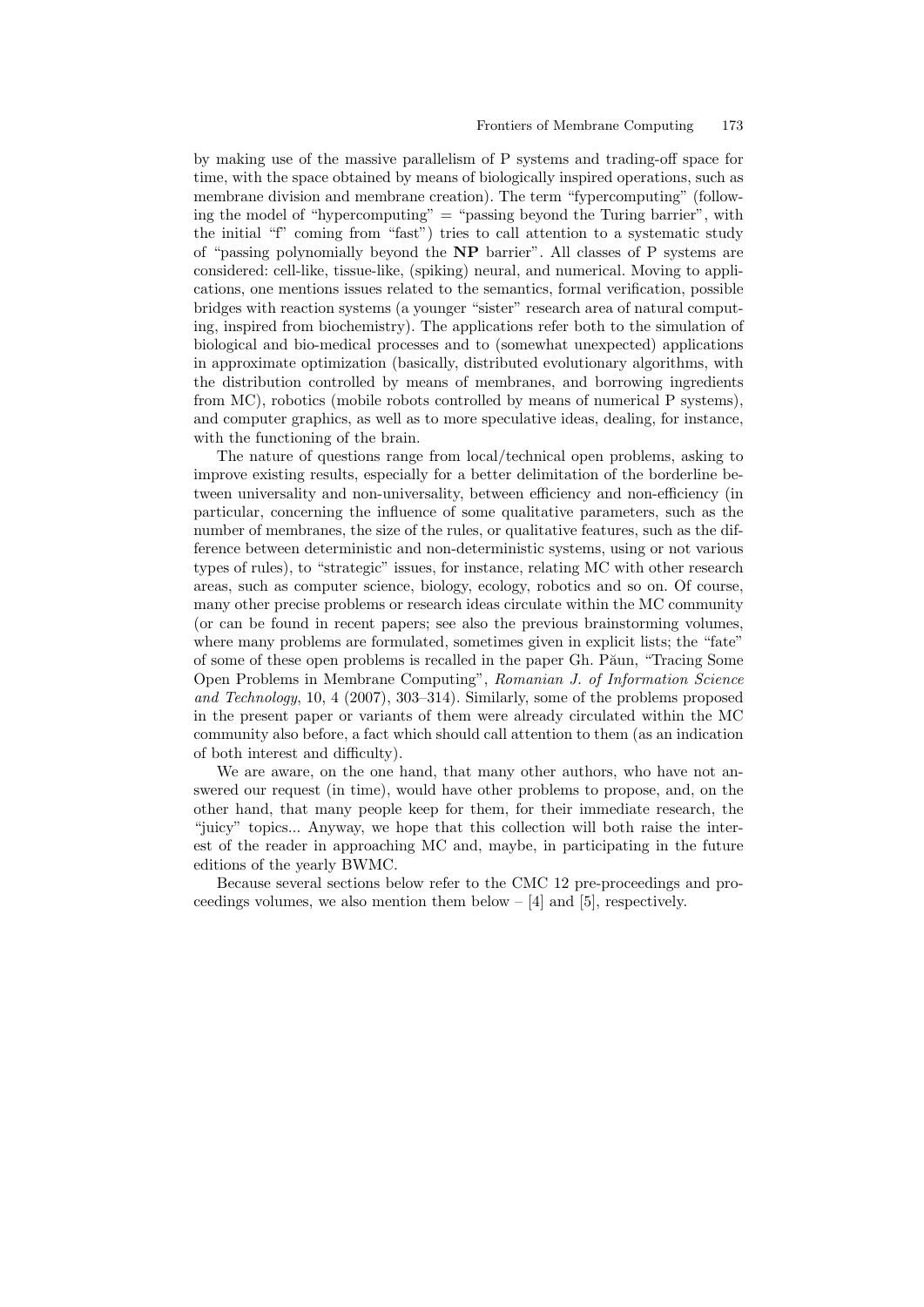by making use of the massive parallelism of P systems and trading-off space for time, with the space obtained by means of biologically inspired operations, such as membrane division and membrane creation). The term "fypercomputing" (following the model of "hypercomputing" = "passing beyond the Turing barrier", with the initial "f" coming from "fast") tries to call attention to a systematic study of "passing polynomially beyond the **NP** barrier". All classes of P systems are considered: cell-like, tissue-like, (spiking) neural, and numerical. Moving to applications, one mentions issues related to the semantics, formal verification, possible bridges with reaction systems (a younger "sister" research area of natural computing, inspired from biochemistry). The applications refer both to the simulation of biological and bio-medical processes and to (somewhat unexpected) applications in approximate optimization (basically, distributed evolutionary algorithms, with the distribution controlled by means of membranes, and borrowing ingredients from MC), robotics (mobile robots controlled by means of numerical P systems), and computer graphics, as well as to more speculative ideas, dealing, for instance, with the functioning of the brain.

The nature of questions range from local/technical open problems, asking to improve existing results, especially for a better delimitation of the borderline between universality and non-universality, between efficiency and non-efficiency (in particular, concerning the influence of some qualitative parameters, such as the number of membranes, the size of the rules, or qualitative features, such as the difference between deterministic and non-deterministic systems, using or not various types of rules), to "strategic" issues, for instance, relating MC with other research areas, such as computer science, biology, ecology, robotics and so on. Of course, many other precise problems or research ideas circulate within the MC community (or can be found in recent papers; see also the previous brainstorming volumes, where many problems are formulated, sometimes given in explicit lists; the "fate" of some of these open problems is recalled in the paper Gh. Păun, "Tracing Some Open Problems in Membrane Computing", *Romanian J. of Information Science and Technology*, 10, 4 (2007), 303–314). Similarly, some of the problems proposed in the present paper or variants of them were already circulated within the MC community also before, a fact which should call attention to them (as an indication of both interest and difficulty).

We are aware, on the one hand, that many other authors, who have not answered our request (in time), would have other problems to propose, and, on the other hand, that many people keep for them, for their immediate research, the "juicy" topics... Anyway, we hope that this collection will both raise the interest of the reader in approaching MC and, maybe, in participating in the future editions of the yearly BWMC.

Because several sections below refer to the CMC 12 pre-proceedings and proceedings volumes, we also mention them below – [4] and [5], respectively.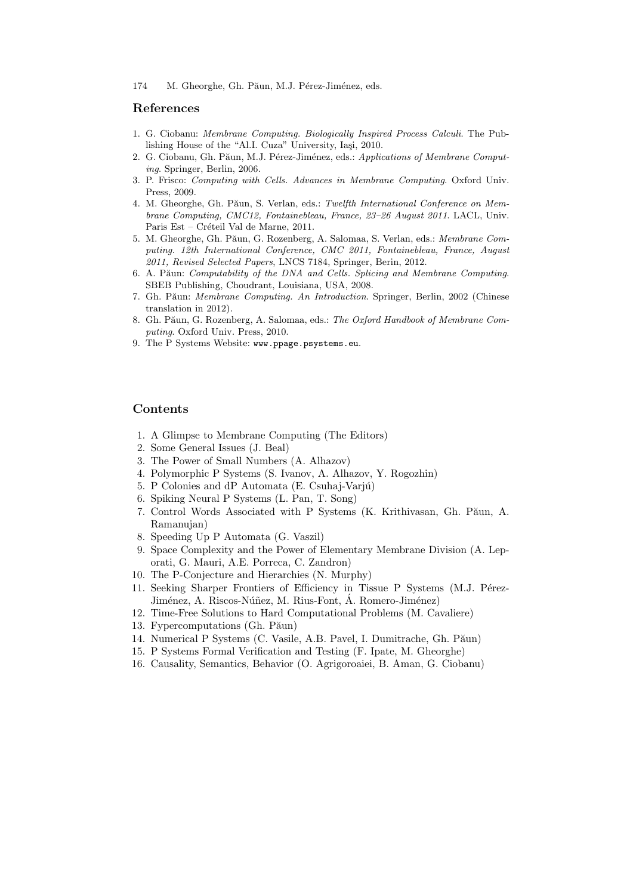## References

1. G. Ciobanu: *Membrane Computing. Biologically Inspired Process Calculi*. The Publishing House of the "Al.I. Cuza" University, Iaşi, 2010.
2. G. Ciobanu, Gh. Păun, M.J. Pérez-Jiménez, eds.: *Applications of Membrane Computing*. Springer, Berlin, 2006.
3. P. Frisco: *Computing with Cells. Advances in Membrane Computing*. Oxford Univ. Press, 2009.
4. M. Gheorghe, Gh. Păun, S. Verlan, eds.: *Twelfth International Conference on Membrane Computing, CMC12, Fontainebleau, France, 23–26 August 2011*. LACL, Univ. Paris Est – Créteil Val de Marne, 2011.
5. M. Gheorghe, Gh. Păun, G. Rozenberg, A. Salomaa, S. Verlan, eds.: *Membrane Computing. 12th International Conference, CMC 2011, Fontainebleau, France, August 2011, Revised Selected Papers*, LNCS 7184, Springer, Berin, 2012.
6. A. Păun: *Computability of the DNA and Cells. Splicing and Membrane Computing*. SBEB Publishing, Choudrant, Louisiana, USA, 2008.
7. Gh. Păun: *Membrane Computing. An Introduction*. Springer, Berlin, 2002 (Chinese translation in 2012).
8. Gh. Păun, G. Rozenberg, A. Salomaa, eds.: *The Oxford Handbook of Membrane Computing*. Oxford Univ. Press, 2010.
9. The P Systems Website: www.ppage.psystems.eu.

## Contents

1. A Glimpse to Membrane Computing (The Editors)
2. Some General Issues (J. Beal)
3. The Power of Small Numbers (A. Alhazov)
4. Polymorphic P Systems (S. Ivanov, A. Alhazov, Y. Rogozhin)
5. P Colonies and dP Automata (E. Csuhaj-Varjú)
6. Spiking Neural P Systems (L. Pan, T. Song)
7. Control Words Associated with P Systems (K. Krithivasan, Gh. Păun, A. Ramanujan)
8. Speeding Up P Automata (G. Vaszil)
9. Space Complexity and the Power of Elementary Membrane Division (A. Leporati, G. Mauri, A.E. Porreca, C. Zandron)
10. The P-Conjecture and Hierarchies (N. Murphy)
11. Seeking Sharper Frontiers of Efficiency in Tissue P Systems (M.J. Pérez-Jiménez, A. Riscos-Núñez, M. Rius-Font, Á. Romero-Jiménez)
12. Time-Free Solutions to Hard Computational Problems (M. Cavaliere)
13. Fypercomputations (Gh. Păun)
14. Numerical P Systems (C. Vasile, A.B. Pavel, I. Dumitrache, Gh. Păun)
15. P Systems Formal Verification and Testing (F. Ipate, M. Gheorghe)
16. Causality, Semantics, Behavior (O. Agrigoroaiei, B. Aman, G. Ciobanu)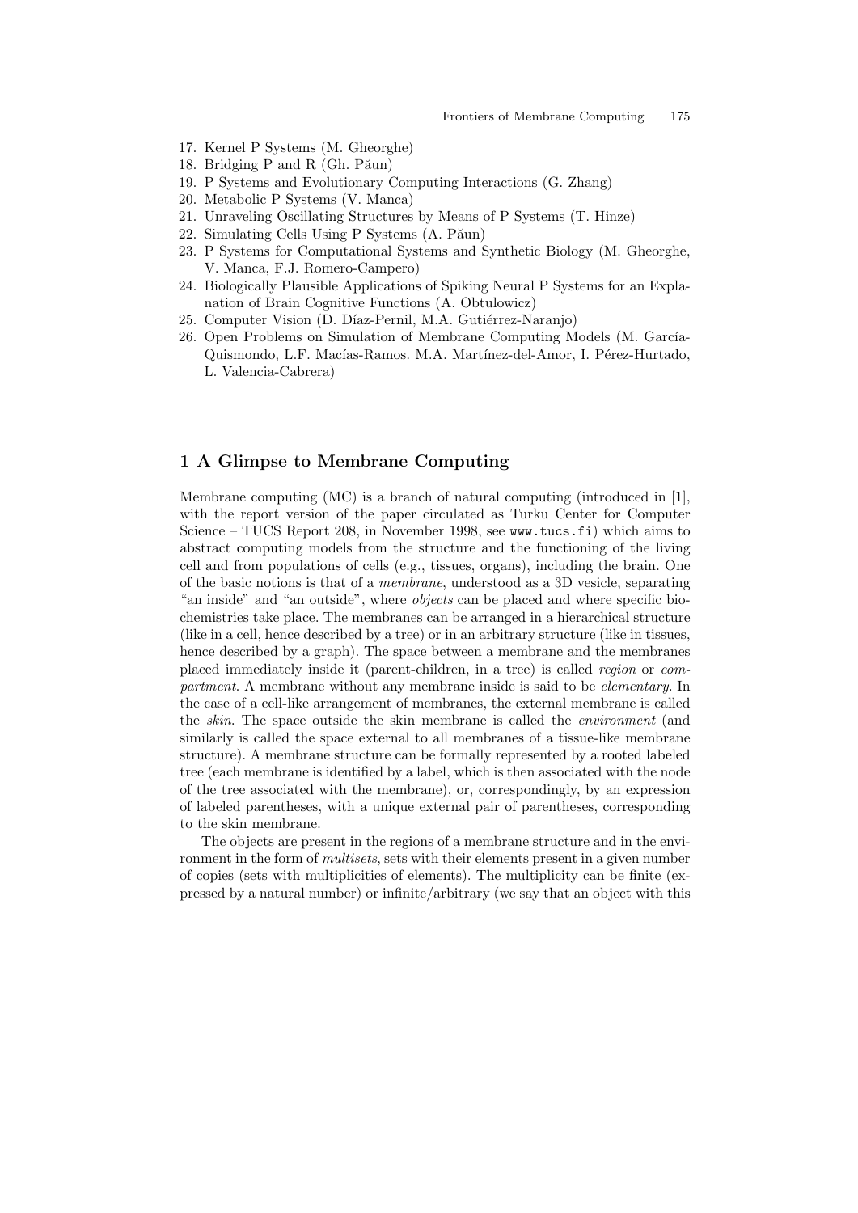17. Kernel P Systems (M. Gheorghe)
18. Bridging P and R (Gh. Păun)
19. P Systems and Evolutionary Computing Interactions (G. Zhang)
20. Metabolic P Systems (V. Manca)
21. Unraveling Oscillating Structures by Means of P Systems (T. Hinze)
22. Simulating Cells Using P Systems (A. Păun)
23. P Systems for Computational Systems and Synthetic Biology (M. Gheorghe, V. Manca, F.J. Romero-Campero)
24. Biologically Plausible Applications of Spiking Neural P Systems for an Explanation of Brain Cognitive Functions (A. Obtulowicz)
25. Computer Vision (D. Díaz-Pernil, M.A. Gutiérrez-Naranjo)
26. Open Problems on Simulation of Membrane Computing Models (M. García-Quismondo, L.F. Macías-Ramos. M.A. Martínez-del-Amor, I. Pérez-Hurtado, L. Valencia-Cabrera)

## 1 A Glimpse to Membrane Computing

Membrane computing (MC) is a branch of natural computing (introduced in [1], with the report version of the paper circulated as Turku Center for Computer Science – TUCS Report 208, in November 1998, see `www.tucs.fi`) which aims to abstract computing models from the structure and the functioning of the living cell and from populations of cells (e.g., tissues, organs), including the brain. One of the basic notions is that of a *membrane*, understood as a 3D vesicle, separating "an inside" and "an outside", where *objects* can be placed and where specific biochemistries take place. The membranes can be arranged in a hierarchical structure (like in a cell, hence described by a tree) or in an arbitrary structure (like in tissues, hence described by a graph). The space between a membrane and the membranes placed immediately inside it (parent-children, in a tree) is called *region* or *compartment*. A membrane without any membrane inside is said to be *elementary*. In the case of a cell-like arrangement of membranes, the external membrane is called the *skin*. The space outside the skin membrane is called the *environment* (and similarly is called the space external to all membranes of a tissue-like membrane structure). A membrane structure can be formally represented by a rooted labeled tree (each membrane is identified by a label, which is then associated with the node of the tree associated with the membrane), or, correspondingly, by an expression of labeled parentheses, with a unique external pair of parentheses, corresponding to the skin membrane.

The objects are present in the regions of a membrane structure and in the environment in the form of *multisets*, sets with their elements present in a given number of copies (sets with multiplicities of elements). The multiplicity can be finite (expressed by a natural number) or infinite/arbitrary (we say that an object with this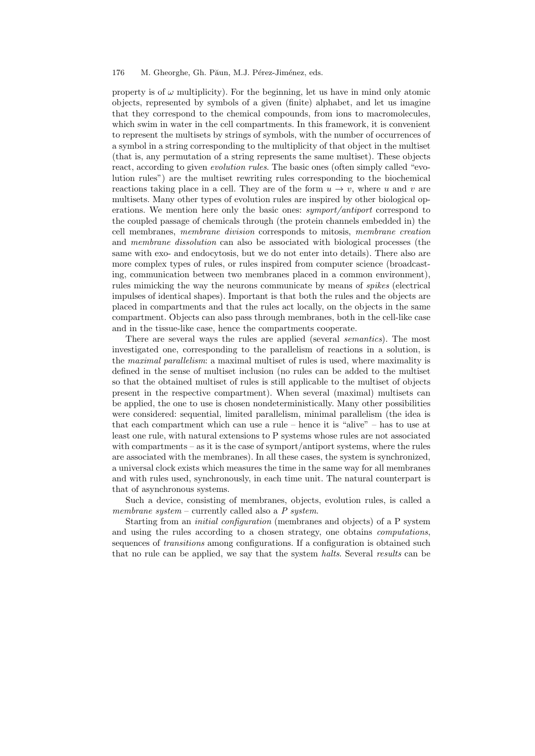property is of $\omega$ multiplicity). For the beginning, let us have in mind only atomic objects, represented by symbols of a given (finite) alphabet, and let us imagine that they correspond to the chemical compounds, from ions to macromolecules, which swim in water in the cell compartments. In this framework, it is convenient to represent the multisets by strings of symbols, with the number of occurrences of a symbol in a string corresponding to the multiplicity of that object in the multiset (that is, any permutation of a string represents the same multiset). These objects react, according to given *evolution rules*. The basic ones (often simply called "evolution rules") are the multiset rewriting rules corresponding to the biochemical reactions taking place in a cell. They are of the form $u \to v$, where $u$ and $v$ are multisets. Many other types of evolution rules are inspired by other biological operations. We mention here only the basic ones: *symport/antiport* correspond to the coupled passage of chemicals through (the protein channels embedded in) the cell membranes, *membrane division* corresponds to mitosis, *membrane creation* and *membrane dissolution* can also be associated with biological processes (the same with exo- and endocytosis, but we do not enter into details). There also are more complex types of rules, or rules inspired from computer science (broadcasting, communication between two membranes placed in a common environment), rules mimicking the way the neurons communicate by means of *spikes* (electrical impulses of identical shapes). Important is that both the rules and the objects are placed in compartments and that the rules act locally, on the objects in the same compartment. Objects can also pass through membranes, both in the cell-like case and in the tissue-like case, hence the compartments cooperate.

There are several ways the rules are applied (several *semantics*). The most investigated one, corresponding to the parallelism of reactions in a solution, is the *maximal parallelism*: a maximal multiset of rules is used, where maximality is defined in the sense of multiset inclusion (no rules can be added to the multiset so that the obtained multiset of rules is still applicable to the multiset of objects present in the respective compartment). When several (maximal) multisets can be applied, the one to use is chosen nondeterministically. Many other possibilities were considered: sequential, limited parallelism, minimal parallelism (the idea is that each compartment which can use a rule – hence it is "alive" – has to use at least one rule, with natural extensions to P systems whose rules are not associated with compartments – as it is the case of symport/antiport systems, where the rules are associated with the membranes). In all these cases, the system is synchronized, a universal clock exists which measures the time in the same way for all membranes and with rules used, synchronously, in each time unit. The natural counterpart is that of asynchronous systems.

Such a device, consisting of membranes, objects, evolution rules, is called a *membrane system* – currently called also a *P system*.

Starting from an *initial configuration* (membranes and objects) of a P system and using the rules according to a chosen strategy, one obtains *computations*, sequences of *transitions* among configurations. If a configuration is obtained such that no rule can be applied, we say that the system *halts*. Several *results* can be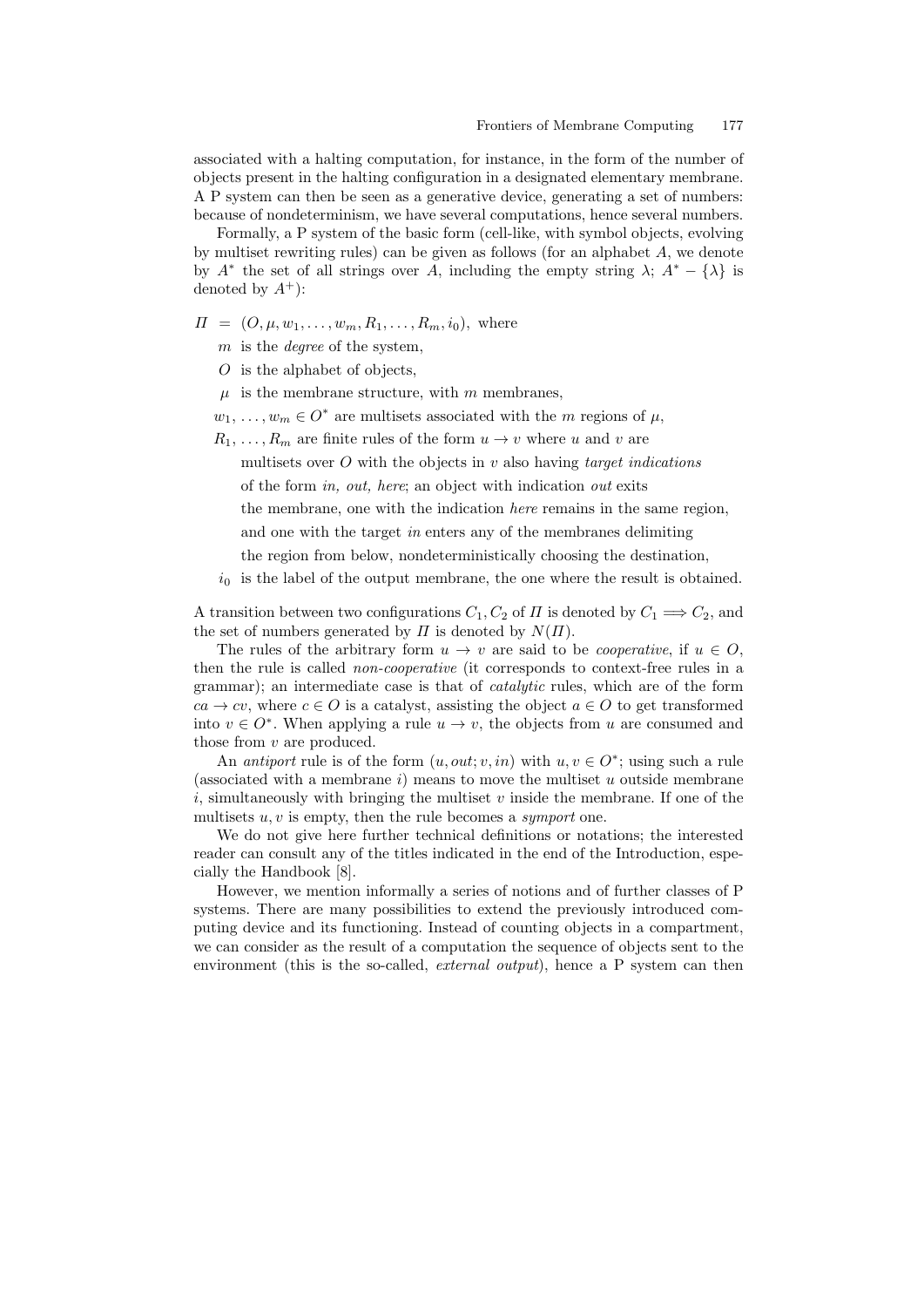associated with a halting computation, for instance, in the form of the number of objects present in the halting configuration in a designated elementary membrane. A P system can then be seen as a generative device, generating a set of numbers: because of nondeterminism, we have several computations, hence several numbers.

Formally, a P system of the basic form (cell-like, with symbol objects, evolving by multiset rewriting rules) can be given as follows (for an alphabet $A$, we denote by $A^*$ the set of all strings over $A$, including the empty string $\lambda$; $A^* - \{\lambda\}$ is denoted by $A^+$):

$\Pi = (O, \mu, w_1, \ldots, w_m, R_1, \ldots, R_m, i_0)$, where

- $m$ is the *degree* of the system,
- $O$ is the alphabet of objects,
- $\mu$ is the membrane structure, with $m$ membranes,
- $w_1, \ldots, w_m \in O^*$ are multisets associated with the $m$ regions of $\mu$,
- $R_1, \ldots, R_m$ are finite rules of the form $u \to v$ where $u$ and $v$ are multisets over $O$ with the objects in $v$ also having *target indications* of the form *in, out, here*; an object with indication *out* exits the membrane, one with the indication *here* remains in the same region, and one with the target *in* enters any of the membranes delimiting the region from below, nondeterministically choosing the destination,
- $i_0$ is the label of the output membrane, the one where the result is obtained.

A transition between two configurations $C_1, C_2$ of $\Pi$ is denoted by $C_1 \Longrightarrow C_2$, and the set of numbers generated by $\Pi$ is denoted by $N(\Pi)$.

The rules of the arbitrary form $u \to v$ are said to be *cooperative*, if $u \in O$, then the rule is called *non-cooperative* (it corresponds to context-free rules in a grammar); an intermediate case is that of *catalytic* rules, which are of the form $ca \to cv$, where $c \in O$ is a catalyst, assisting the object $a \in O$ to get transformed into $v \in O^*$. When applying a rule $u \to v$, the objects from $u$ are consumed and those from $v$ are produced.

An *antiport* rule is of the form $(u, out; v, in)$ with $u, v \in O^*$; using such a rule (associated with a membrane $i$) means to move the multiset $u$ outside membrane $i$, simultaneously with bringing the multiset $v$ inside the membrane. If one of the multisets $u, v$ is empty, then the rule becomes a *symport* one.

We do not give here further technical definitions or notations; the interested reader can consult any of the titles indicated in the end of the Introduction, especially the Handbook [8].

However, we mention informally a series of notions and of further classes of P systems. There are many possibilities to extend the previously introduced computing device and its functioning. Instead of counting objects in a compartment, we can consider as the result of a computation the sequence of objects sent to the environment (this is the so-called, *external output*), hence a P system can then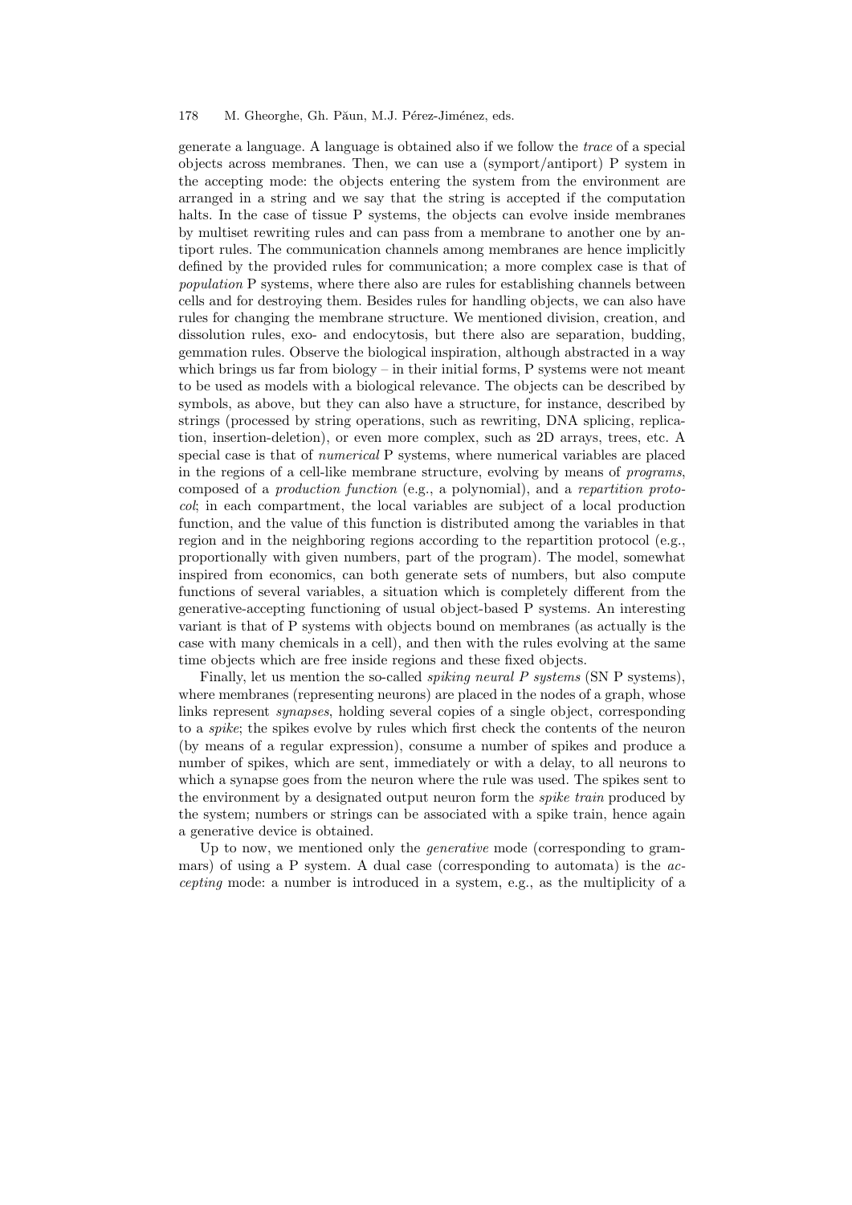generate a language. A language is obtained also if we follow the *trace* of a special objects across membranes. Then, we can use a (symport/antiport) P system in the accepting mode: the objects entering the system from the environment are arranged in a string and we say that the string is accepted if the computation halts. In the case of tissue P systems, the objects can evolve inside membranes by multiset rewriting rules and can pass from a membrane to another one by antiport rules. The communication channels among membranes are hence implicitly defined by the provided rules for communication; a more complex case is that of *population* P systems, where there also are rules for establishing channels between cells and for destroying them. Besides rules for handling objects, we can also have rules for changing the membrane structure. We mentioned division, creation, and dissolution rules, exo- and endocytosis, but there also are separation, budding, gemmation rules. Observe the biological inspiration, although abstracted in a way which brings us far from biology – in their initial forms, P systems were not meant to be used as models with a biological relevance. The objects can be described by symbols, as above, but they can also have a structure, for instance, described by strings (processed by string operations, such as rewriting, DNA splicing, replication, insertion-deletion), or even more complex, such as 2D arrays, trees, etc. A special case is that of *numerical* P systems, where numerical variables are placed in the regions of a cell-like membrane structure, evolving by means of *programs*, composed of a *production function* (e.g., a polynomial), and a *repartition protocol*; in each compartment, the local variables are subject of a local production function, and the value of this function is distributed among the variables in that region and in the neighboring regions according to the repartition protocol (e.g., proportionally with given numbers, part of the program). The model, somewhat inspired from economics, can both generate sets of numbers, but also compute functions of several variables, a situation which is completely different from the generative-accepting functioning of usual object-based P systems. An interesting variant is that of P systems with objects bound on membranes (as actually is the case with many chemicals in a cell), and then with the rules evolving at the same time objects which are free inside regions and these fixed objects.

Finally, let us mention the so-called *spiking neural P systems* (SN P systems), where membranes (representing neurons) are placed in the nodes of a graph, whose links represent *synapses*, holding several copies of a single object, corresponding to a *spike*; the spikes evolve by rules which first check the contents of the neuron (by means of a regular expression), consume a number of spikes and produce a number of spikes, which are sent, immediately or with a delay, to all neurons to which a synapse goes from the neuron where the rule was used. The spikes sent to the environment by a designated output neuron form the *spike train* produced by the system; numbers or strings can be associated with a spike train, hence again a generative device is obtained.

Up to now, we mentioned only the *generative* mode (corresponding to grammars) of using a P system. A dual case (corresponding to automata) is the *accepting* mode: a number is introduced in a system, e.g., as the multiplicity of a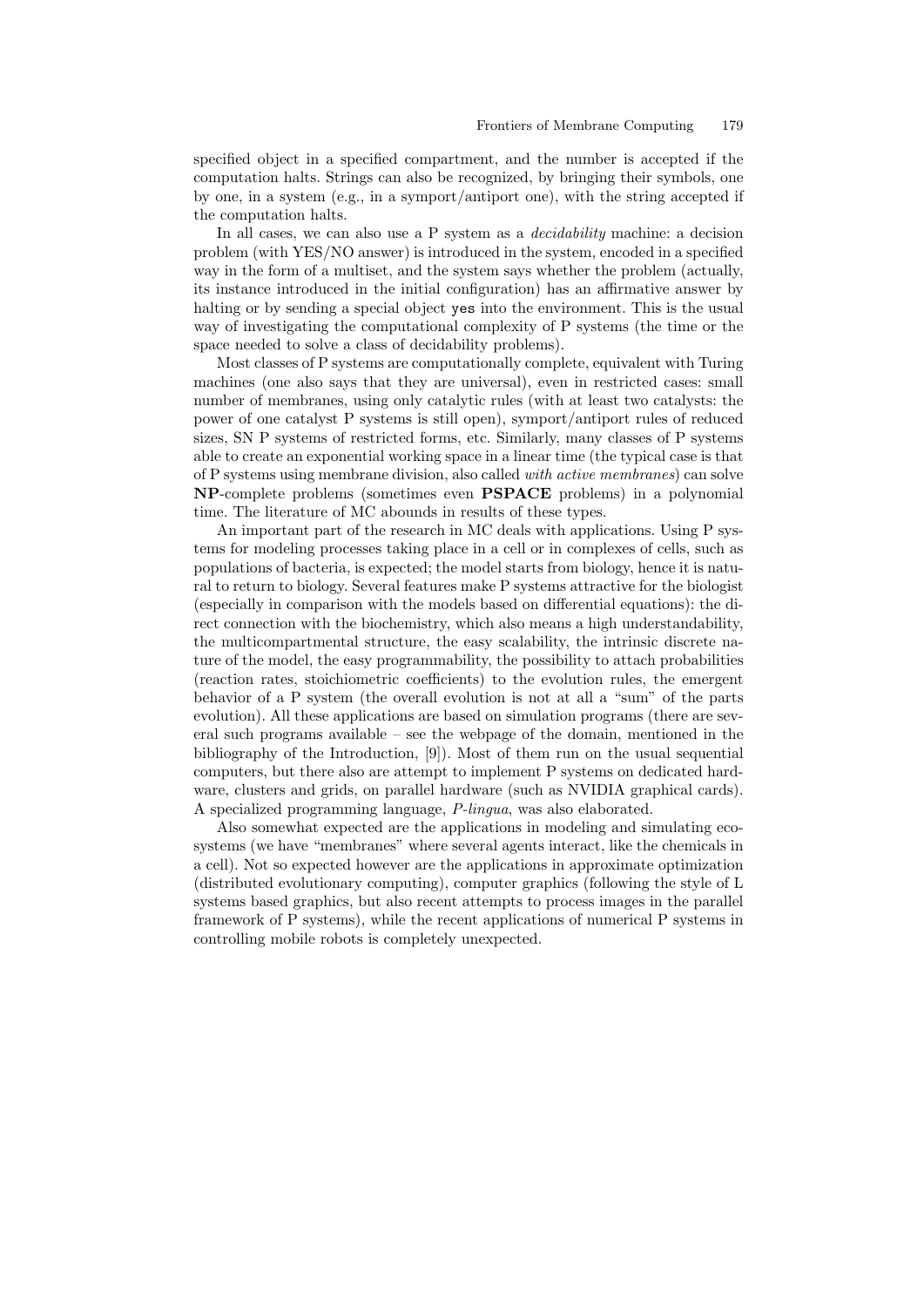specified object in a specified compartment, and the number is accepted if the computation halts. Strings can also be recognized, by bringing their symbols, one by one, in a system (e.g., in a symport/antiport one), with the string accepted if the computation halts.

In all cases, we can also use a P system as a *decidability* machine: a decision problem (with YES/NO answer) is introduced in the system, encoded in a specified way in the form of a multiset, and the system says whether the problem (actually, its instance introduced in the initial configuration) has an affirmative answer by halting or by sending a special object `yes` into the environment. This is the usual way of investigating the computational complexity of P systems (the time or the space needed to solve a class of decidability problems).

Most classes of P systems are computationally complete, equivalent with Turing machines (one also says that they are universal), even in restricted cases: small number of membranes, using only catalytic rules (with at least two catalysts: the power of one catalyst P systems is still open), symport/antiport rules of reduced sizes, SN P systems of restricted forms, etc. Similarly, many classes of P systems able to create an exponential working space in a linear time (the typical case is that of P systems using membrane division, also called *with active membranes*) can solve **NP**-complete problems (sometimes even **PSPACE** problems) in a polynomial time. The literature of MC abounds in results of these types.

An important part of the research in MC deals with applications. Using P systems for modeling processes taking place in a cell or in complexes of cells, such as populations of bacteria, is expected; the model starts from biology, hence it is natural to return to biology. Several features make P systems attractive for the biologist (especially in comparison with the models based on differential equations): the direct connection with the biochemistry, which also means a high understandability, the multicompartmental structure, the easy scalability, the intrinsic discrete nature of the model, the easy programmability, the possibility to attach probabilities (reaction rates, stoichiometric coefficients) to the evolution rules, the emergent behavior of a P system (the overall evolution is not at all a "sum" of the parts evolution). All these applications are based on simulation programs (there are several such programs available – see the webpage of the domain, mentioned in the bibliography of the Introduction, [9]). Most of them run on the usual sequential computers, but there also are attempt to implement P systems on dedicated hardware, clusters and grids, on parallel hardware (such as NVIDIA graphical cards). A specialized programming language, *P-lingua*, was also elaborated.

Also somewhat expected are the applications in modeling and simulating ecosystems (we have "membranes" where several agents interact, like the chemicals in a cell). Not so expected however are the applications in approximate optimization (distributed evolutionary computing), computer graphics (following the style of L systems based graphics, but also recent attempts to process images in the parallel framework of P systems), while the recent applications of numerical P systems in controlling mobile robots is completely unexpected.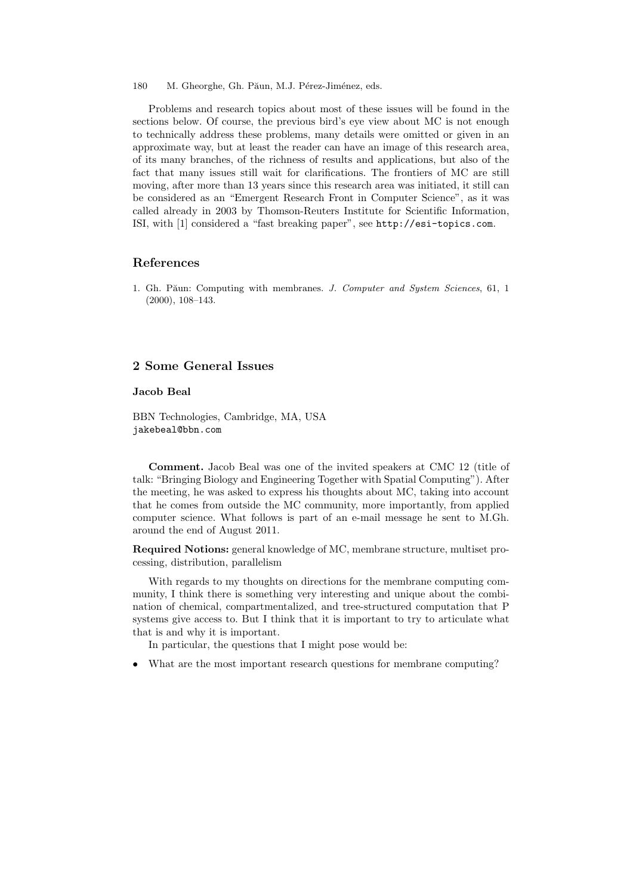Problems and research topics about most of these issues will be found in the sections below. Of course, the previous bird's eye view about MC is not enough to technically address these problems, many details were omitted or given in an approximate way, but at least the reader can have an image of this research area, of its many branches, of the richness of results and applications, but also of the fact that many issues still wait for clarifications. The frontiers of MC are still moving, after more than 13 years since this research area was initiated, it still can be considered as an "Emergent Research Front in Computer Science", as it was called already in 2003 by Thomson-Reuters Institute for Scientific Information, ISI, with [1] considered a "fast breaking paper", see `http://esi-topics.com`.

### References

1. Gh. Păun: Computing with membranes. *J. Computer and System Sciences*, 61, 1 (2000), 108–143.

## 2 Some General Issues

**Jacob Beal**

BBN Technologies, Cambridge, MA, USA
`jakebeal@bbn.com`

**Comment.** Jacob Beal was one of the invited speakers at CMC 12 (title of talk: "Bringing Biology and Engineering Together with Spatial Computing"). After the meeting, he was asked to express his thoughts about MC, taking into account that he comes from outside the MC community, more importantly, from applied computer science. What follows is part of an e-mail message he sent to M.Gh. around the end of August 2011.

**Required Notions:** general knowledge of MC, membrane structure, multiset processing, distribution, parallelism

With regards to my thoughts on directions for the membrane computing community, I think there is something very interesting and unique about the combination of chemical, compartmentalized, and tree-structured computation that P systems give access to. But I think that it is important to try to articulate what that is and why it is important.

In particular, the questions that I might pose would be:

- What are the most important research questions for membrane computing?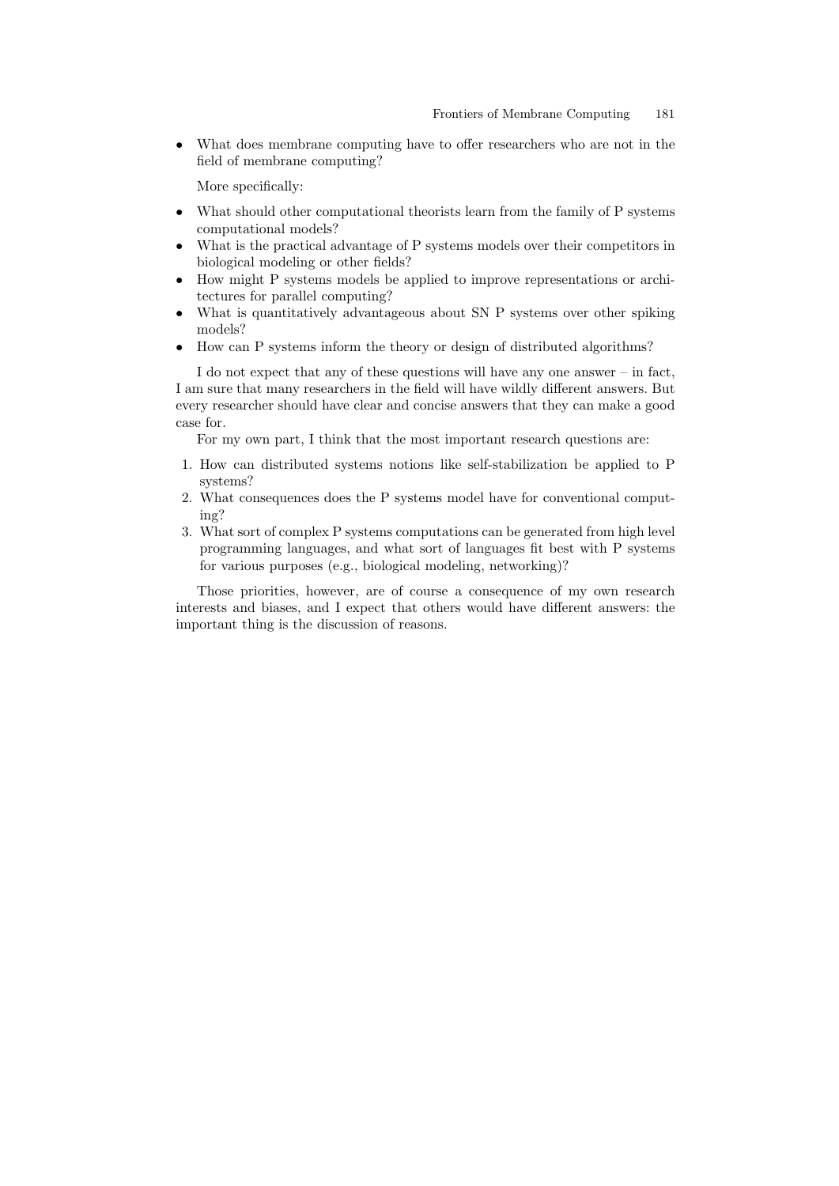- What does membrane computing have to offer researchers who are not in the field of membrane computing?

  More specifically:

- What should other computational theorists learn from the family of P systems computational models?
- What is the practical advantage of P systems models over their competitors in biological modeling or other fields?
- How might P systems models be applied to improve representations or architectures for parallel computing?
- What is quantitatively advantageous about SN P systems over other spiking models?
- How can P systems inform the theory or design of distributed algorithms?

I do not expect that any of these questions will have any one answer – in fact, I am sure that many researchers in the field will have wildly different answers. But every researcher should have clear and concise answers that they can make a good case for.

For my own part, I think that the most important research questions are:

1. How can distributed systems notions like self-stabilization be applied to P systems?
2. What consequences does the P systems model have for conventional computing?
3. What sort of complex P systems computations can be generated from high level programming languages, and what sort of languages fit best with P systems for various purposes (e.g., biological modeling, networking)?

Those priorities, however, are of course a consequence of my own research interests and biases, and I expect that others would have different answers: the important thing is the discussion of reasons.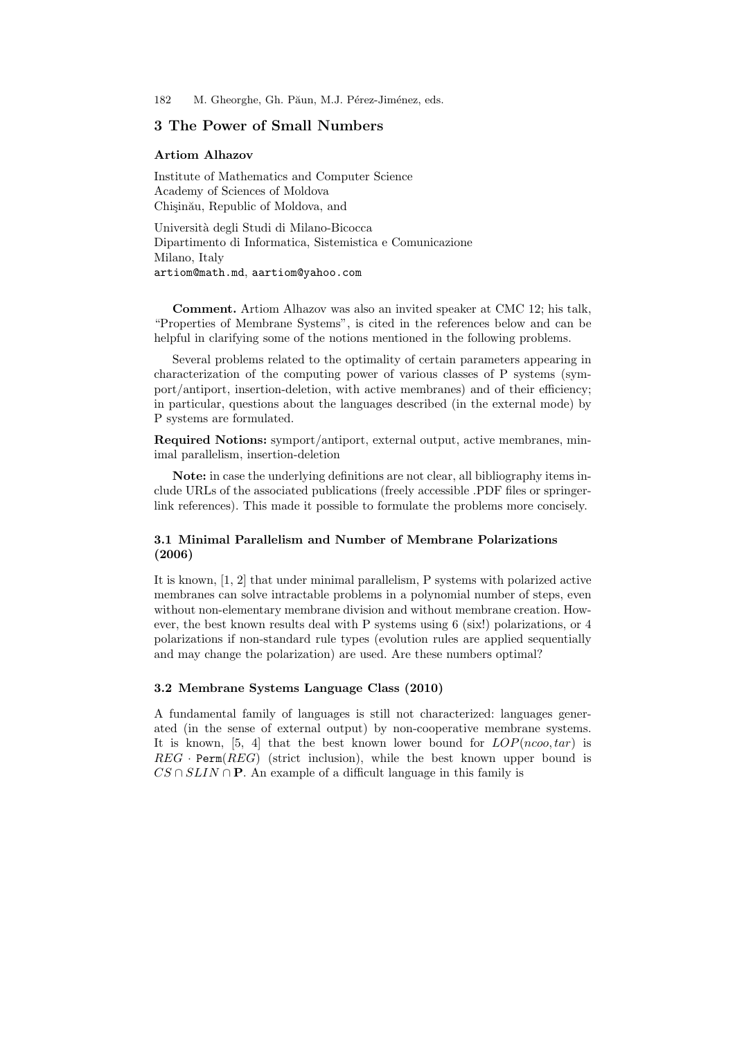## 3 The Power of Small Numbers

**Artiom Alhazov**

Institute of Mathematics and Computer Science
Academy of Sciences of Moldova
Chişinău, Republic of Moldova, and

Università degli Studi di Milano-Bicocca
Dipartimento di Informatica, Sistemistica e Comunicazione
Milano, Italy
artiom@math.md, aartiom@yahoo.com

**Comment.** Artiom Alhazov was also an invited speaker at CMC 12; his talk, "Properties of Membrane Systems", is cited in the references below and can be helpful in clarifying some of the notions mentioned in the following problems.

Several problems related to the optimality of certain parameters appearing in characterization of the computing power of various classes of P systems (symport/antiport, insertion-deletion, with active membranes) and of their efficiency; in particular, questions about the languages described (in the external mode) by P systems are formulated.

**Required Notions:** symport/antiport, external output, active membranes, minimal parallelism, insertion-deletion

**Note:** in case the underlying definitions are not clear, all bibliography items include URLs of the associated publications (freely accessible .PDF files or springerlink references). This made it possible to formulate the problems more concisely.

### 3.1 Minimal Parallelism and Number of Membrane Polarizations (2006)

It is known, [1, 2] that under minimal parallelism, P systems with polarized active membranes can solve intractable problems in a polynomial number of steps, even without non-elementary membrane division and without membrane creation. However, the best known results deal with P systems using 6 (six!) polarizations, or 4 polarizations if non-standard rule types (evolution rules are applied sequentially and may change the polarization) are used. Are these numbers optimal?

### 3.2 Membrane Systems Language Class (2010)

A fundamental family of languages is still not characterized: languages generated (in the sense of external output) by non-cooperative membrane systems. It is known, [5, 4] that the best known lower bound for $LOP(ncoo, tar)$ is $REG \cdot \texttt{Perm}(REG)$ (strict inclusion), while the best known upper bound is $CS \cap SLIN \cap \mathbf{P}$. An example of a difficult language in this family is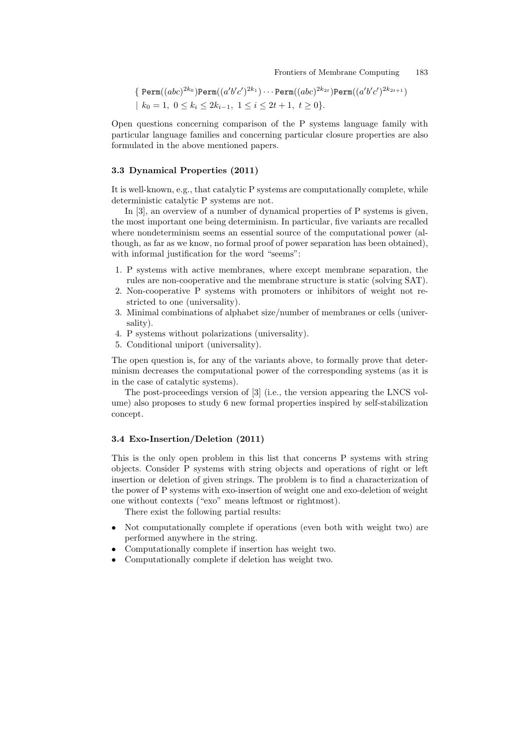$$\{\ \texttt{Perm}((abc)^{2k_0})\texttt{Perm}((a'b'c')^{2k_1})\cdots\texttt{Perm}((abc)^{2k_{2t}})\texttt{Perm}((a'b'c')^{2k_{2t+1}})$$
$$\mid\ k_0 = 1,\ 0 \leq k_i \leq 2k_{i-1},\ 1 \leq i \leq 2t+1,\ t \geq 0\}.$$

Open questions concerning comparison of the P systems language family with particular language families and concerning particular closure properties are also formulated in the above mentioned papers.

### 3.3 Dynamical Properties (2011)

It is well-known, e.g., that catalytic P systems are computationally complete, while deterministic catalytic P systems are not.

In [3], an overview of a number of dynamical properties of P systems is given, the most important one being determinism. In particular, five variants are recalled where nondeterminism seems an essential source of the computational power (although, as far as we know, no formal proof of power separation has been obtained), with informal justification for the word "seems":

1. P systems with active membranes, where except membrane separation, the rules are non-cooperative and the membrane structure is static (solving SAT).
2. Non-cooperative P systems with promoters or inhibitors of weight not restricted to one (universality).
3. Minimal combinations of alphabet size/number of membranes or cells (universality).
4. P systems without polarizations (universality).
5. Conditional uniport (universality).

The open question is, for any of the variants above, to formally prove that determinism decreases the computational power of the corresponding systems (as it is in the case of catalytic systems).

The post-proceedings version of [3] (i.e., the version appearing the LNCS volume) also proposes to study 6 new formal properties inspired by self-stabilization concept.

### 3.4 Exo-Insertion/Deletion (2011)

This is the only open problem in this list that concerns P systems with string objects. Consider P systems with string objects and operations of right or left insertion or deletion of given strings. The problem is to find a characterization of the power of P systems with exo-insertion of weight one and exo-deletion of weight one without contexts ("exo" means leftmost or rightmost).

There exist the following partial results:

- Not computationally complete if operations (even both with weight two) are performed anywhere in the string.
- Computationally complete if insertion has weight two.
- Computationally complete if deletion has weight two.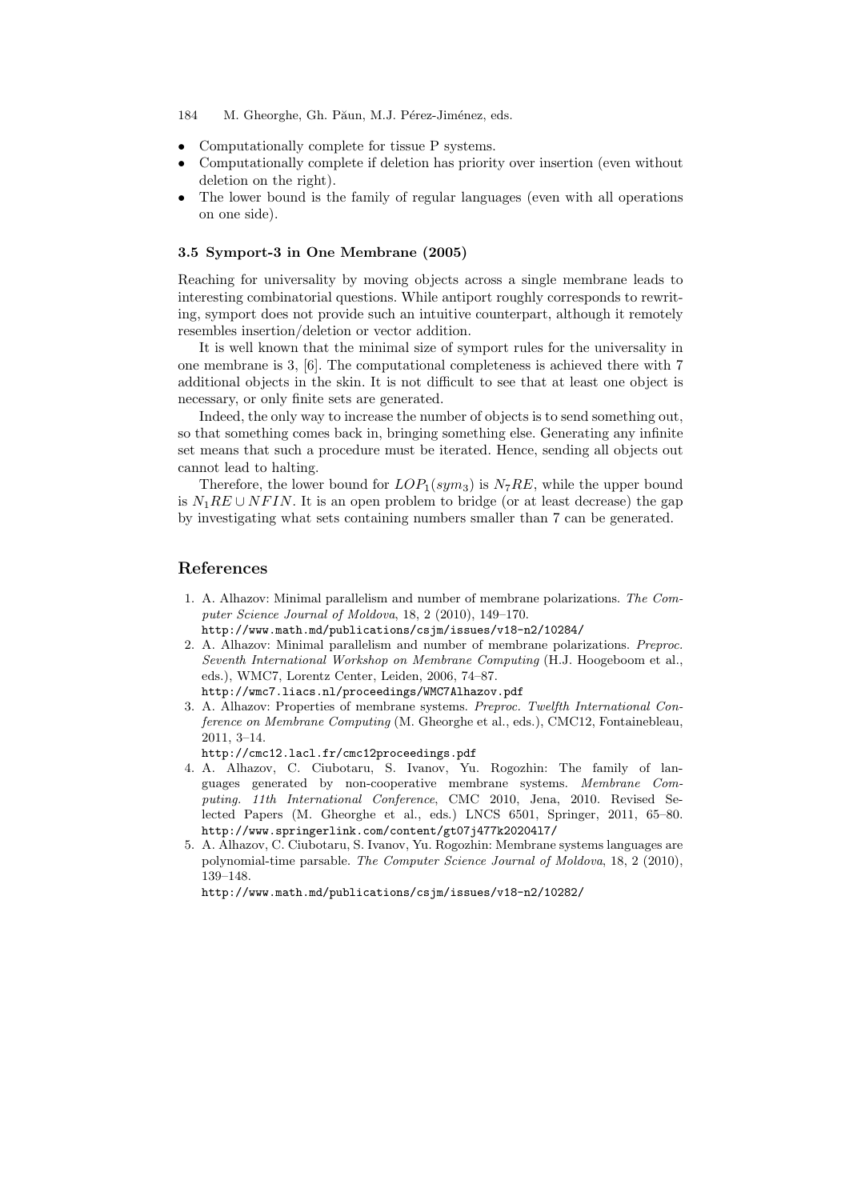- Computationally complete for tissue P systems.
- Computationally complete if deletion has priority over insertion (even without deletion on the right).
- The lower bound is the family of regular languages (even with all operations on one side).

### 3.5 Symport-3 in One Membrane (2005)

Reaching for universality by moving objects across a single membrane leads to interesting combinatorial questions. While antiport roughly corresponds to rewriting, symport does not provide such an intuitive counterpart, although it remotely resembles insertion/deletion or vector addition.

It is well known that the minimal size of symport rules for the universality in one membrane is 3, [6]. The computational completeness is achieved there with 7 additional objects in the skin. It is not difficult to see that at least one object is necessary, or only finite sets are generated.

Indeed, the only way to increase the number of objects is to send something out, so that something comes back in, bringing something else. Generating any infinite set means that such a procedure must be iterated. Hence, sending all objects out cannot lead to halting.

Therefore, the lower bound for $LOP_1(sym_3)$ is $N_7RE$, while the upper bound is $N_1RE \cup NFIN$. It is an open problem to bridge (or at least decrease) the gap by investigating what sets containing numbers smaller than 7 can be generated.

## References

1. A. Alhazov: Minimal parallelism and number of membrane polarizations. *The Computer Science Journal of Moldova*, 18, 2 (2010), 149–170.
   http://www.math.md/publications/csjm/issues/v18-n2/10284/
2. A. Alhazov: Minimal parallelism and number of membrane polarizations. *Preproc. Seventh International Workshop on Membrane Computing* (H.J. Hoogeboom et al., eds.), WMC7, Lorentz Center, Leiden, 2006, 74–87.
   http://wmc7.liacs.nl/proceedings/WMC7Alhazov.pdf
3. A. Alhazov: Properties of membrane systems. *Preproc. Twelfth International Conference on Membrane Computing* (M. Gheorghe et al., eds.), CMC12, Fontainebleau, 2011, 3–14.
   http://cmc12.lacl.fr/cmc12proceedings.pdf
4. A. Alhazov, C. Ciubotaru, S. Ivanov, Yu. Rogozhin: The family of languages generated by non-cooperative membrane systems. *Membrane Computing. 11th International Conference*, CMC 2010, Jena, 2010. Revised Selected Papers (M. Gheorghe et al., eds.) LNCS 6501, Springer, 2011, 65–80.
   http://www.springerlink.com/content/gt07j477k2020417/
5. A. Alhazov, C. Ciubotaru, S. Ivanov, Yu. Rogozhin: Membrane systems languages are polynomial-time parsable. *The Computer Science Journal of Moldova*, 18, 2 (2010), 139–148.
   http://www.math.md/publications/csjm/issues/v18-n2/10282/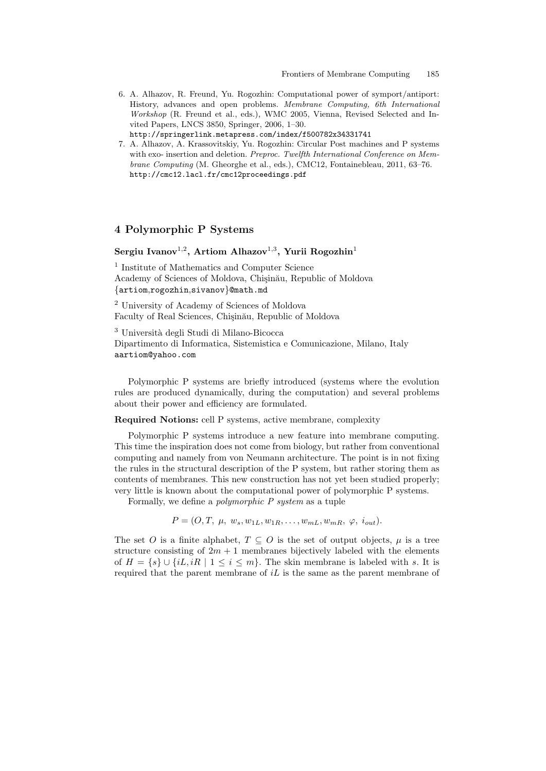6. A. Alhazov, R. Freund, Yu. Rogozhin: Computational power of symport/antiport: History, advances and open problems. *Membrane Computing, 6th International Workshop* (R. Freund et al., eds.), WMC 2005, Vienna, Revised Selected and Invited Papers, LNCS 3850, Springer, 2006, 1–30.
   http://springerlink.metapress.com/index/f500782x34331741
7. A. Alhazov, A. Krassovitskiy, Yu. Rogozhin: Circular Post machines and P systems with exo- insertion and deletion. *Preproc. Twelfth International Conference on Membrane Computing* (M. Gheorghe et al., eds.), CMC12, Fontainebleau, 2011, 63–76.
   http://cmc12.lacl.fr/cmc12proceedings.pdf

## 4 Polymorphic P Systems

**Sergiu Ivanov**[1,2]**, Artiom Alhazov**[1,3]**, Yurii Rogozhin**[1]

[1] Institute of Mathematics and Computer Science
Academy of Sciences of Moldova, Chişinău, Republic of Moldova
{artiom,rogozhin,sivanov}@math.md

[2] University of Academy of Sciences of Moldova
Faculty of Real Sciences, Chişinău, Republic of Moldova

[3] Università degli Studi di Milano-Bicocca
Dipartimento di Informatica, Sistemistica e Comunicazione, Milano, Italy
aartiom@yahoo.com

Polymorphic P systems are briefly introduced (systems where the evolution rules are produced dynamically, during the computation) and several problems about their power and efficiency are formulated.

**Required Notions:** cell P systems, active membrane, complexity

Polymorphic P systems introduce a new feature into membrane computing. This time the inspiration does not come from biology, but rather from conventional computing and namely from von Neumann architecture. The point is in not fixing the rules in the structural description of the P system, but rather storing them as contents of membranes. This new construction has not yet been studied properly; very little is known about the computational power of polymorphic P systems.

Formally, we define a *polymorphic P system* as a tuple

$$P = (O, T,\ \mu,\ w_s, w_{1L}, w_{1R}, \dots, w_{mL}, w_{mR},\ \varphi,\ i_{out}).$$

The set $O$ is a finite alphabet, $T \subseteq O$ is the set of output objects, $\mu$ is a tree structure consisting of $2m+1$ membranes bijectively labeled with the elements of $H = \{s\} \cup \{iL, iR \mid 1 \leq i \leq m\}$. The skin membrane is labeled with $s$. It is required that the parent membrane of $iL$ is the same as the parent membrane of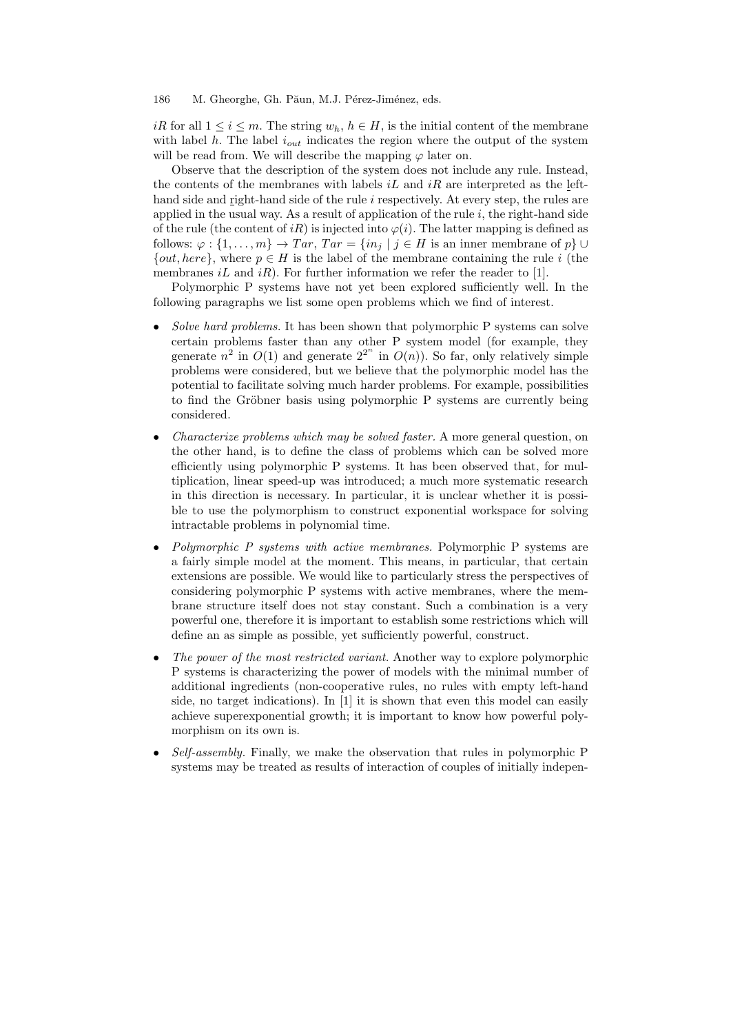$iR$ for all $1 \leq i \leq m$. The string $w_h$, $h \in H$, is the initial content of the membrane with label $h$. The label $i_{out}$ indicates the region where the output of the system will be read from. We will describe the mapping $\varphi$ later on.

Observe that the description of the system does not include any rule. Instead, the contents of the membranes with labels $iL$ and $iR$ are interpreted as the left-hand side and right-hand side of the rule $i$ respectively. At every step, the rules are applied in the usual way. As a result of application of the rule $i$, the right-hand side of the rule (the content of $iR$) is injected into $\varphi(i)$. The latter mapping is defined as follows: $\varphi : \{1, \ldots, m\} \to Tar$, $Tar = \{in_j \mid j \in H \text{ is an inner membrane of } p\} \cup \{out, here\}$, where $p \in H$ is the label of the membrane containing the rule $i$ (the membranes $iL$ and $iR$). For further information we refer the reader to [1].

Polymorphic P systems have not yet been explored sufficiently well. In the following paragraphs we list some open problems which we find of interest.

- *Solve hard problems.* It has been shown that polymorphic P systems can solve certain problems faster than any other P system model (for example, they generate $n^2$ in $O(1)$ and generate $2^{2^n}$ in $O(n)$). So far, only relatively simple problems were considered, but we believe that the polymorphic model has the potential to facilitate solving much harder problems. For example, possibilities to find the Gröbner basis using polymorphic P systems are currently being considered.
- *Characterize problems which may be solved faster.* A more general question, on the other hand, is to define the class of problems which can be solved more efficiently using polymorphic P systems. It has been observed that, for multiplication, linear speed-up was introduced; a much more systematic research in this direction is necessary. In particular, it is unclear whether it is possible to use the polymorphism to construct exponential workspace for solving intractable problems in polynomial time.
- *Polymorphic P systems with active membranes.* Polymorphic P systems are a fairly simple model at the moment. This means, in particular, that certain extensions are possible. We would like to particularly stress the perspectives of considering polymorphic P systems with active membranes, where the membrane structure itself does not stay constant. Such a combination is a very powerful one, therefore it is important to establish some restrictions which will define an as simple as possible, yet sufficiently powerful, construct.
- *The power of the most restricted variant.* Another way to explore polymorphic P systems is characterizing the power of models with the minimal number of additional ingredients (non-cooperative rules, no rules with empty left-hand side, no target indications). In [1] it is shown that even this model can easily achieve superexponential growth; it is important to know how powerful polymorphism on its own is.
- *Self-assembly.* Finally, we make the observation that rules in polymorphic P systems may be treated as results of interaction of couples of initially indepen-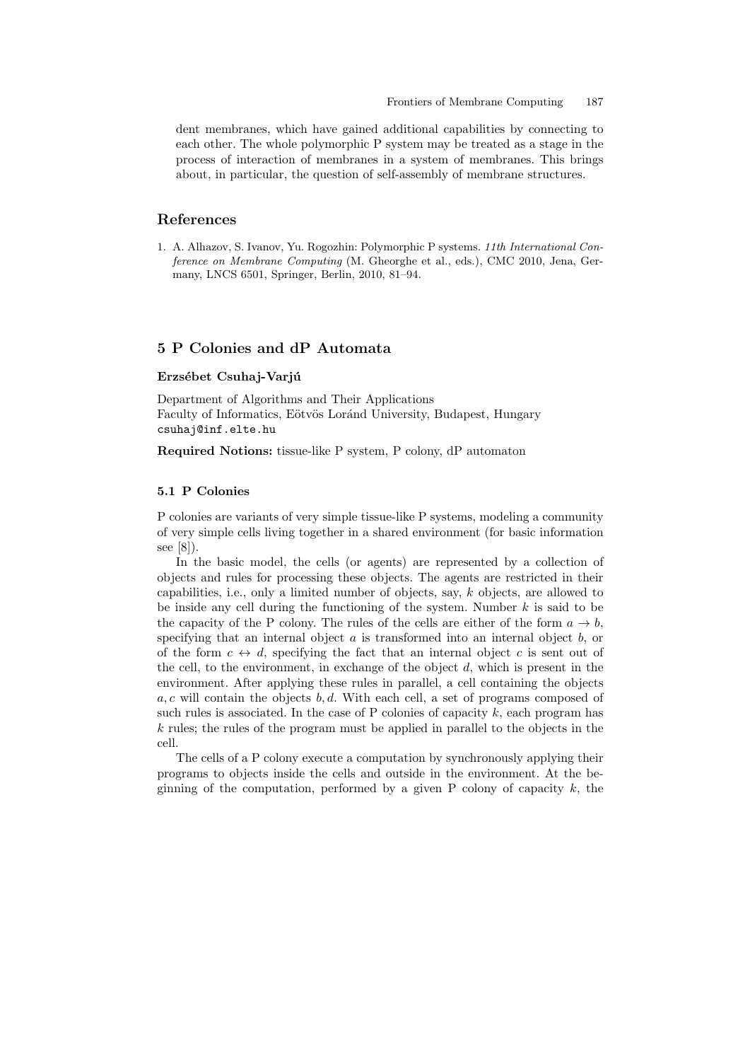dent membranes, which have gained additional capabilities by connecting to each other. The whole polymorphic P system may be treated as a stage in the process of interaction of membranes in a system of membranes. This brings about, in particular, the question of self-assembly of membrane structures.

## References

1. A. Alhazov, S. Ivanov, Yu. Rogozhin: Polymorphic P systems. *11th International Conference on Membrane Computing* (M. Gheorghe et al., eds.), CMC 2010, Jena, Germany, LNCS 6501, Springer, Berlin, 2010, 81–94.

## 5 P Colonies and dP Automata

**Erzsébet Csuhaj-Varjú**

Department of Algorithms and Their Applications
Faculty of Informatics, Eötvös Loránd University, Budapest, Hungary
`csuhaj@inf.elte.hu`

**Required Notions:** tissue-like P system, P colony, dP automaton

### 5.1 P Colonies

P colonies are variants of very simple tissue-like P systems, modeling a community of very simple cells living together in a shared environment (for basic information see [8]).

In the basic model, the cells (or agents) are represented by a collection of objects and rules for processing these objects. The agents are restricted in their capabilities, i.e., only a limited number of objects, say, $k$ objects, are allowed to be inside any cell during the functioning of the system. Number $k$ is said to be the capacity of the P colony. The rules of the cells are either of the form $a \to b$, specifying that an internal object $a$ is transformed into an internal object $b$, or of the form $c \leftrightarrow d$, specifying the fact that an internal object $c$ is sent out of the cell, to the environment, in exchange of the object $d$, which is present in the environment. After applying these rules in parallel, a cell containing the objects $a, c$ will contain the objects $b, d$. With each cell, a set of programs composed of such rules is associated. In the case of P colonies of capacity $k$, each program has $k$ rules; the rules of the program must be applied in parallel to the objects in the cell.

The cells of a P colony execute a computation by synchronously applying their programs to objects inside the cells and outside in the environment. At the beginning of the computation, performed by a given P colony of capacity $k$, the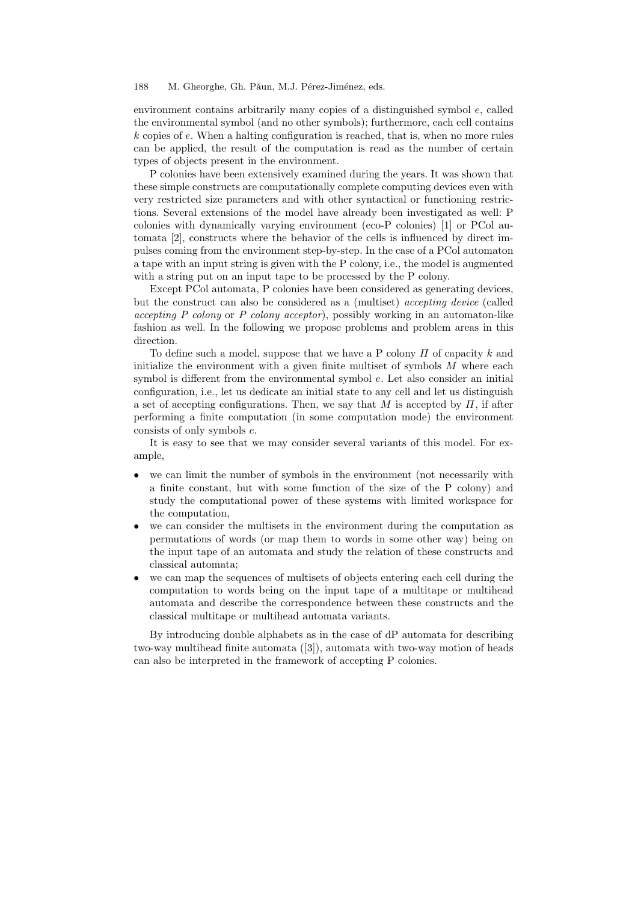environment contains arbitrarily many copies of a distinguished symbol $e$, called the environmental symbol (and no other symbols); furthermore, each cell contains $k$ copies of $e$. When a halting configuration is reached, that is, when no more rules can be applied, the result of the computation is read as the number of certain types of objects present in the environment.

P colonies have been extensively examined during the years. It was shown that these simple constructs are computationally complete computing devices even with very restricted size parameters and with other syntactical or functioning restrictions. Several extensions of the model have already been investigated as well: P colonies with dynamically varying environment (eco-P colonies) [1] or PCol automata [2], constructs where the behavior of the cells is influenced by direct impulses coming from the environment step-by-step. In the case of a PCol automaton a tape with an input string is given with the P colony, i.e., the model is augmented with a string put on an input tape to be processed by the P colony.

Except PCol automata, P colonies have been considered as generating devices, but the construct can also be considered as a (multiset) *accepting device* (called *accepting P colony* or *P colony acceptor*), possibly working in an automaton-like fashion as well. In the following we propose problems and problem areas in this direction.

To define such a model, suppose that we have a P colony $\Pi$ of capacity $k$ and initialize the environment with a given finite multiset of symbols $M$ where each symbol is different from the environmental symbol $e$. Let also consider an initial configuration, i.e., let us dedicate an initial state to any cell and let us distinguish a set of accepting configurations. Then, we say that $M$ is accepted by $\Pi$, if after performing a finite computation (in some computation mode) the environment consists of only symbols $e$.

It is easy to see that we may consider several variants of this model. For example,

- we can limit the number of symbols in the environment (not necessarily with a finite constant, but with some function of the size of the P colony) and study the computational power of these systems with limited workspace for the computation,
- we can consider the multisets in the environment during the computation as permutations of words (or map them to words in some other way) being on the input tape of an automata and study the relation of these constructs and classical automata;
- we can map the sequences of multisets of objects entering each cell during the computation to words being on the input tape of a multitape or multihead automata and describe the correspondence between these constructs and the classical multitape or multihead automata variants.

By introducing double alphabets as in the case of dP automata for describing two-way multihead finite automata ([3]), automata with two-way motion of heads can also be interpreted in the framework of accepting P colonies.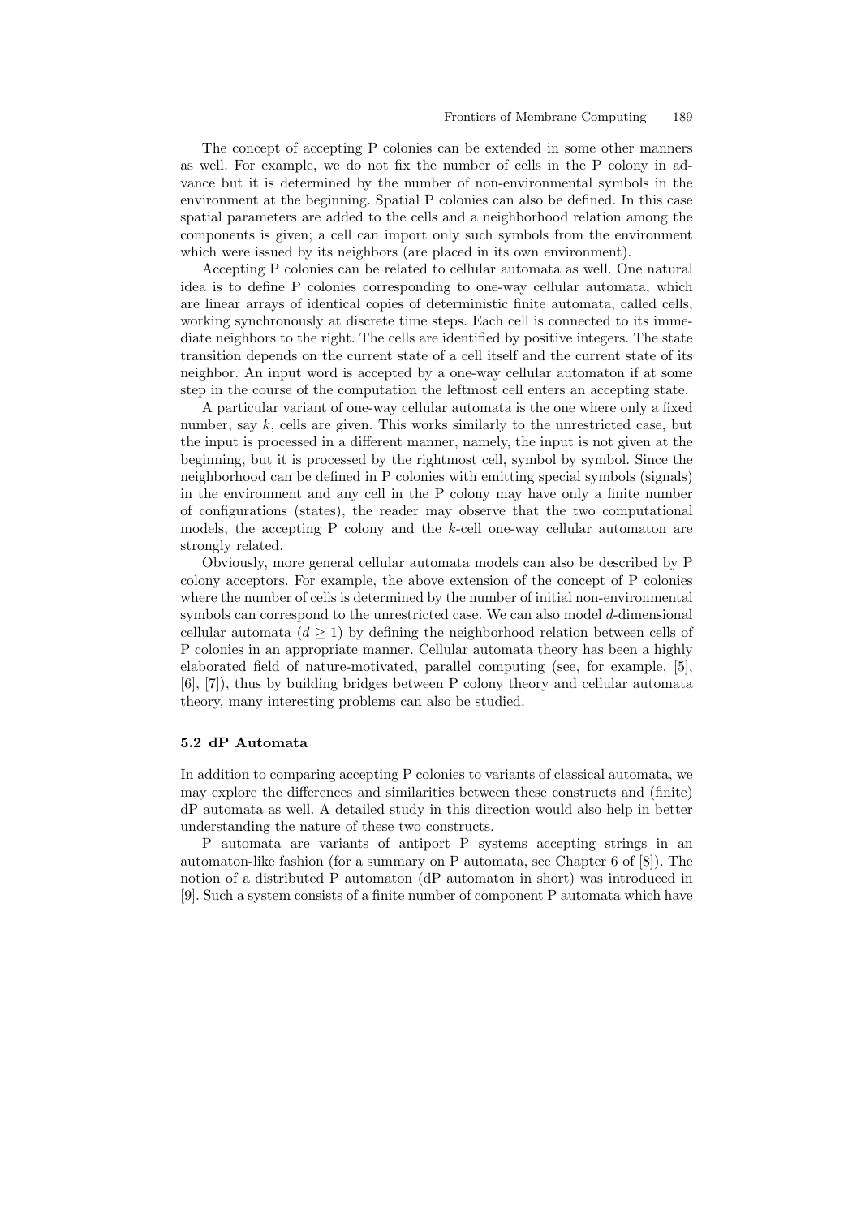The concept of accepting P colonies can be extended in some other manners as well. For example, we do not fix the number of cells in the P colony in advance but it is determined by the number of non-environmental symbols in the environment at the beginning. Spatial P colonies can also be defined. In this case spatial parameters are added to the cells and a neighborhood relation among the components is given; a cell can import only such symbols from the environment which were issued by its neighbors (are placed in its own environment).

Accepting P colonies can be related to cellular automata as well. One natural idea is to define P colonies corresponding to one-way cellular automata, which are linear arrays of identical copies of deterministic finite automata, called cells, working synchronously at discrete time steps. Each cell is connected to its immediate neighbors to the right. The cells are identified by positive integers. The state transition depends on the current state of a cell itself and the current state of its neighbor. An input word is accepted by a one-way cellular automaton if at some step in the course of the computation the leftmost cell enters an accepting state.

A particular variant of one-way cellular automata is the one where only a fixed number, say $k$, cells are given. This works similarly to the unrestricted case, but the input is processed in a different manner, namely, the input is not given at the beginning, but it is processed by the rightmost cell, symbol by symbol. Since the neighborhood can be defined in P colonies with emitting special symbols (signals) in the environment and any cell in the P colony may have only a finite number of configurations (states), the reader may observe that the two computational models, the accepting P colony and the $k$-cell one-way cellular automaton are strongly related.

Obviously, more general cellular automata models can also be described by P colony acceptors. For example, the above extension of the concept of P colonies where the number of cells is determined by the number of initial non-environmental symbols can correspond to the unrestricted case. We can also model $d$-dimensional cellular automata ($d \geq 1$) by defining the neighborhood relation between cells of P colonies in an appropriate manner. Cellular automata theory has been a highly elaborated field of nature-motivated, parallel computing (see, for example, [5], [6], [7]), thus by building bridges between P colony theory and cellular automata theory, many interesting problems can also be studied.

### 5.2 dP Automata

In addition to comparing accepting P colonies to variants of classical automata, we may explore the differences and similarities between these constructs and (finite) dP automata as well. A detailed study in this direction would also help in better understanding the nature of these two constructs.

P automata are variants of antiport P systems accepting strings in an automaton-like fashion (for a summary on P automata, see Chapter 6 of [8]). The notion of a distributed P automaton (dP automaton in short) was introduced in [9]. Such a system consists of a finite number of component P automata which have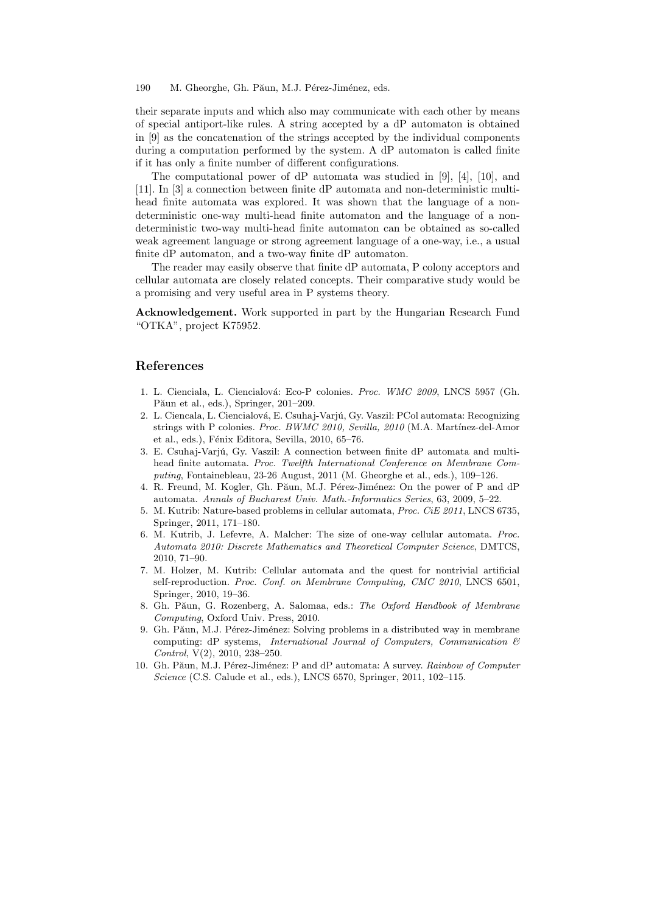their separate inputs and which also may communicate with each other by means of special antiport-like rules. A string accepted by a dP automaton is obtained in [9] as the concatenation of the strings accepted by the individual components during a computation performed by the system. A dP automaton is called finite if it has only a finite number of different configurations.

The computational power of dP automata was studied in [9], [4], [10], and [11]. In [3] a connection between finite dP automata and non-deterministic multi-head finite automata was explored. It was shown that the language of a non-deterministic one-way multi-head finite automaton and the language of a non-deterministic two-way multi-head finite automaton can be obtained as so-called weak agreement language or strong agreement language of a one-way, i.e., a usual finite dP automaton, and a two-way finite dP automaton.

The reader may easily observe that finite dP automata, P colony acceptors and cellular automata are closely related concepts. Their comparative study would be a promising and very useful area in P systems theory.

**Acknowledgement.** Work supported in part by the Hungarian Research Fund "OTKA", project K75952.

## References

1. L. Cienciala, L. Ciencialová: Eco-P colonies. *Proc. WMC 2009*, LNCS 5957 (Gh. Păun et al., eds.), Springer, 201–209.
2. L. Ciencala, L. Ciencialová, E. Csuhaj-Varjú, Gy. Vaszil: PCol automata: Recognizing strings with P colonies. *Proc. BWMC 2010, Sevilla, 2010* (M.A. Martínez-del-Amor et al., eds.), Fénix Editora, Sevilla, 2010, 65–76.
3. E. Csuhaj-Varjú, Gy. Vaszil: A connection between finite dP automata and multi-head finite automata. *Proc. Twelfth International Conference on Membrane Computing*, Fontainebleau, 23-26 August, 2011 (M. Gheorghe et al., eds.), 109–126.
4. R. Freund, M. Kogler, Gh. Păun, M.J. Pérez-Jiménez: On the power of P and dP automata. *Annals of Bucharest Univ. Math.-Informatics Series*, 63, 2009, 5–22.
5. M. Kutrib: Nature-based problems in cellular automata, *Proc. CiE 2011*, LNCS 6735, Springer, 2011, 171–180.
6. M. Kutrib, J. Lefevre, A. Malcher: The size of one-way cellular automata. *Proc. Automata 2010: Discrete Mathematics and Theoretical Computer Science*, DMTCS, 2010, 71–90.
7. M. Holzer, M. Kutrib: Cellular automata and the quest for nontrivial artificial self-reproduction. *Proc. Conf. on Membrane Computing, CMC 2010*, LNCS 6501, Springer, 2010, 19–36.
8. Gh. Păun, G. Rozenberg, A. Salomaa, eds.: *The Oxford Handbook of Membrane Computing*, Oxford Univ. Press, 2010.
9. Gh. Păun, M.J. Pérez-Jiménez: Solving problems in a distributed way in membrane computing: dP systems, *International Journal of Computers, Communication & Control*, V(2), 2010, 238–250.
10. Gh. Păun, M.J. Pérez-Jiménez: P and dP automata: A survey. *Rainbow of Computer Science* (C.S. Calude et al., eds.), LNCS 6570, Springer, 2011, 102–115.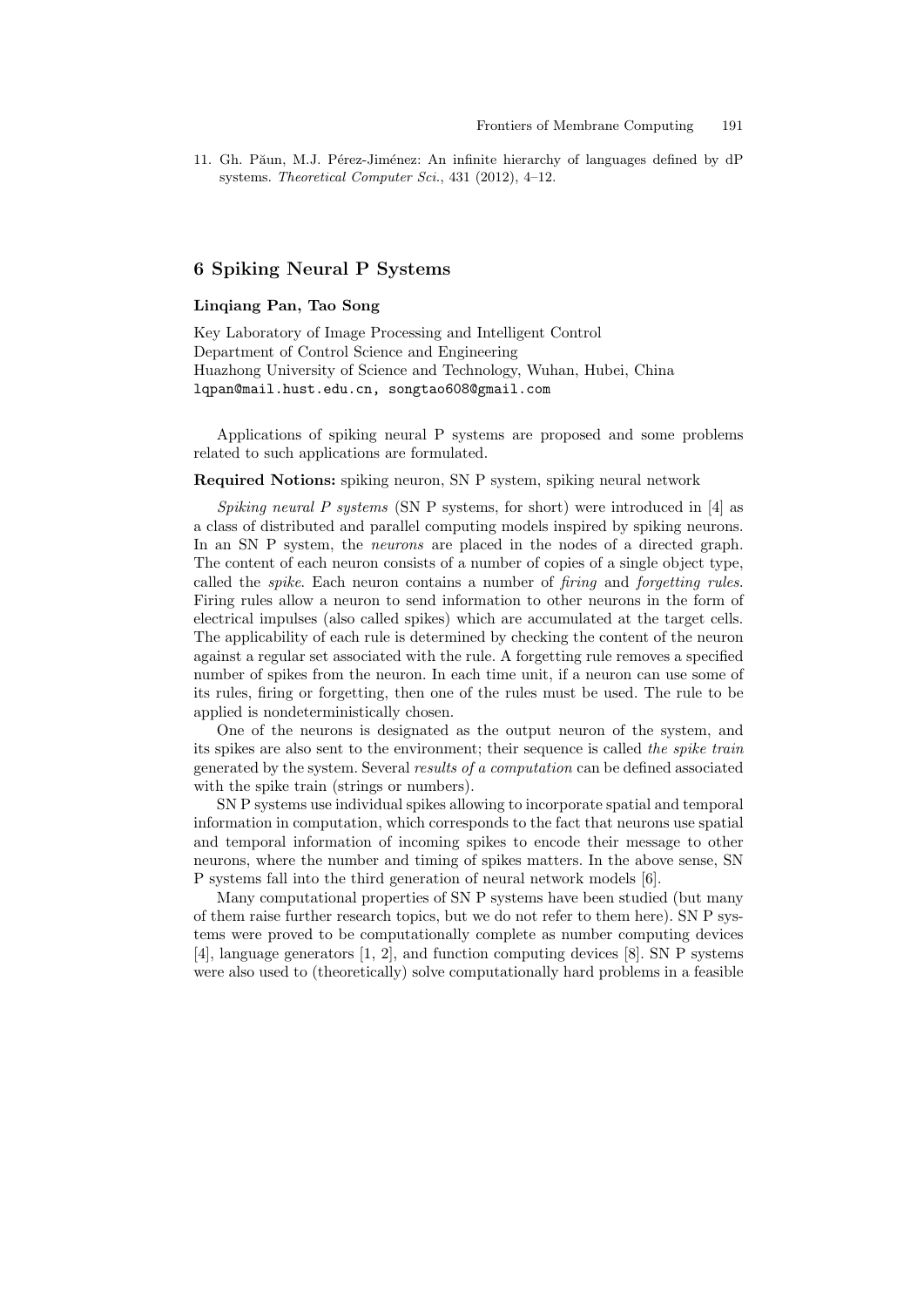11. Gh. Păun, M.J. Pérez-Jiménez: An infinite hierarchy of languages defined by dP systems. *Theoretical Computer Sci.*, 431 (2012), 4–12.

## 6 Spiking Neural P Systems

**Linqiang Pan, Tao Song**

Key Laboratory of Image Processing and Intelligent Control
Department of Control Science and Engineering
Huazhong University of Science and Technology, Wuhan, Hubei, China
`lqpan@mail.hust.edu.cn, songtao608@gmail.com`

Applications of spiking neural P systems are proposed and some problems related to such applications are formulated.

**Required Notions:** spiking neuron, SN P system, spiking neural network

*Spiking neural P systems* (SN P systems, for short) were introduced in [4] as a class of distributed and parallel computing models inspired by spiking neurons. In an SN P system, the *neurons* are placed in the nodes of a directed graph. The content of each neuron consists of a number of copies of a single object type, called the *spike*. Each neuron contains a number of *firing* and *forgetting rules*. Firing rules allow a neuron to send information to other neurons in the form of electrical impulses (also called spikes) which are accumulated at the target cells. The applicability of each rule is determined by checking the content of the neuron against a regular set associated with the rule. A forgetting rule removes a specified number of spikes from the neuron. In each time unit, if a neuron can use some of its rules, firing or forgetting, then one of the rules must be used. The rule to be applied is nondeterministically chosen.

One of the neurons is designated as the output neuron of the system, and its spikes are also sent to the environment; their sequence is called *the spike train* generated by the system. Several *results of a computation* can be defined associated with the spike train (strings or numbers).

SN P systems use individual spikes allowing to incorporate spatial and temporal information in computation, which corresponds to the fact that neurons use spatial and temporal information of incoming spikes to encode their message to other neurons, where the number and timing of spikes matters. In the above sense, SN P systems fall into the third generation of neural network models [6].

Many computational properties of SN P systems have been studied (but many of them raise further research topics, but we do not refer to them here). SN P systems were proved to be computationally complete as number computing devices [4], language generators [1, 2], and function computing devices [8]. SN P systems were also used to (theoretically) solve computationally hard problems in a feasible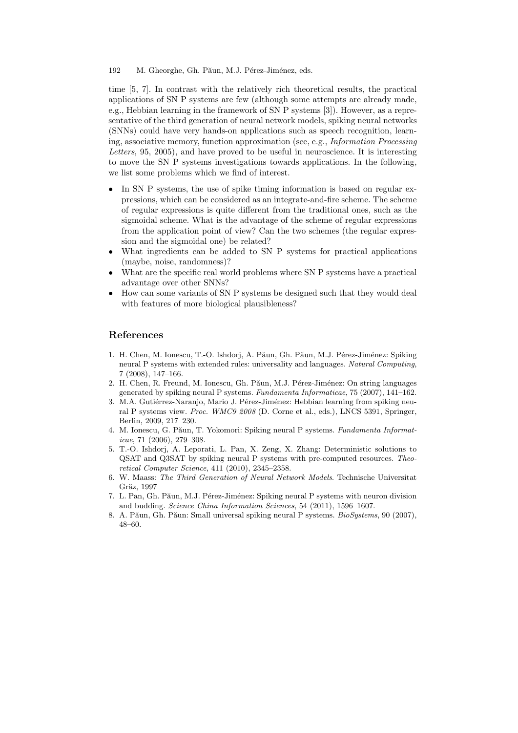time [5, 7]. In contrast with the relatively rich theoretical results, the practical applications of SN P systems are few (although some attempts are already made, e.g., Hebbian learning in the framework of SN P systems [3]). However, as a representative of the third generation of neural network models, spiking neural networks (SNNs) could have very hands-on applications such as speech recognition, learning, associative memory, function approximation (see, e.g., *Information Processing Letters*, 95, 2005), and have proved to be useful in neuroscience. It is interesting to move the SN P systems investigations towards applications. In the following, we list some problems which we find of interest.

- In SN P systems, the use of spike timing information is based on regular expressions, which can be considered as an integrate-and-fire scheme. The scheme of regular expressions is quite different from the traditional ones, such as the sigmoidal scheme. What is the advantage of the scheme of regular expressions from the application point of view? Can the two schemes (the regular expression and the sigmoidal one) be related?
- What ingredients can be added to SN P systems for practical applications (maybe, noise, randomness)?
- What are the specific real world problems where SN P systems have a practical advantage over other SNNs?
- How can some variants of SN P systems be designed such that they would deal with features of more biological plausibleness?

## References

1. H. Chen, M. Ionescu, T.-O. Ishdorj, A. Păun, Gh. Păun, M.J. Pérez-Jiménez: Spiking neural P systems with extended rules: universality and languages. *Natural Computing*, 7 (2008), 147–166.
2. H. Chen, R. Freund, M. Ionescu, Gh. Păun, M.J. Pérez-Jiménez: On string languages generated by spiking neural P systems. *Fundamenta Informaticae*, 75 (2007), 141–162.
3. M.A. Gutiérrez-Naranjo, Mario J. Pérez-Jiménez: Hebbian learning from spiking neural P systems view. *Proc. WMC9 2008* (D. Corne et al., eds.), LNCS 5391, Springer, Berlin, 2009, 217–230.
4. M. Ionescu, G. Păun, T. Yokomori: Spiking neural P systems. *Fundamenta Informaticae*, 71 (2006), 279–308.
5. T.-O. Ishdorj, A. Leporati, L. Pan, X. Zeng, X. Zhang: Deterministic solutions to QSAT and Q3SAT by spiking neural P systems with pre-computed resources. *Theoretical Computer Science*, 411 (2010), 2345–2358.
6. W. Maass: *The Third Generation of Neural Network Models*. Technische Universitat Gräz, 1997
7. L. Pan, Gh. Păun, M.J. Pérez-Jiménez: Spiking neural P systems with neuron division and budding. *Science China Information Sciences*, 54 (2011), 1596–1607.
8. A. Păun, Gh. Păun: Small universal spiking neural P systems. *BioSystems*, 90 (2007), 48–60.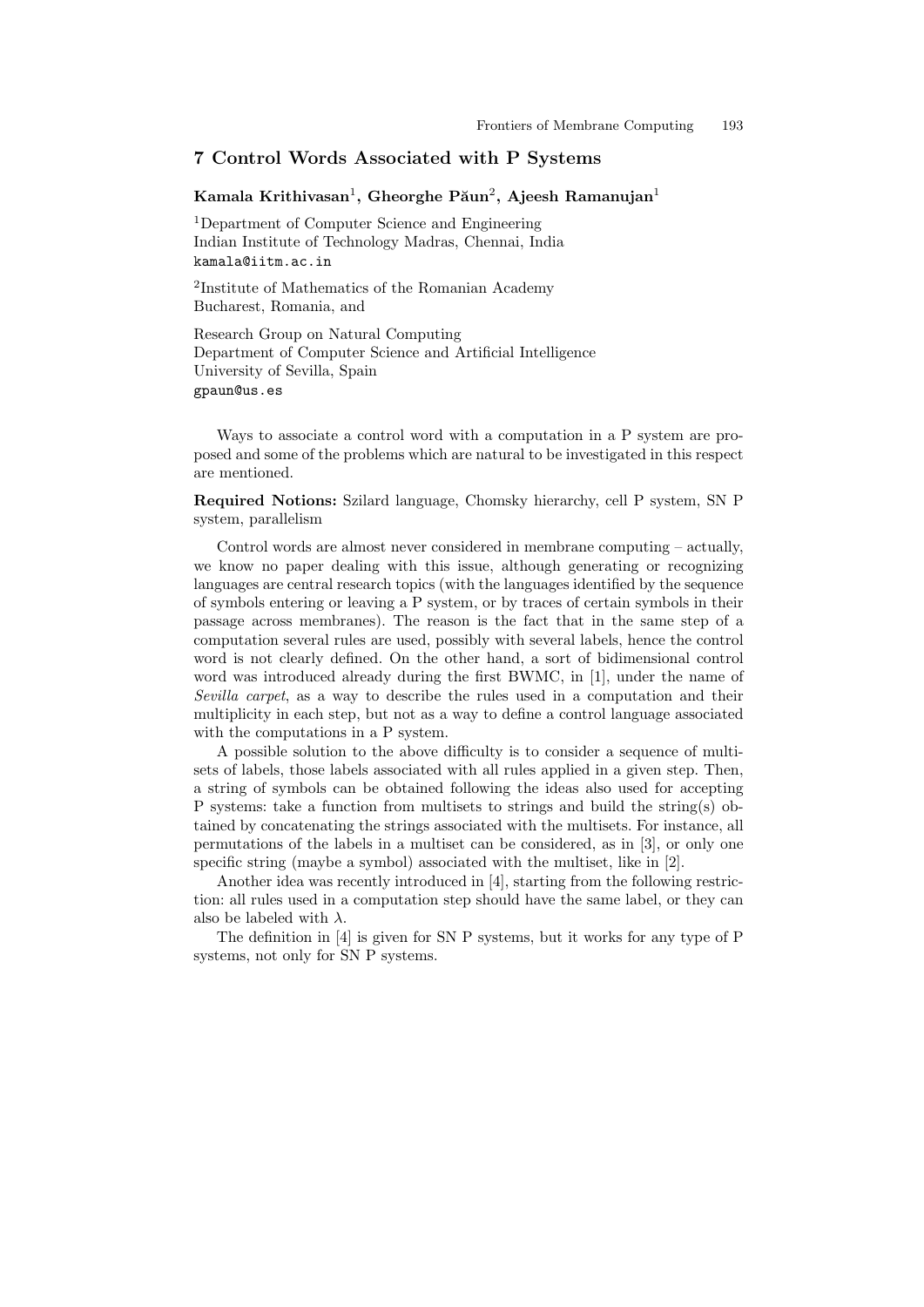## 7 Control Words Associated with P Systems

**Kamala Krithivasan**[1], **Gheorghe Păun**[2], **Ajeesh Ramanujan**[1]

[1]Department of Computer Science and Engineering
Indian Institute of Technology Madras, Chennai, India
kamala@iitm.ac.in

[2]Institute of Mathematics of the Romanian Academy
Bucharest, Romania, and

Research Group on Natural Computing
Department of Computer Science and Artificial Intelligence
University of Sevilla, Spain
gpaun@us.es

Ways to associate a control word with a computation in a P system are proposed and some of the problems which are natural to be investigated in this respect are mentioned.

**Required Notions:** Szilard language, Chomsky hierarchy, cell P system, SN P system, parallelism

Control words are almost never considered in membrane computing – actually, we know no paper dealing with this issue, although generating or recognizing languages are central research topics (with the languages identified by the sequence of symbols entering or leaving a P system, or by traces of certain symbols in their passage across membranes). The reason is the fact that in the same step of a computation several rules are used, possibly with several labels, hence the control word is not clearly defined. On the other hand, a sort of bidimensional control word was introduced already during the first BWMC, in [1], under the name of *Sevilla carpet*, as a way to describe the rules used in a computation and their multiplicity in each step, but not as a way to define a control language associated with the computations in a P system.

A possible solution to the above difficulty is to consider a sequence of multisets of labels, those labels associated with all rules applied in a given step. Then, a string of symbols can be obtained following the ideas also used for accepting P systems: take a function from multisets to strings and build the string(s) obtained by concatenating the strings associated with the multisets. For instance, all permutations of the labels in a multiset can be considered, as in [3], or only one specific string (maybe a symbol) associated with the multiset, like in [2].

Another idea was recently introduced in [4], starting from the following restriction: all rules used in a computation step should have the same label, or they can also be labeled with $\lambda$.

The definition in [4] is given for SN P systems, but it works for any type of P systems, not only for SN P systems.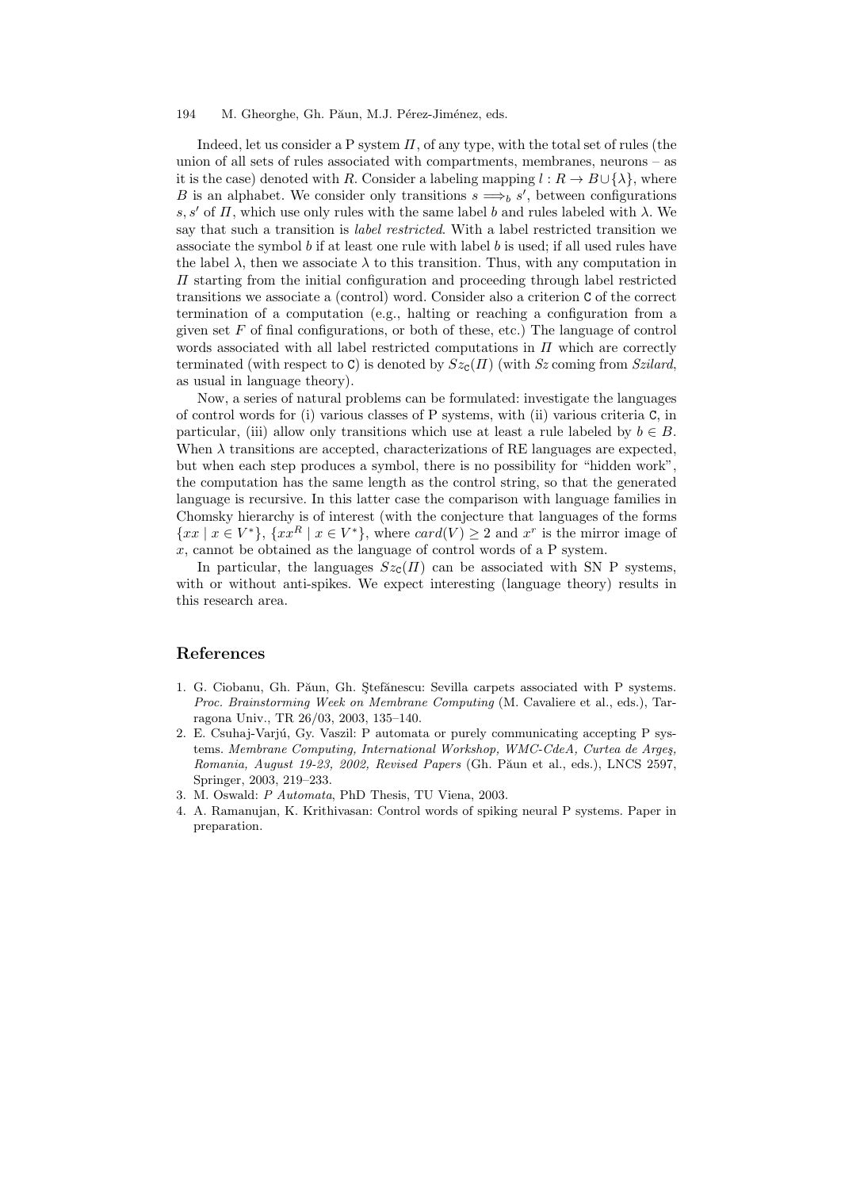Indeed, let us consider a P system $\Pi$, of any type, with the total set of rules (the union of all sets of rules associated with compartments, membranes, neurons – as it is the case) denoted with $R$. Consider a labeling mapping $l : R \to B \cup \{\lambda\}$, where $B$ is an alphabet. We consider only transitions $s \Longrightarrow_b s'$, between configurations $s, s'$ of $\Pi$, which use only rules with the same label $b$ and rules labeled with $\lambda$. We say that such a transition is *label restricted*. With a label restricted transition we associate the symbol $b$ if at least one rule with label $b$ is used; if all used rules have the label $\lambda$, then we associate $\lambda$ to this transition. Thus, with any computation in $\Pi$ starting from the initial configuration and proceeding through label restricted transitions we associate a (control) word. Consider also a criterion $\mathtt{C}$ of the correct termination of a computation (e.g., halting or reaching a configuration from a given set $F$ of final configurations, or both of these, etc.) The language of control words associated with all label restricted computations in $\Pi$ which are correctly terminated (with respect to $\mathtt{C}$) is denoted by $Sz_{\mathtt{C}}(\Pi)$ (with *Sz* coming from *Szilard*, as usual in language theory).

Now, a series of natural problems can be formulated: investigate the languages of control words for (i) various classes of P systems, with (ii) various criteria $\mathtt{C}$, in particular, (iii) allow only transitions which use at least a rule labeled by $b \in B$. When $\lambda$ transitions are accepted, characterizations of RE languages are expected, but when each step produces a symbol, there is no possibility for "hidden work", the computation has the same length as the control string, so that the generated language is recursive. In this latter case the comparison with language families in Chomsky hierarchy is of interest (with the conjecture that languages of the forms $\{xx \mid x \in V^*\}$, $\{xx^R \mid x \in V^*\}$, where $card(V) \geq 2$ and $x^r$ is the mirror image of $x$, cannot be obtained as the language of control words of a P system.

In particular, the languages $Sz_{\mathtt{C}}(\Pi)$ can be associated with SN P systems, with or without anti-spikes. We expect interesting (language theory) results in this research area.

## References

1. G. Ciobanu, Gh. Păun, Gh. Ştefănescu: Sevilla carpets associated with P systems. *Proc. Brainstorming Week on Membrane Computing* (M. Cavaliere et al., eds.), Tarragona Univ., TR 26/03, 2003, 135–140.
2. E. Csuhaj-Varjú, Gy. Vaszil: P automata or purely communicating accepting P systems. *Membrane Computing, International Workshop, WMC-CdeA, Curtea de Argeş, Romania, August 19-23, 2002, Revised Papers* (Gh. Păun et al., eds.), LNCS 2597, Springer, 2003, 219–233.
3. M. Oswald: *P Automata*, PhD Thesis, TU Viena, 2003.
4. A. Ramanujan, K. Krithivasan: Control words of spiking neural P systems. Paper in preparation.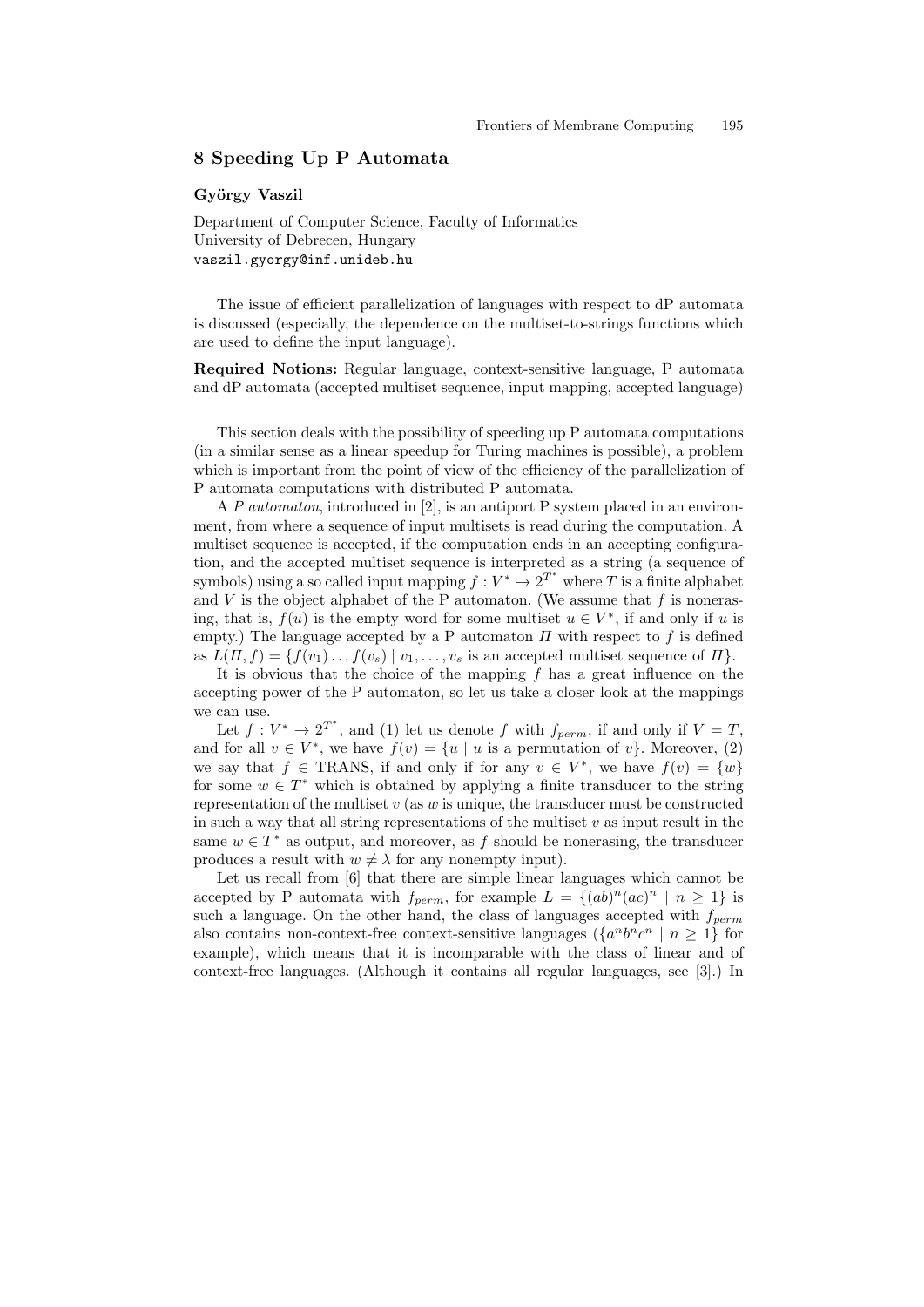## 8 Speeding Up P Automata

**György Vaszil**

Department of Computer Science, Faculty of Informatics
University of Debrecen, Hungary
vaszil.gyorgy@inf.unideb.hu

The issue of efficient parallelization of languages with respect to dP automata is discussed (especially, the dependence on the multiset-to-strings functions which are used to define the input language).

**Required Notions:** Regular language, context-sensitive language, P automata and dP automata (accepted multiset sequence, input mapping, accepted language)

This section deals with the possibility of speeding up P automata computations (in a similar sense as a linear speedup for Turing machines is possible), a problem which is important from the point of view of the efficiency of the parallelization of P automata computations with distributed P automata.

A *P automaton*, introduced in [2], is an antiport P system placed in an environment, from where a sequence of input multisets is read during the computation. A multiset sequence is accepted, if the computation ends in an accepting configuration, and the accepted multiset sequence is interpreted as a string (a sequence of symbols) using a so called input mapping $f : V^* \to 2^{T^*}$ where $T$ is a finite alphabet and $V$ is the object alphabet of the P automaton. (We assume that $f$ is nonerasing, that is, $f(u)$ is the empty word for some multiset $u \in V^*$, if and only if $u$ is empty.) The language accepted by a P automaton $\Pi$ with respect to $f$ is defined as $L(\Pi, f) = \{f(v_1) \dots f(v_s) \mid v_1, \dots, v_s$ is an accepted multiset sequence of $\Pi\}$.

It is obvious that the choice of the mapping $f$ has a great influence on the accepting power of the P automaton, so let us take a closer look at the mappings we can use.

Let $f : V^* \to 2^{T^*}$, and (1) let us denote $f$ with $f_{perm}$, if and only if $V = T$, and for all $v \in V^*$, we have $f(v) = \{u \mid u$ is a permutation of $v\}$. Moreover, (2) we say that $f \in$ TRANS, if and only if for any $v \in V^*$, we have $f(v) = \{w\}$ for some $w \in T^*$ which is obtained by applying a finite transducer to the string representation of the multiset $v$ (as $w$ is unique, the transducer must be constructed in such a way that all string representations of the multiset $v$ as input result in the same $w \in T^*$ as output, and moreover, as $f$ should be nonerasing, the transducer produces a result with $w \neq \lambda$ for any nonempty input).

Let us recall from [6] that there are simple linear languages which cannot be accepted by P automata with $f_{perm}$, for example $L = \{(ab)^n(ac)^n \mid n \geq 1\}$ is such a language. On the other hand, the class of languages accepted with $f_{perm}$ also contains non-context-free context-sensitive languages ($\{a^n b^n c^n \mid n \geq 1\}$ for example), which means that it is incomparable with the class of linear and of context-free languages. (Although it contains all regular languages, see [3].) In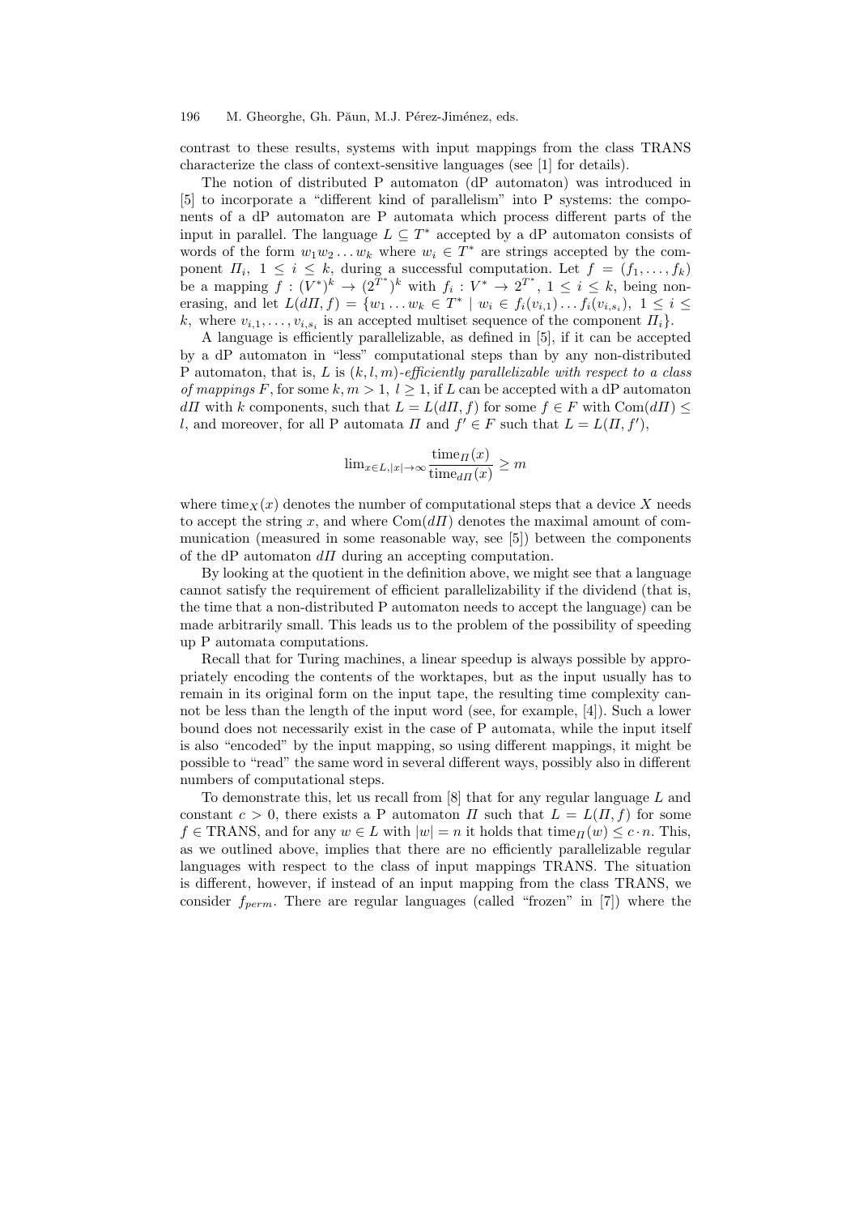contrast to these results, systems with input mappings from the class TRANS characterize the class of context-sensitive languages (see [1] for details).

The notion of distributed P automaton (dP automaton) was introduced in [5] to incorporate a "different kind of parallelism" into P systems: the components of a dP automaton are P automata which process different parts of the input in parallel. The language $L \subseteq T^*$ accepted by a dP automaton consists of words of the form $w_1 w_2 \ldots w_k$ where $w_i \in T^*$ are strings accepted by the component $\Pi_i$, $1 \leq i \leq k$, during a successful computation. Let $f = (f_1, \ldots, f_k)$ be a mapping $f : (V^*)^k \to (2^{T^*})^k$ with $f_i : V^* \to 2^{T^*}$, $1 \leq i \leq k$, being non-erasing, and let $L(d\Pi, f) = \{w_1 \ldots w_k \in T^* \mid w_i \in f_i(v_{i,1}) \ldots f_i(v_{i,s_i}),\ 1 \leq i \leq k,$ where $v_{i,1}, \ldots, v_{i,s_i}$ is an accepted multiset sequence of the component $\Pi_i\}$.

A language is efficiently parallelizable, as defined in [5], if it can be accepted by a dP automaton in "less" computational steps than by any non-distributed P automaton, that is, $L$ is $(k, l, m)$-*efficiently parallelizable with respect to a class of mappings* $F$, for some $k, m > 1$, $l \geq 1$, if $L$ can be accepted with a dP automaton $d\Pi$ with $k$ components, such that $L = L(d\Pi, f)$ for some $f \in F$ with $\mathrm{Com}(d\Pi) \leq l$, and moreover, for all P automata $\Pi$ and $f' \in F$ such that $L = L(\Pi, f')$,

$$\lim_{x \in L, |x| \to \infty} \frac{\mathrm{time}_{\Pi}(x)}{\mathrm{time}_{d\Pi}(x)} \geq m$$

where $\mathrm{time}_X(x)$ denotes the number of computational steps that a device $X$ needs to accept the string $x$, and where $\mathrm{Com}(d\Pi)$ denotes the maximal amount of communication (measured in some reasonable way, see [5]) between the components of the dP automaton $d\Pi$ during an accepting computation.

By looking at the quotient in the definition above, we might see that a language cannot satisfy the requirement of efficient parallelizability if the dividend (that is, the time that a non-distributed P automaton needs to accept the language) can be made arbitrarily small. This leads us to the problem of the possibility of speeding up P automata computations.

Recall that for Turing machines, a linear speedup is always possible by appropriately encoding the contents of the worktapes, but as the input usually has to remain in its original form on the input tape, the resulting time complexity cannot be less than the length of the input word (see, for example, [4]). Such a lower bound does not necessarily exist in the case of P automata, while the input itself is also "encoded" by the input mapping, so using different mappings, it might be possible to "read" the same word in several different ways, possibly also in different numbers of computational steps.

To demonstrate this, let us recall from [8] that for any regular language $L$ and constant $c > 0$, there exists a P automaton $\Pi$ such that $L = L(\Pi, f)$ for some $f \in \mathrm{TRANS}$, and for any $w \in L$ with $|w| = n$ it holds that $\mathrm{time}_{\Pi}(w) \leq c \cdot n$. This, as we outlined above, implies that there are no efficiently parallelizable regular languages with respect to the class of input mappings TRANS. The situation is different, however, if instead of an input mapping from the class TRANS, we consider $f_{perm}$. There are regular languages (called "frozen" in [7]) where the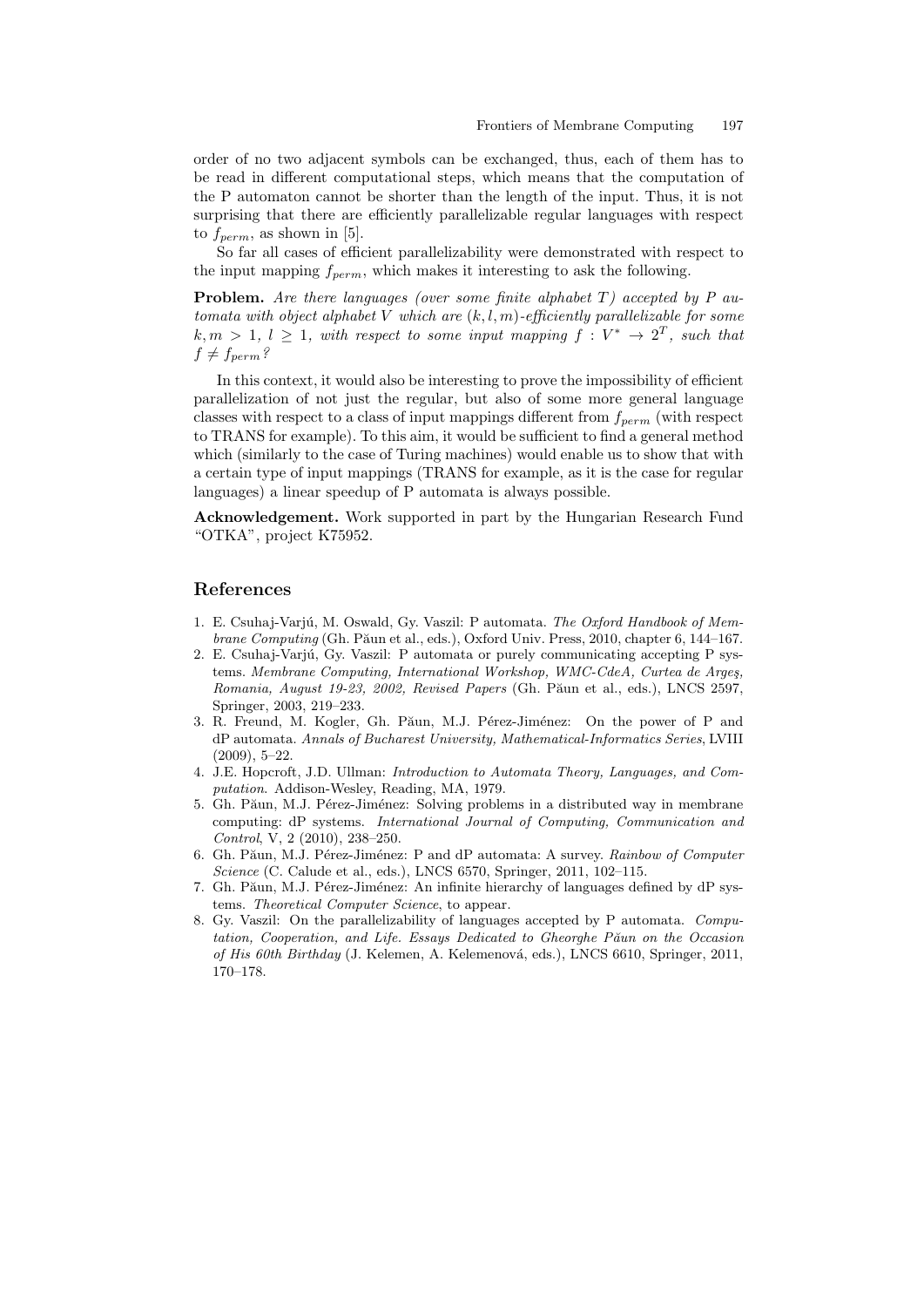order of no two adjacent symbols can be exchanged, thus, each of them has to be read in different computational steps, which means that the computation of the P automaton cannot be shorter than the length of the input. Thus, it is not surprising that there are efficiently parallelizable regular languages with respect to $f_{perm}$, as shown in [5].

So far all cases of efficient parallelizability were demonstrated with respect to the input mapping $f_{perm}$, which makes it interesting to ask the following.

**Problem.** *Are there languages (over some finite alphabet $T$) accepted by P automata with object alphabet $V$ which are $(k, l, m)$-efficiently parallelizable for some $k, m > 1$, $l \geq 1$, with respect to some input mapping $f : V^* \to 2^T$, such that $f \neq f_{perm}$?*

In this context, it would also be interesting to prove the impossibility of efficient parallelization of not just the regular, but also of some more general language classes with respect to a class of input mappings different from $f_{perm}$ (with respect to TRANS for example). To this aim, it would be sufficient to find a general method which (similarly to the case of Turing machines) would enable us to show that with a certain type of input mappings (TRANS for example, as it is the case for regular languages) a linear speedup of P automata is always possible.

**Acknowledgement.** Work supported in part by the Hungarian Research Fund "OTKA", project K75952.

## References

1. E. Csuhaj-Varjú, M. Oswald, Gy. Vaszil: P automata. *The Oxford Handbook of Membrane Computing* (Gh. Păun et al., eds.), Oxford Univ. Press, 2010, chapter 6, 144–167.
2. E. Csuhaj-Varjú, Gy. Vaszil: P automata or purely communicating accepting P systems. *Membrane Computing, International Workshop, WMC-CdeA, Curtea de Argeş, Romania, August 19-23, 2002, Revised Papers* (Gh. Păun et al., eds.), LNCS 2597, Springer, 2003, 219–233.
3. R. Freund, M. Kogler, Gh. Păun, M.J. Pérez-Jiménez: On the power of P and dP automata. *Annals of Bucharest University, Mathematical-Informatics Series*, LVIII (2009), 5–22.
4. J.E. Hopcroft, J.D. Ullman: *Introduction to Automata Theory, Languages, and Computation.* Addison-Wesley, Reading, MA, 1979.
5. Gh. Păun, M.J. Pérez-Jiménez: Solving problems in a distributed way in membrane computing: dP systems. *International Journal of Computing, Communication and Control*, V, 2 (2010), 238–250.
6. Gh. Păun, M.J. Pérez-Jiménez: P and dP automata: A survey. *Rainbow of Computer Science* (C. Calude et al., eds.), LNCS 6570, Springer, 2011, 102–115.
7. Gh. Păun, M.J. Pérez-Jiménez: An infinite hierarchy of languages defined by dP systems. *Theoretical Computer Science*, to appear.
8. Gy. Vaszil: On the parallelizability of languages accepted by P automata. *Computation, Cooperation, and Life. Essays Dedicated to Gheorghe Păun on the Occasion of His 60th Birthday* (J. Kelemen, A. Kelemenová, eds.), LNCS 6610, Springer, 2011, 170–178.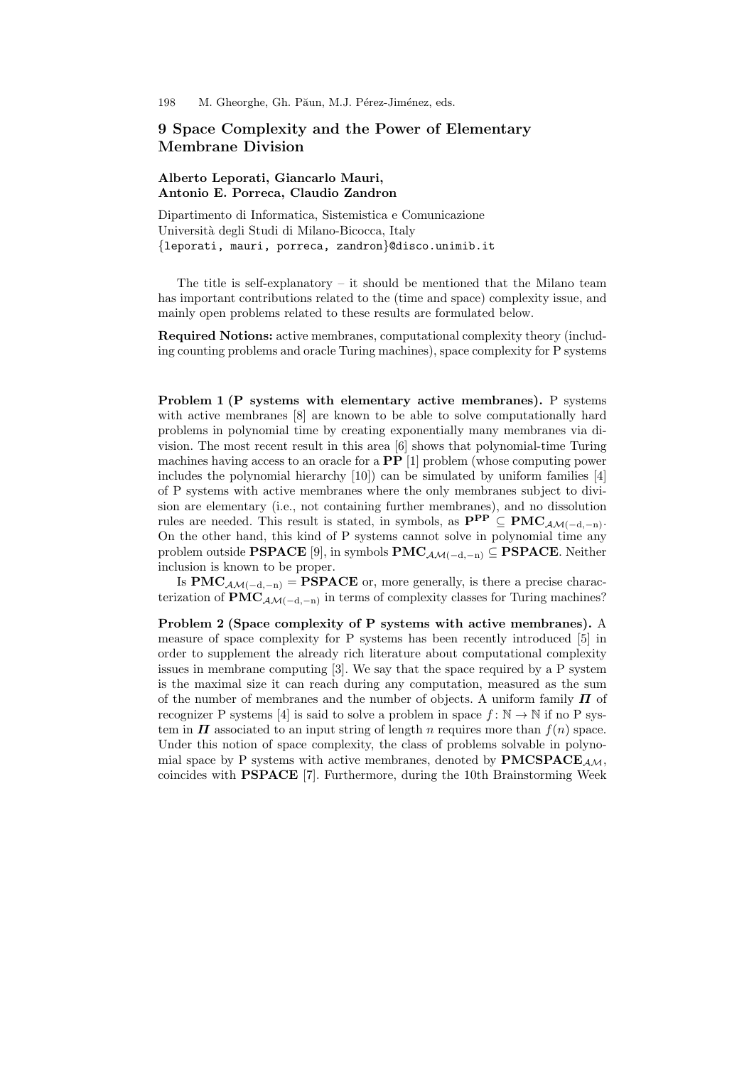## 9 Space Complexity and the Power of Elementary Membrane Division

**Alberto Leporati, Giancarlo Mauri, Antonio E. Porreca, Claudio Zandron**

Dipartimento di Informatica, Sistemistica e Comunicazione
Università degli Studi di Milano-Bicocca, Italy
{leporati, mauri, porreca, zandron}@disco.unimib.it

The title is self-explanatory – it should be mentioned that the Milano team has important contributions related to the (time and space) complexity issue, and mainly open problems related to these results are formulated below.

**Required Notions:** active membranes, computational complexity theory (including counting problems and oracle Turing machines), space complexity for P systems

**Problem 1 (P systems with elementary active membranes).** P systems with active membranes [8] are known to be able to solve computationally hard problems in polynomial time by creating exponentially many membranes via division. The most recent result in this area [6] shows that polynomial-time Turing machines having access to an oracle for a **PP** [1] problem (whose computing power includes the polynomial hierarchy [10]) can be simulated by uniform families [4] of P systems with active membranes where the only membranes subject to division are elementary (i.e., not containing further membranes), and no dissolution rules are needed. This result is stated, in symbols, as $\mathbf{P^{PP}} \subseteq \mathbf{PMC}_{\mathcal{AM}(-\mathrm{d},-\mathrm{n})}$. On the other hand, this kind of P systems cannot solve in polynomial time any problem outside **PSPACE** [9], in symbols $\mathbf{PMC}_{\mathcal{AM}(-\mathrm{d},-\mathrm{n})} \subseteq \mathbf{PSPACE}$. Neither inclusion is known to be proper.

Is $\mathbf{PMC}_{\mathcal{AM}(-\mathrm{d},-\mathrm{n})} = \mathbf{PSPACE}$ or, more generally, is there a precise characterization of $\mathbf{PMC}_{\mathcal{AM}(-\mathrm{d},-\mathrm{n})}$ in terms of complexity classes for Turing machines?

**Problem 2 (Space complexity of P systems with active membranes).** A measure of space complexity for P systems has been recently introduced [5] in order to supplement the already rich literature about computational complexity issues in membrane computing [3]. We say that the space required by a P system is the maximal size it can reach during any computation, measured as the sum of the number of membranes and the number of objects. A uniform family $\boldsymbol{\Pi}$ of recognizer P systems [4] is said to solve a problem in space $f\colon \mathbb{N} \to \mathbb{N}$ if no P system in $\boldsymbol{\Pi}$ associated to an input string of length $n$ requires more than $f(n)$ space. Under this notion of space complexity, the class of problems solvable in polynomial space by P systems with active membranes, denoted by $\mathbf{PMCSPACE}_{\mathcal{AM}}$, coincides with **PSPACE** [7]. Furthermore, during the 10th Brainstorming Week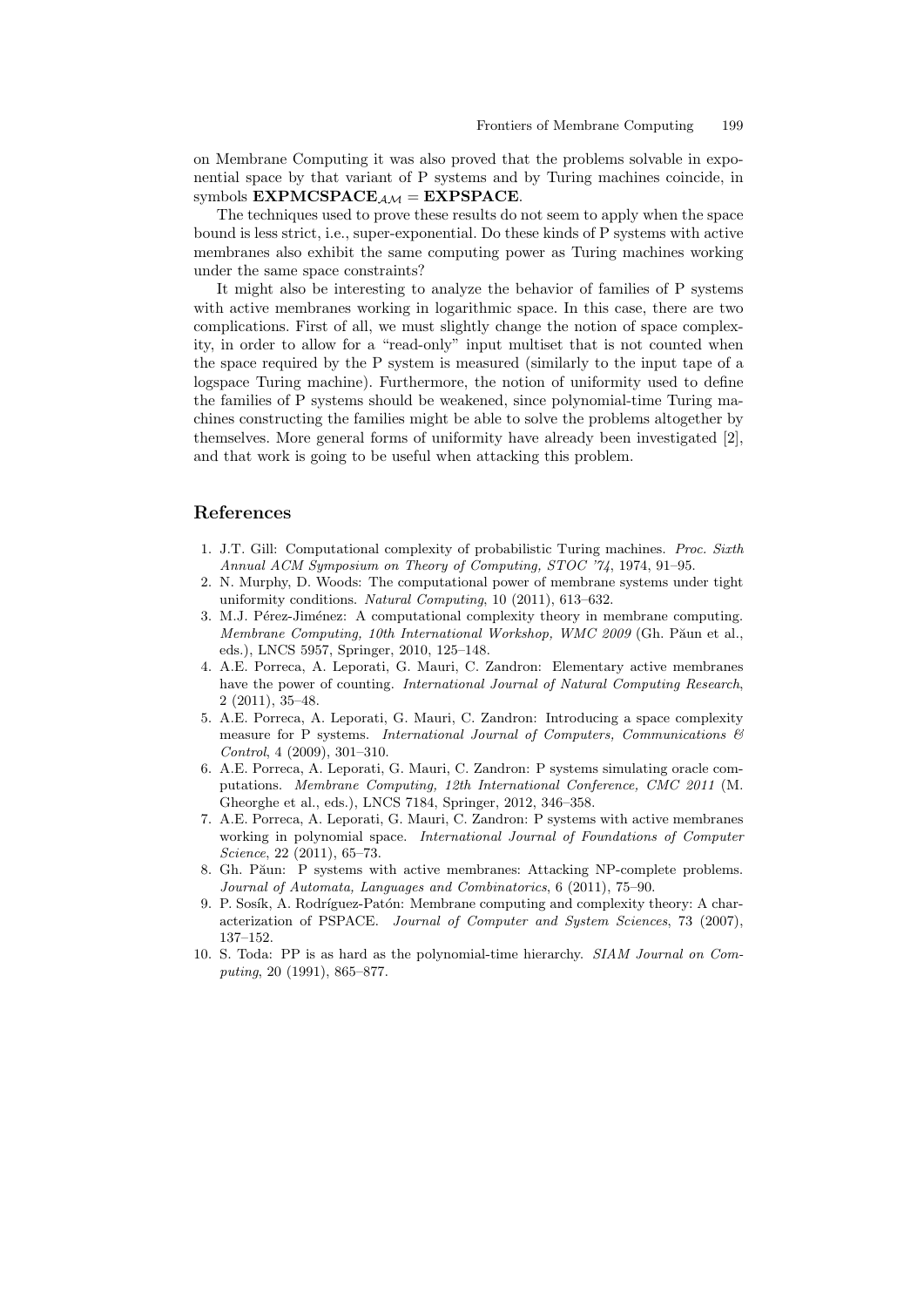on Membrane Computing it was also proved that the problems solvable in exponential space by that variant of P systems and by Turing machines coincide, in symbols $\mathbf{EXPMCSPACE}_{\mathcal{AM}} = \mathbf{EXPSPACE}$.

The techniques used to prove these results do not seem to apply when the space bound is less strict, i.e., super-exponential. Do these kinds of P systems with active membranes also exhibit the same computing power as Turing machines working under the same space constraints?

It might also be interesting to analyze the behavior of families of P systems with active membranes working in logarithmic space. In this case, there are two complications. First of all, we must slightly change the notion of space complexity, in order to allow for a "read-only" input multiset that is not counted when the space required by the P system is measured (similarly to the input tape of a logspace Turing machine). Furthermore, the notion of uniformity used to define the families of P systems should be weakened, since polynomial-time Turing machines constructing the families might be able to solve the problems altogether by themselves. More general forms of uniformity have already been investigated [2], and that work is going to be useful when attacking this problem.

## References

1. J.T. Gill: Computational complexity of probabilistic Turing machines. *Proc. Sixth Annual ACM Symposium on Theory of Computing, STOC '74*, 1974, 91–95.
2. N. Murphy, D. Woods: The computational power of membrane systems under tight uniformity conditions. *Natural Computing*, 10 (2011), 613–632.
3. M.J. Pérez-Jiménez: A computational complexity theory in membrane computing. *Membrane Computing, 10th International Workshop, WMC 2009* (Gh. Păun et al., eds.), LNCS 5957, Springer, 2010, 125–148.
4. A.E. Porreca, A. Leporati, G. Mauri, C. Zandron: Elementary active membranes have the power of counting. *International Journal of Natural Computing Research*, 2 (2011), 35–48.
5. A.E. Porreca, A. Leporati, G. Mauri, C. Zandron: Introducing a space complexity measure for P systems. *International Journal of Computers, Communications & Control*, 4 (2009), 301–310.
6. A.E. Porreca, A. Leporati, G. Mauri, C. Zandron: P systems simulating oracle computations. *Membrane Computing, 12th International Conference, CMC 2011* (M. Gheorghe et al., eds.), LNCS 7184, Springer, 2012, 346–358.
7. A.E. Porreca, A. Leporati, G. Mauri, C. Zandron: P systems with active membranes working in polynomial space. *International Journal of Foundations of Computer Science*, 22 (2011), 65–73.
8. Gh. Păun: P systems with active membranes: Attacking NP-complete problems. *Journal of Automata, Languages and Combinatorics*, 6 (2011), 75–90.
9. P. Sosík, A. Rodríguez-Patón: Membrane computing and complexity theory: A characterization of PSPACE. *Journal of Computer and System Sciences*, 73 (2007), 137–152.
10. S. Toda: PP is as hard as the polynomial-time hierarchy. *SIAM Journal on Computing*, 20 (1991), 865–877.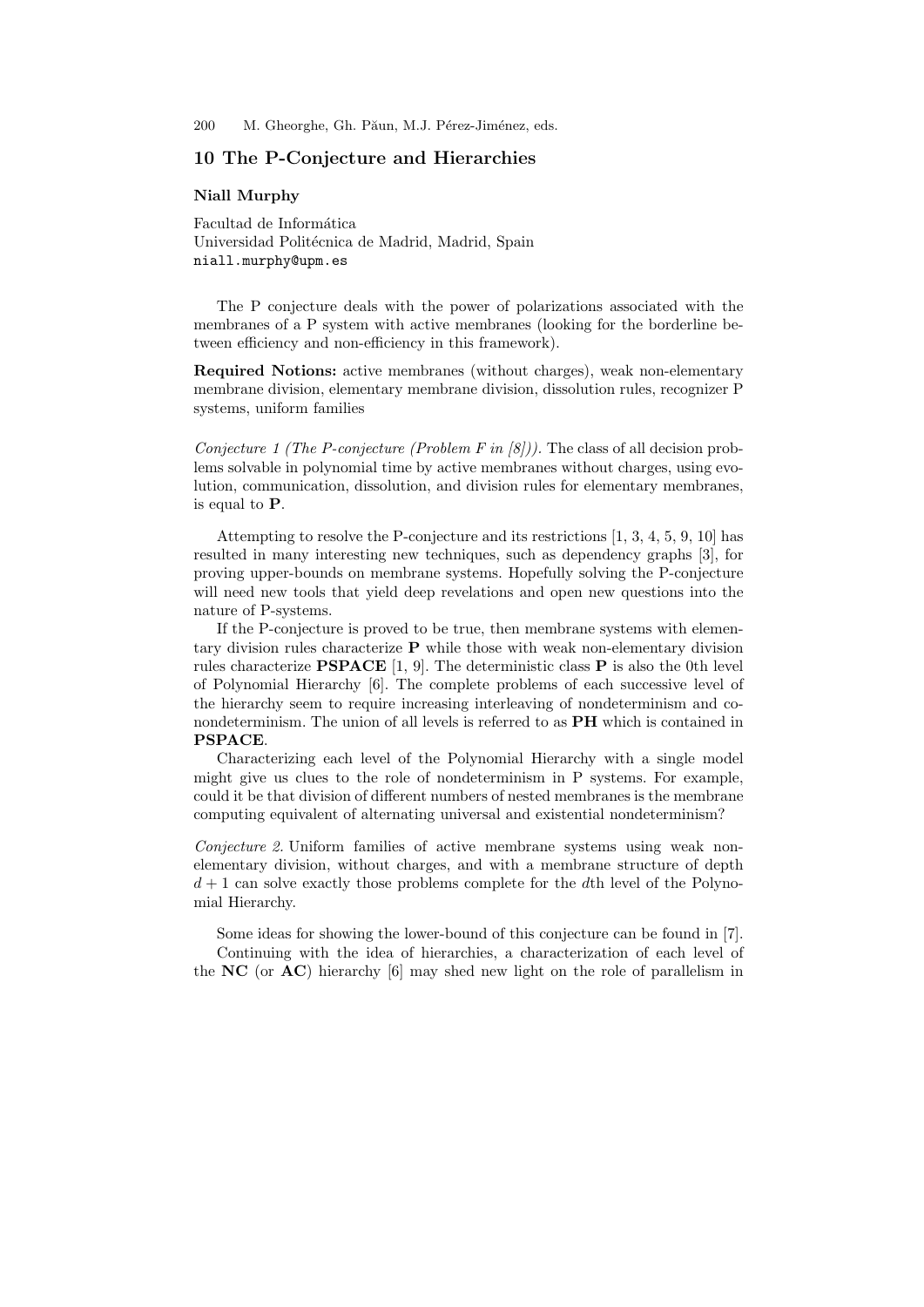## 10 The P-Conjecture and Hierarchies

**Niall Murphy**

Facultad de Informática
Universidad Politécnica de Madrid, Madrid, Spain
`niall.murphy@upm.es`

The P conjecture deals with the power of polarizations associated with the membranes of a P system with active membranes (looking for the borderline between efficiency and non-efficiency in this framework).

**Required Notions:** active membranes (without charges), weak non-elementary membrane division, elementary membrane division, dissolution rules, recognizer P systems, uniform families

*Conjecture 1 (The P-conjecture (Problem F in [8])).* The class of all decision problems solvable in polynomial time by active membranes without charges, using evolution, communication, dissolution, and division rules for elementary membranes, is equal to **P**.

Attempting to resolve the P-conjecture and its restrictions [1, 3, 4, 5, 9, 10] has resulted in many interesting new techniques, such as dependency graphs [3], for proving upper-bounds on membrane systems. Hopefully solving the P-conjecture will need new tools that yield deep revelations and open new questions into the nature of P-systems.

If the P-conjecture is proved to be true, then membrane systems with elementary division rules characterize **P** while those with weak non-elementary division rules characterize **PSPACE** [1, 9]. The deterministic class **P** is also the 0th level of Polynomial Hierarchy [6]. The complete problems of each successive level of the hierarchy seem to require increasing interleaving of nondeterminism and co-nondeterminism. The union of all levels is referred to as **PH** which is contained in **PSPACE**.

Characterizing each level of the Polynomial Hierarchy with a single model might give us clues to the role of nondeterminism in P systems. For example, could it be that division of different numbers of nested membranes is the membrane computing equivalent of alternating universal and existential nondeterminism?

*Conjecture 2.* Uniform families of active membrane systems using weak non-elementary division, without charges, and with a membrane structure of depth $d + 1$ can solve exactly those problems complete for the $d$th level of the Polynomial Hierarchy.

Some ideas for showing the lower-bound of this conjecture can be found in [7].

Continuing with the idea of hierarchies, a characterization of each level of the **NC** (or **AC**) hierarchy [6] may shed new light on the role of parallelism in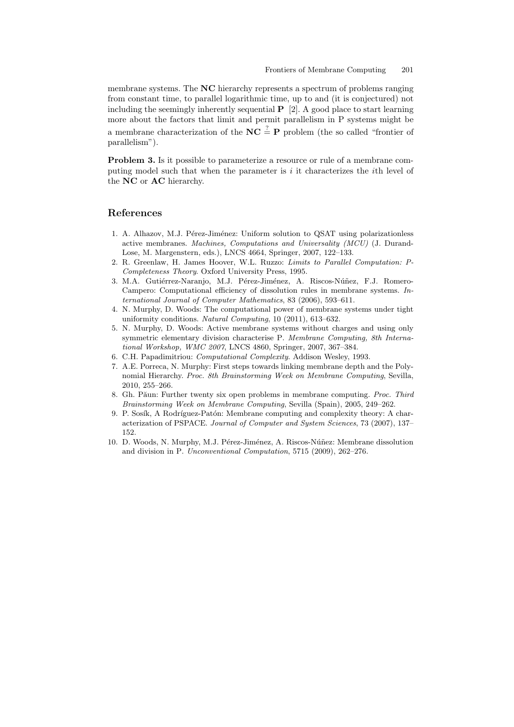membrane systems. The **NC** hierarchy represents a spectrum of problems ranging from constant time, to parallel logarithmic time, up to and (it is conjectured) not including the seemingly inherently sequential **P** [2]. A good place to start learning more about the factors that limit and permit parallelism in P systems might be a membrane characterization of the $\mathbf{NC} \stackrel{?}{=} \mathbf{P}$ problem (the so called "frontier of parallelism").

**Problem 3.** Is it possible to parameterize a resource or rule of a membrane computing model such that when the parameter is $i$ it characterizes the $i$th level of the **NC** or **AC** hierarchy.

## References

1. A. Alhazov, M.J. Pérez-Jiménez: Uniform solution to QSAT using polarizationless active membranes. *Machines, Computations and Universality (MCU)* (J. Durand-Lose, M. Margenstern, eds.), LNCS 4664, Springer, 2007, 122–133.
2. R. Greenlaw, H. James Hoover, W.L. Ruzzo: *Limits to Parallel Computation: P-Completeness Theory*. Oxford University Press, 1995.
3. M.A. Gutiérrez-Naranjo, M.J. Pérez-Jiménez, A. Riscos-Núñez, F.J. Romero-Campero: Computational efficiency of dissolution rules in membrane systems. *International Journal of Computer Mathematics*, 83 (2006), 593–611.
4. N. Murphy, D. Woods: The computational power of membrane systems under tight uniformity conditions. *Natural Computing*, 10 (2011), 613–632.
5. N. Murphy, D. Woods: Active membrane systems without charges and using only symmetric elementary division characterise P. *Membrane Computing, 8th International Workshop, WMC 2007*, LNCS 4860, Springer, 2007, 367–384.
6. C.H. Papadimitriou: *Computational Complexity*. Addison Wesley, 1993.
7. A.E. Porreca, N. Murphy: First steps towards linking membrane depth and the Polynomial Hierarchy. *Proc. 8th Brainstorming Week on Membrane Computing*, Sevilla, 2010, 255–266.
8. Gh. Păun: Further twenty six open problems in membrane computing. *Proc. Third Brainstorming Week on Membrane Computing*, Sevilla (Spain), 2005, 249–262.
9. P. Sosík, A Rodríguez-Patón: Membrane computing and complexity theory: A characterization of PSPACE. *Journal of Computer and System Sciences*, 73 (2007), 137–152.
10. D. Woods, N. Murphy, M.J. Pérez-Jiménez, A. Riscos-Núñez: Membrane dissolution and division in P. *Unconventional Computation*, 5715 (2009), 262–276.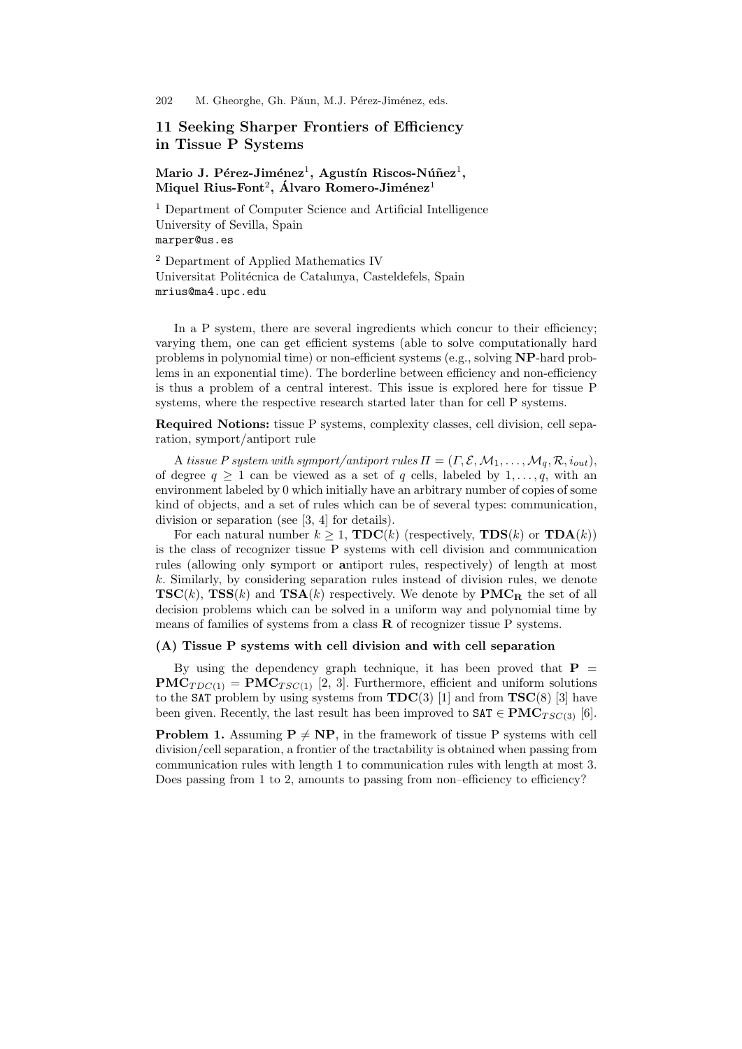## 11 Seeking Sharper Frontiers of Efficiency in Tissue P Systems

**Mario J. Pérez-Jiménez**[1], **Agustín Riscos-Núñez**[1], **Miquel Rius-Font**[2], **Álvaro Romero-Jiménez**[1]

[1] Department of Computer Science and Artificial Intelligence
University of Sevilla, Spain
marper@us.es

[2] Department of Applied Mathematics IV
Universitat Politécnica de Catalunya, Casteldefels, Spain
mrius@ma4.upc.edu

In a P system, there are several ingredients which concur to their efficiency; varying them, one can get efficient systems (able to solve computationally hard problems in polynomial time) or non-efficient systems (e.g., solving **NP**-hard problems in an exponential time). The borderline between efficiency and non-efficiency is thus a problem of a central interest. This issue is explored here for tissue P systems, where the respective research started later than for cell P systems.

**Required Notions:** tissue P systems, complexity classes, cell division, cell separation, symport/antiport rule

A *tissue P system with symport/antiport rules* $\Pi = (\Gamma, \mathcal{E}, \mathcal{M}_1, \dots, \mathcal{M}_q, \mathcal{R}, i_{out})$, of degree $q \geq 1$ can be viewed as a set of $q$ cells, labeled by $1, \dots, q$, with an environment labeled by 0 which initially have an arbitrary number of copies of some kind of objects, and a set of rules which can be of several types: communication, division or separation (see [3, 4] for details).

For each natural number $k \geq 1$, $\mathbf{TDC}(k)$ (respectively, $\mathbf{TDS}(k)$ or $\mathbf{TDA}(k)$) is the class of recognizer tissue P systems with cell division and communication rules (allowing only **s**ymport or **a**ntiport rules, respectively) of length at most $k$. Similarly, by considering separation rules instead of division rules, we denote $\mathbf{TSC}(k)$, $\mathbf{TSS}(k)$ and $\mathbf{TSA}(k)$ respectively. We denote by $\mathbf{PMC_R}$ the set of all decision problems which can be solved in a uniform way and polynomial time by means of families of systems from a class $\mathbf{R}$ of recognizer tissue P systems.

**(A) Tissue P systems with cell division and with cell separation**

By using the dependency graph technique, it has been proved that $\mathbf{P} = \mathbf{PMC}_{TDC(1)} = \mathbf{PMC}_{TSC(1)}$ [2, 3]. Furthermore, efficient and uniform solutions to the SAT problem by using systems from $\mathbf{TDC}(3)$ [1] and from $\mathbf{TSC}(8)$ [3] have been given. Recently, the last result has been improved to $\mathtt{SAT} \in \mathbf{PMC}_{TSC(3)}$ [6].

**Problem 1.** Assuming $\mathbf{P} \neq \mathbf{NP}$, in the framework of tissue P systems with cell division/cell separation, a frontier of the tractability is obtained when passing from communication rules with length 1 to communication rules with length at most 3. Does passing from 1 to 2, amounts to passing from non–efficiency to efficiency?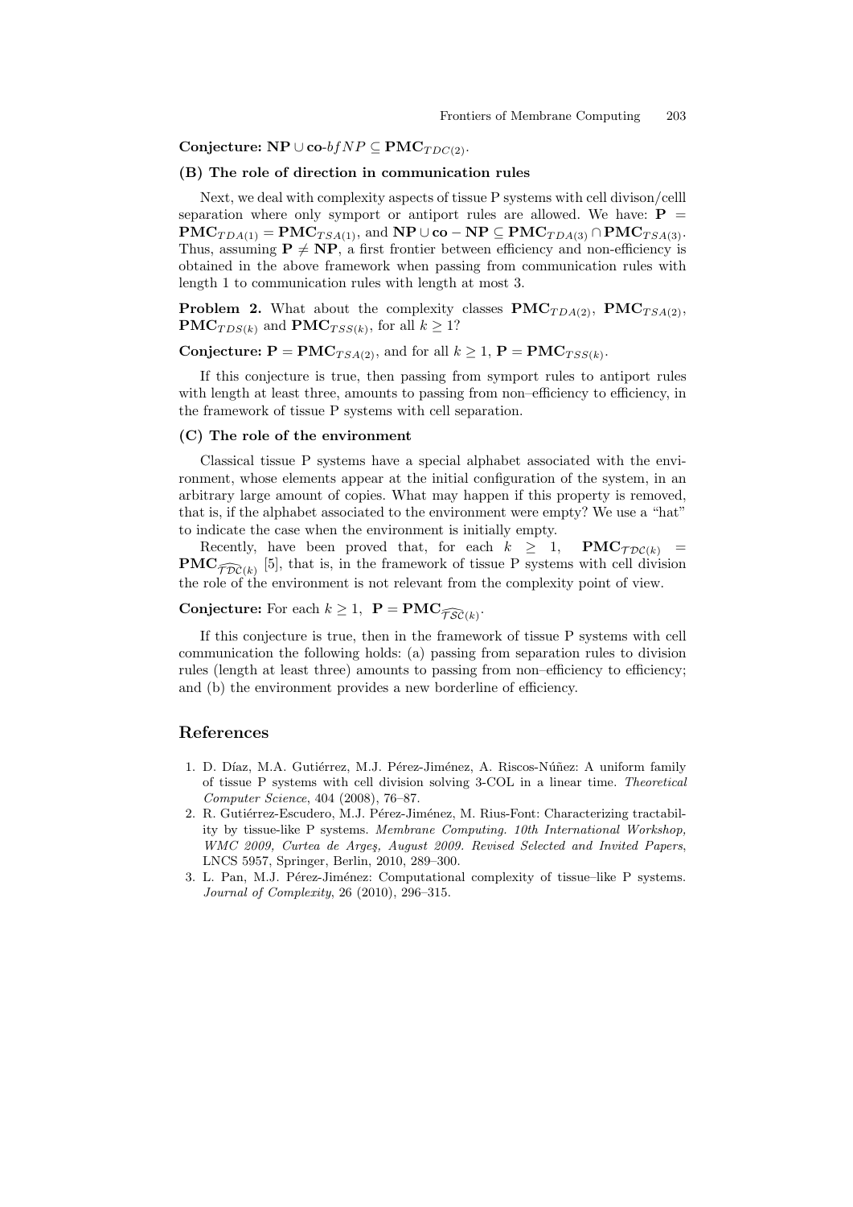**Conjecture:** $\mathbf{NP} \cup \mathbf{co}\text{-}bfNP \subseteq \mathbf{PMC}_{TDC(2)}$.

**(B) The role of direction in communication rules**

Next, we deal with complexity aspects of tissue P systems with cell divison/celll separation where only symport or antiport rules are allowed. We have: $\mathbf{P} = \mathbf{PMC}_{TDA(1)} = \mathbf{PMC}_{TSA(1)}$, and $\mathbf{NP} \cup \mathbf{co-NP} \subseteq \mathbf{PMC}_{TDA(3)} \cap \mathbf{PMC}_{TSA(3)}$. Thus, assuming $\mathbf{P} \neq \mathbf{NP}$, a first frontier between efficiency and non-efficiency is obtained in the above framework when passing from communication rules with length 1 to communication rules with length at most 3.

**Problem 2.** What about the complexity classes $\mathbf{PMC}_{TDA(2)}$, $\mathbf{PMC}_{TSA(2)}$, $\mathbf{PMC}_{TDS(k)}$ and $\mathbf{PMC}_{TSS(k)}$, for all $k \geq 1$?

**Conjecture:** $\mathbf{P} = \mathbf{PMC}_{TSA(2)}$, and for all $k \geq 1$, $\mathbf{P} = \mathbf{PMC}_{TSS(k)}$.

If this conjecture is true, then passing from symport rules to antiport rules with length at least three, amounts to passing from non–efficiency to efficiency, in the framework of tissue P systems with cell separation.

**(C) The role of the environment**

Classical tissue P systems have a special alphabet associated with the environment, whose elements appear at the initial configuration of the system, in an arbitrary large amount of copies. What may happen if this property is removed, that is, if the alphabet associated to the environment were empty? We use a "hat" to indicate the case when the environment is initially empty.

Recently, have been proved that, for each $k \geq 1$, $\mathbf{PMC}_{\mathcal{TDC}(k)} = \mathbf{PMC}_{\widehat{\mathcal{TDC}}(k)}$ [5], that is, in the framework of tissue P systems with cell division the role of the environment is not relevant from the complexity point of view.

**Conjecture:** For each $k \geq 1$, $\mathbf{P} = \mathbf{PMC}_{\widehat{\mathcal{TSC}}(k)}$.

If this conjecture is true, then in the framework of tissue P systems with cell communication the following holds: (a) passing from separation rules to division rules (length at least three) amounts to passing from non–efficiency to efficiency; and (b) the environment provides a new borderline of efficiency.

## References

1. D. Díaz, M.A. Gutiérrez, M.J. Pérez-Jiménez, A. Riscos-Núñez: A uniform family of tissue P systems with cell division solving 3-COL in a linear time. *Theoretical Computer Science*, 404 (2008), 76–87.
2. R. Gutiérrez-Escudero, M.J. Pérez-Jiménez, M. Rius-Font: Characterizing tractability by tissue-like P systems. *Membrane Computing. 10th International Workshop, WMC 2009, Curtea de Argeş, August 2009. Revised Selected and Invited Papers*, LNCS 5957, Springer, Berlin, 2010, 289–300.
3. L. Pan, M.J. Pérez-Jiménez: Computational complexity of tissue–like P systems. *Journal of Complexity*, 26 (2010), 296–315.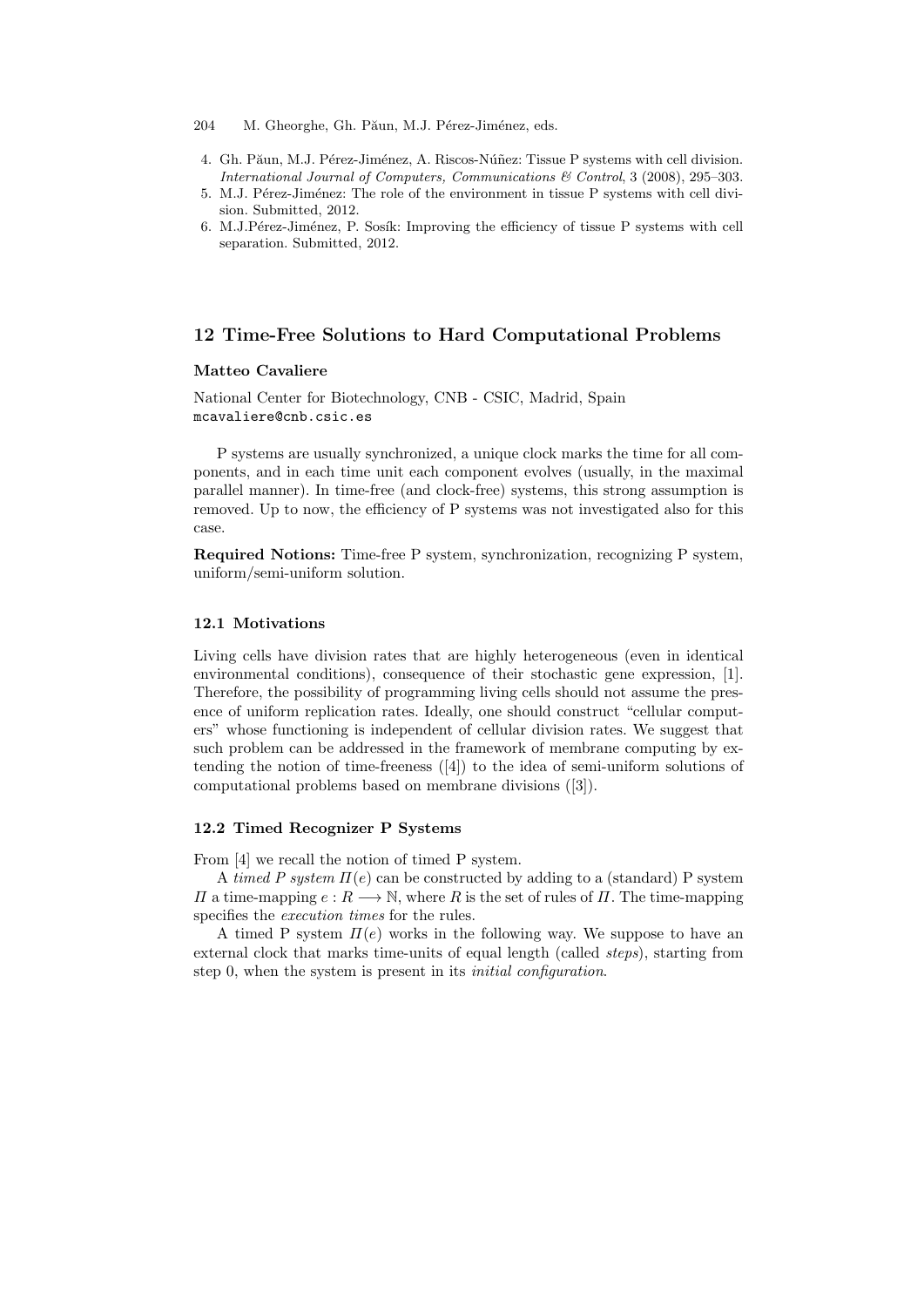4. Gh. Păun, M.J. Pérez-Jiménez, A. Riscos-Núñez: Tissue P systems with cell division. *International Journal of Computers, Communications & Control*, 3 (2008), 295–303.
5. M.J. Pérez-Jiménez: The role of the environment in tissue P systems with cell division. Submitted, 2012.
6. M.J.Pérez-Jiménez, P. Sosík: Improving the efficiency of tissue P systems with cell separation. Submitted, 2012.

## 12 Time-Free Solutions to Hard Computational Problems

**Matteo Cavaliere**

National Center for Biotechnology, CNB - CSIC, Madrid, Spain
mcavaliere@cnb.csic.es

P systems are usually synchronized, a unique clock marks the time for all components, and in each time unit each component evolves (usually, in the maximal parallel manner). In time-free (and clock-free) systems, this strong assumption is removed. Up to now, the efficiency of P systems was not investigated also for this case.

**Required Notions:** Time-free P system, synchronization, recognizing P system, uniform/semi-uniform solution.

### 12.1 Motivations

Living cells have division rates that are highly heterogeneous (even in identical environmental conditions), consequence of their stochastic gene expression, [1]. Therefore, the possibility of programming living cells should not assume the presence of uniform replication rates. Ideally, one should construct "cellular computers" whose functioning is independent of cellular division rates. We suggest that such problem can be addressed in the framework of membrane computing by extending the notion of time-freeness ([4]) to the idea of semi-uniform solutions of computational problems based on membrane divisions ([3]).

### 12.2 Timed Recognizer P Systems

From [4] we recall the notion of timed P system.

A *timed P system* $\Pi(e)$ can be constructed by adding to a (standard) P system $\Pi$ a time-mapping $e : R \longrightarrow \mathbb{N}$, where $R$ is the set of rules of $\Pi$. The time-mapping specifies the *execution times* for the rules.

A timed P system $\Pi(e)$ works in the following way. We suppose to have an external clock that marks time-units of equal length (called *steps*), starting from step 0, when the system is present in its *initial configuration*.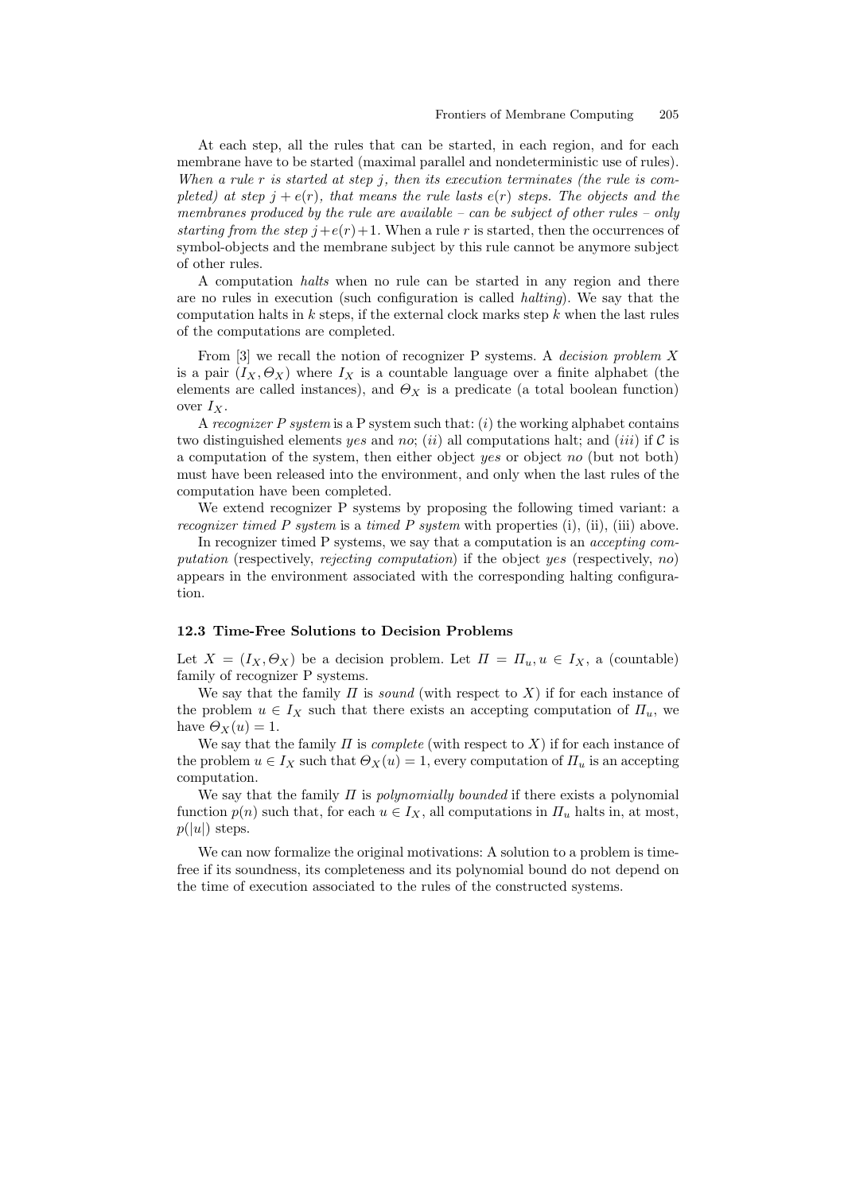At each step, all the rules that can be started, in each region, and for each membrane have to be started (maximal parallel and nondeterministic use of rules). *When a rule $r$ is started at step $j$, then its execution terminates (the rule is completed) at step $j + e(r)$, that means the rule lasts $e(r)$ steps. The objects and the membranes produced by the rule are available – can be subject of other rules – only starting from the step $j+e(r)+1$.* When a rule $r$ is started, then the occurrences of symbol-objects and the membrane subject by this rule cannot be anymore subject of other rules.

A computation *halts* when no rule can be started in any region and there are no rules in execution (such configuration is called *halting*). We say that the computation halts in $k$ steps, if the external clock marks step $k$ when the last rules of the computations are completed.

From [3] we recall the notion of recognizer P systems. A *decision problem* $X$ is a pair $(I_X, \Theta_X)$ where $I_X$ is a countable language over a finite alphabet (the elements are called instances), and $\Theta_X$ is a predicate (a total boolean function) over $I_X$.

A *recognizer P system* is a P system such that: $(i)$ the working alphabet contains two distinguished elements *yes* and *no*; $(ii)$ all computations halt; and $(iii)$ if $\mathcal{C}$ is a computation of the system, then either object *yes* or object *no* (but not both) must have been released into the environment, and only when the last rules of the computation have been completed.

We extend recognizer P systems by proposing the following timed variant: a *recognizer timed P system* is a *timed P system* with properties (i), (ii), (iii) above.

In recognizer timed P systems, we say that a computation is an *accepting computation* (respectively, *rejecting computation*) if the object *yes* (respectively, *no*) appears in the environment associated with the corresponding halting configuration.

### 12.3 Time-Free Solutions to Decision Problems

Let $X = (I_X, \Theta_X)$ be a decision problem. Let $\Pi = \Pi_u, u \in I_X$, a (countable) family of recognizer P systems.

We say that the family $\Pi$ is *sound* (with respect to $X$) if for each instance of the problem $u \in I_X$ such that there exists an accepting computation of $\Pi_u$, we have $\Theta_X(u) = 1$.

We say that the family $\Pi$ is *complete* (with respect to $X$) if for each instance of the problem $u \in I_X$ such that $\Theta_X(u) = 1$, every computation of $\Pi_u$ is an accepting computation.

We say that the family $\Pi$ is *polynomially bounded* if there exists a polynomial function $p(n)$ such that, for each $u \in I_X$, all computations in $\Pi_u$ halts in, at most, $p(|u|)$ steps.

We can now formalize the original motivations: A solution to a problem is time-free if its soundness, its completeness and its polynomial bound do not depend on the time of execution associated to the rules of the constructed systems.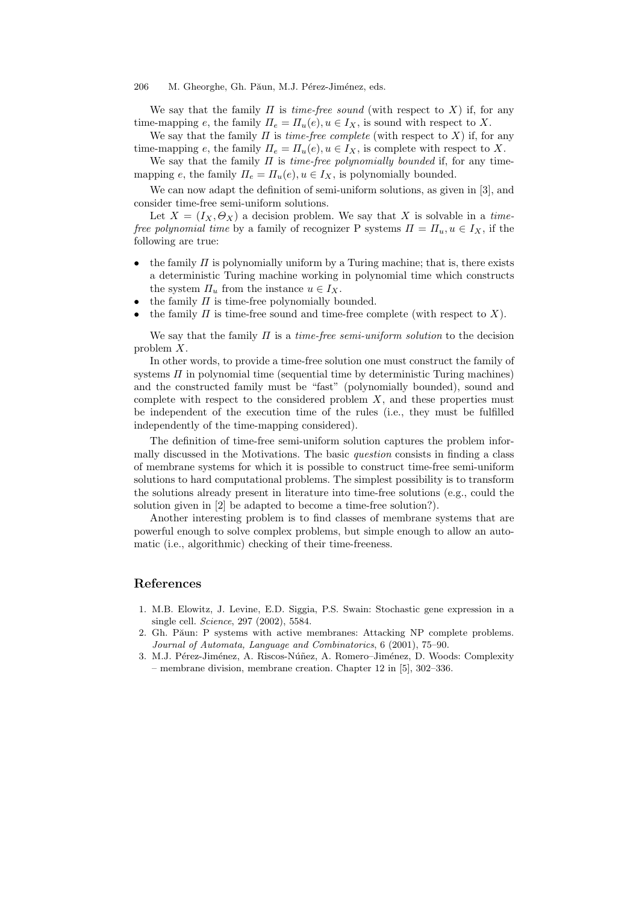We say that the family $\Pi$ is *time-free sound* (with respect to $X$) if, for any time-mapping $e$, the family $\Pi_e = \Pi_u(e), u \in I_X$, is sound with respect to $X$.

We say that the family $\Pi$ is *time-free complete* (with respect to $X$) if, for any time-mapping $e$, the family $\Pi_e = \Pi_u(e), u \in I_X$, is complete with respect to $X$.

We say that the family $\Pi$ is *time-free polynomially bounded* if, for any time-mapping $e$, the family $\Pi_e = \Pi_u(e), u \in I_X$, is polynomially bounded.

We can now adapt the definition of semi-uniform solutions, as given in [3], and consider time-free semi-uniform solutions.

Let $X = (I_X, \Theta_X)$ a decision problem. We say that $X$ is solvable in a *time-free polynomial time* by a family of recognizer P systems $\Pi = \Pi_u, u \in I_X$, if the following are true:

- the family $\Pi$ is polynomially uniform by a Turing machine; that is, there exists a deterministic Turing machine working in polynomial time which constructs the system $\Pi_u$ from the instance $u \in I_X$.
- the family $\Pi$ is time-free polynomially bounded.
- the family $\Pi$ is time-free sound and time-free complete (with respect to $X$).

We say that the family $\Pi$ is a *time-free semi-uniform solution* to the decision problem $X$.

In other words, to provide a time-free solution one must construct the family of systems $\Pi$ in polynomial time (sequential time by deterministic Turing machines) and the constructed family must be "fast" (polynomially bounded), sound and complete with respect to the considered problem $X$, and these properties must be independent of the execution time of the rules (i.e., they must be fulfilled independently of the time-mapping considered).

The definition of time-free semi-uniform solution captures the problem informally discussed in the Motivations. The basic *question* consists in finding a class of membrane systems for which it is possible to construct time-free semi-uniform solutions to hard computational problems. The simplest possibility is to transform the solutions already present in literature into time-free solutions (e.g., could the solution given in [2] be adapted to become a time-free solution?).

Another interesting problem is to find classes of membrane systems that are powerful enough to solve complex problems, but simple enough to allow an automatic (i.e., algorithmic) checking of their time-freeness.

## References

1. M.B. Elowitz, J. Levine, E.D. Siggia, P.S. Swain: Stochastic gene expression in a single cell. *Science*, 297 (2002), 5584.
2. Gh. Păun: P systems with active membranes: Attacking NP complete problems. *Journal of Automata, Language and Combinatorics*, 6 (2001), 75–90.
3. M.J. Pérez-Jiménez, A. Riscos-Núñez, A. Romero–Jiménez, D. Woods: Complexity – membrane division, membrane creation. Chapter 12 in [5], 302–336.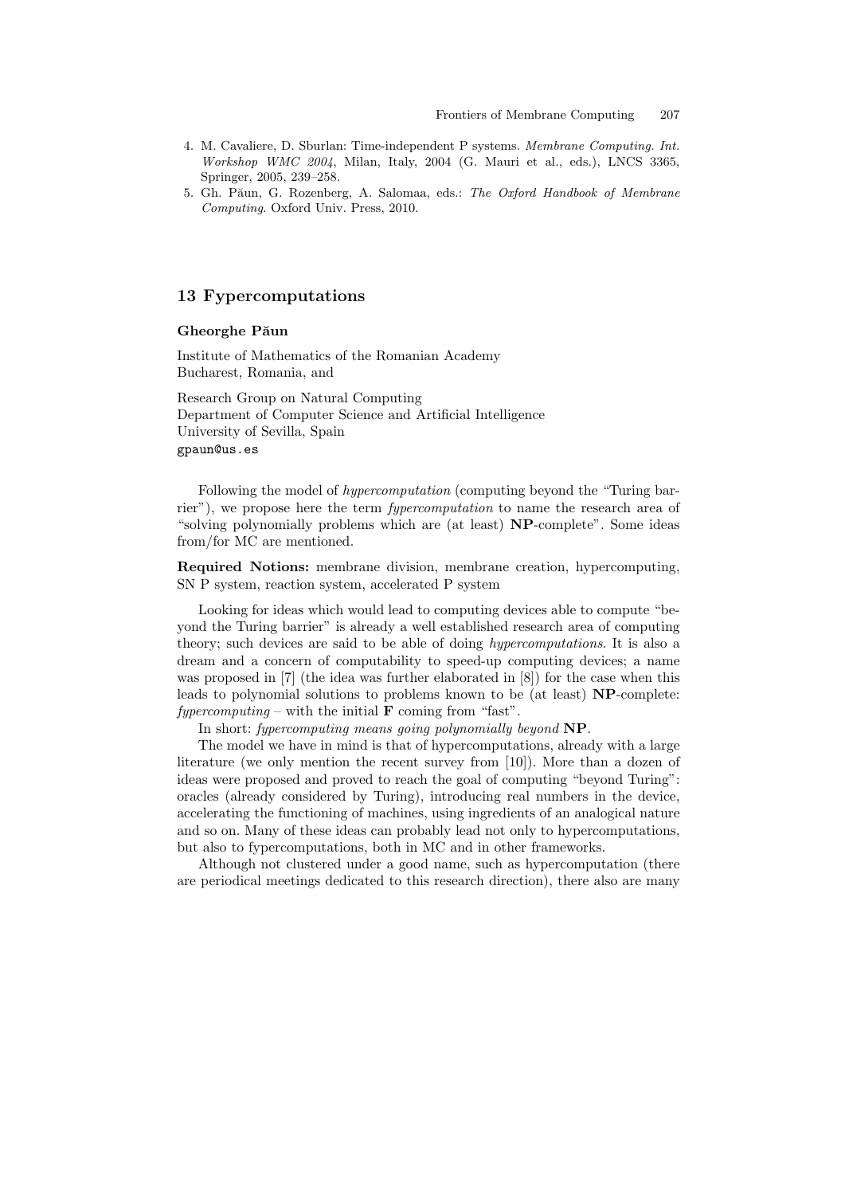4. M. Cavaliere, D. Sburlan: Time-independent P systems. *Membrane Computing. Int. Workshop WMC 2004*, Milan, Italy, 2004 (G. Mauri et al., eds.), LNCS 3365, Springer, 2005, 239–258.
5. Gh. Păun, G. Rozenberg, A. Salomaa, eds.: *The Oxford Handbook of Membrane Computing*. Oxford Univ. Press, 2010.

## 13 Fypercomputations

**Gheorghe Păun**

Institute of Mathematics of the Romanian Academy
Bucharest, Romania, and

Research Group on Natural Computing
Department of Computer Science and Artificial Intelligence
University of Sevilla, Spain
gpaun@us.es

Following the model of *hypercomputation* (computing beyond the "Turing barrier"), we propose here the term *fypercomputation* to name the research area of "solving polynomially problems which are (at least) **NP**-complete". Some ideas from/for MC are mentioned.

**Required Notions:** membrane division, membrane creation, hypercomputing, SN P system, reaction system, accelerated P system

Looking for ideas which would lead to computing devices able to compute "beyond the Turing barrier" is already a well established research area of computing theory; such devices are said to be able of doing *hypercomputations*. It is also a dream and a concern of computability to speed-up computing devices; a name was proposed in [7] (the idea was further elaborated in [8]) for the case when this leads to polynomial solutions to problems known to be (at least) **NP**-complete: *fypercomputing* – with the initial **F** coming from "fast".

In short: *fypercomputing means going polynomially beyond* **NP**.

The model we have in mind is that of hypercomputations, already with a large literature (we only mention the recent survey from [10]). More than a dozen of ideas were proposed and proved to reach the goal of computing "beyond Turing": oracles (already considered by Turing), introducing real numbers in the device, accelerating the functioning of machines, using ingredients of an analogical nature and so on. Many of these ideas can probably lead not only to hypercomputations, but also to fypercomputations, both in MC and in other frameworks.

Although not clustered under a good name, such as hypercomputation (there are periodical meetings dedicated to this research direction), there also are many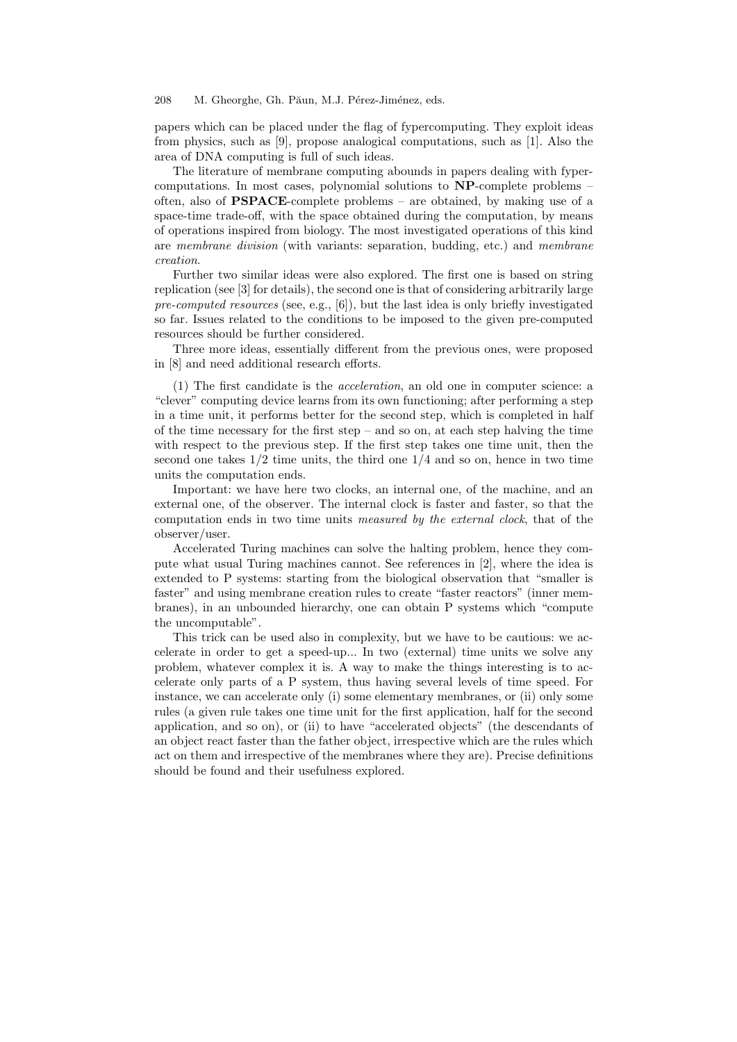papers which can be placed under the flag of fypercomputing. They exploit ideas from physics, such as [9], propose analogical computations, such as [1]. Also the area of DNA computing is full of such ideas.

The literature of membrane computing abounds in papers dealing with fypercomputations. In most cases, polynomial solutions to **NP**-complete problems – often, also of **PSPACE**-complete problems – are obtained, by making use of a space-time trade-off, with the space obtained during the computation, by means of operations inspired from biology. The most investigated operations of this kind are *membrane division* (with variants: separation, budding, etc.) and *membrane creation*.

Further two similar ideas were also explored. The first one is based on string replication (see [3] for details), the second one is that of considering arbitrarily large *pre-computed resources* (see, e.g., [6]), but the last idea is only briefly investigated so far. Issues related to the conditions to be imposed to the given pre-computed resources should be further considered.

Three more ideas, essentially different from the previous ones, were proposed in [8] and need additional research efforts.

(1) The first candidate is the *acceleration*, an old one in computer science: a "clever" computing device learns from its own functioning; after performing a step in a time unit, it performs better for the second step, which is completed in half of the time necessary for the first step – and so on, at each step halving the time with respect to the previous step. If the first step takes one time unit, then the second one takes $1/2$ time units, the third one $1/4$ and so on, hence in two time units the computation ends.

Important: we have here two clocks, an internal one, of the machine, and an external one, of the observer. The internal clock is faster and faster, so that the computation ends in two time units *measured by the external clock*, that of the observer/user.

Accelerated Turing machines can solve the halting problem, hence they compute what usual Turing machines cannot. See references in [2], where the idea is extended to P systems: starting from the biological observation that "smaller is faster" and using membrane creation rules to create "faster reactors" (inner membranes), in an unbounded hierarchy, one can obtain P systems which "compute the uncomputable".

This trick can be used also in complexity, but we have to be cautious: we accelerate in order to get a speed-up... In two (external) time units we solve any problem, whatever complex it is. A way to make the things interesting is to accelerate only parts of a P system, thus having several levels of time speed. For instance, we can accelerate only (i) some elementary membranes, or (ii) only some rules (a given rule takes one time unit for the first application, half for the second application, and so on), or (ii) to have "accelerated objects" (the descendants of an object react faster than the father object, irrespective which are the rules which act on them and irrespective of the membranes where they are). Precise definitions should be found and their usefulness explored.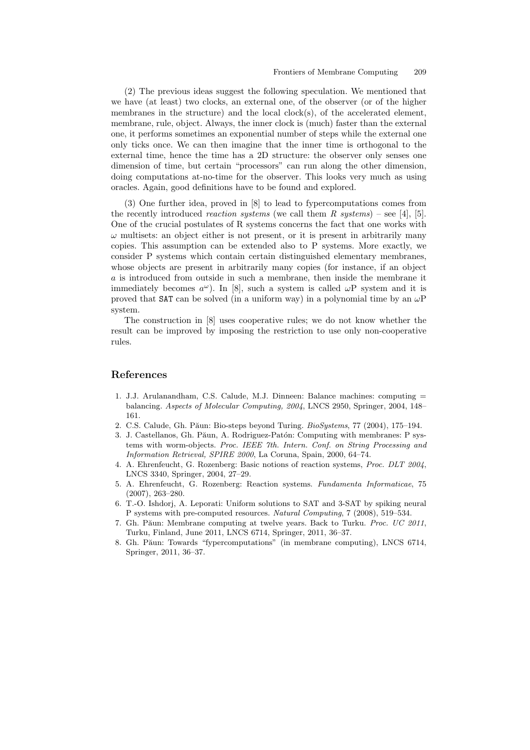(2) The previous ideas suggest the following speculation. We mentioned that we have (at least) two clocks, an external one, of the observer (or of the higher membranes in the structure) and the local clock(s), of the accelerated element, membrane, rule, object. Always, the inner clock is (much) faster than the external one, it performs sometimes an exponential number of steps while the external one only ticks once. We can then imagine that the inner time is orthogonal to the external time, hence the time has a 2D structure: the observer only senses one dimension of time, but certain "processors" can run along the other dimension, doing computations at-no-time for the observer. This looks very much as using oracles. Again, good definitions have to be found and explored.

(3) One further idea, proved in [8] to lead to fypercomputations comes from the recently introduced *reaction systems* (we call them *R systems*) – see [4], [5]. One of the crucial postulates of R systems concerns the fact that one works with $\omega$ multisets: an object either is not present, or it is present in arbitrarily many copies. This assumption can be extended also to P systems. More exactly, we consider P systems which contain certain distinguished elementary membranes, whose objects are present in arbitrarily many copies (for instance, if an object $a$ is introduced from outside in such a membrane, then inside the membrane it immediately becomes $a^\omega$). In [8], such a system is called $\omega$P system and it is proved that `SAT` can be solved (in a uniform way) in a polynomial time by an $\omega$P system.

The construction in [8] uses cooperative rules; we do not know whether the result can be improved by imposing the restriction to use only non-cooperative rules.

## References

1. J.J. Arulanandham, C.S. Calude, M.J. Dinneen: Balance machines: computing = balancing. *Aspects of Molecular Computing, 2004*, LNCS 2950, Springer, 2004, 148–161.
2. C.S. Calude, Gh. Păun: Bio-steps beyond Turing. *BioSystems*, 77 (2004), 175–194.
3. J. Castellanos, Gh. Păun, A. Rodriguez-Patón: Computing with membranes: P systems with worm-objects. *Proc. IEEE 7th. Intern. Conf. on String Processing and Information Retrieval, SPIRE 2000*, La Coruna, Spain, 2000, 64–74.
4. A. Ehrenfeucht, G. Rozenberg: Basic notions of reaction systems, *Proc. DLT 2004*, LNCS 3340, Springer, 2004, 27–29.
5. A. Ehrenfeucht, G. Rozenberg: Reaction systems. *Fundamenta Informaticae*, 75 (2007), 263–280.
6. T.-O. Ishdorj, A. Leporati: Uniform solutions to SAT and 3-SAT by spiking neural P systems with pre-computed resources. *Natural Computing*, 7 (2008), 519–534.
7. Gh. Păun: Membrane computing at twelve years. Back to Turku. *Proc. UC 2011*, Turku, Finland, June 2011, LNCS 6714, Springer, 2011, 36–37.
8. Gh. Păun: Towards "fypercomputations" (in membrane computing), LNCS 6714, Springer, 2011, 36–37.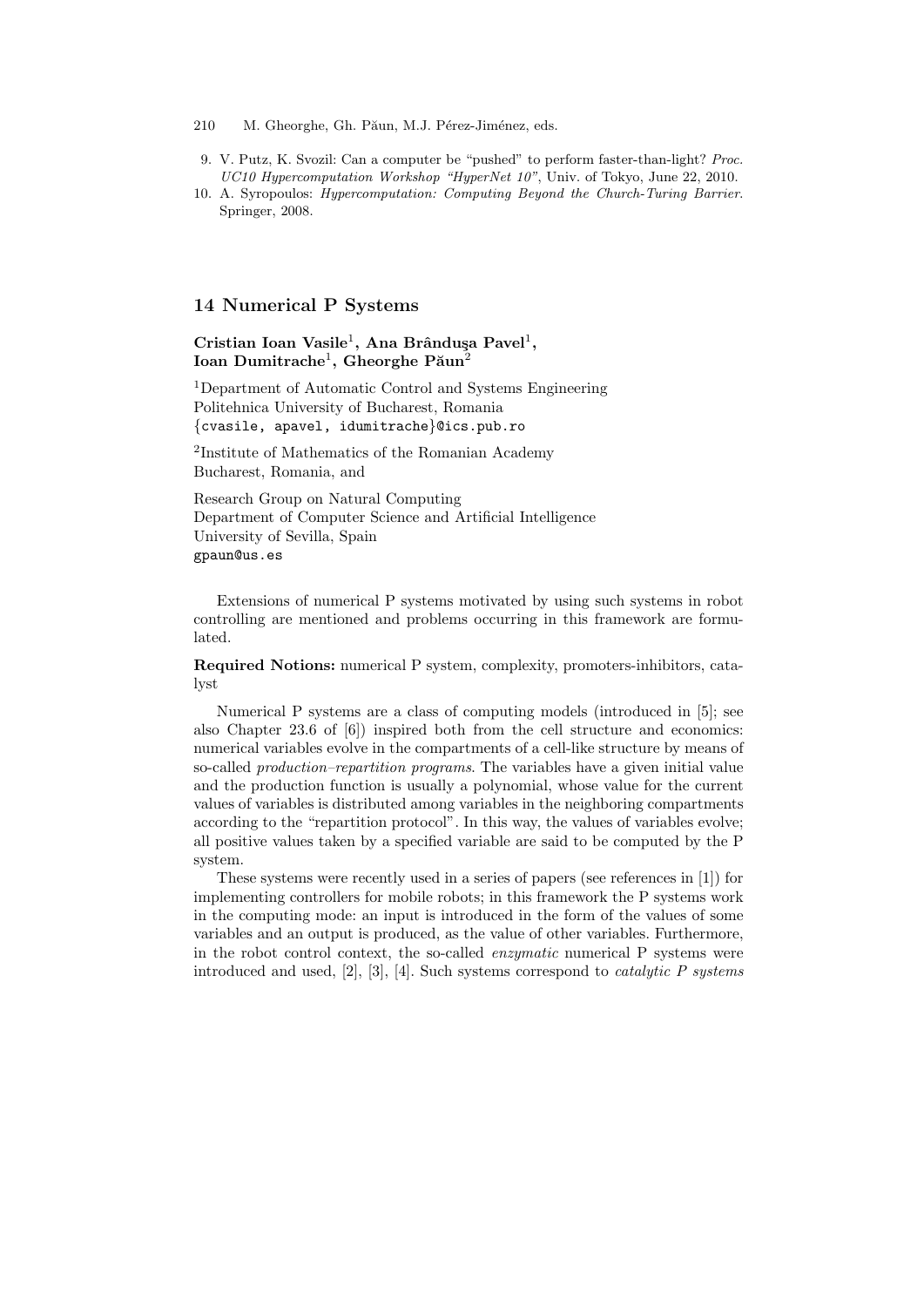9. V. Putz, K. Svozil: Can a computer be "pushed" to perform faster-than-light? *Proc. UC10 Hypercomputation Workshop "HyperNet 10"*, Univ. of Tokyo, June 22, 2010.
10. A. Syropoulos: *Hypercomputation: Computing Beyond the Church-Turing Barrier*. Springer, 2008.

## 14 Numerical P Systems

**Cristian Ioan Vasile**[1], **Ana Brânduşa Pavel**[1], **Ioan Dumitrache**[1], **Gheorghe Păun**[2]

[1]Department of Automatic Control and Systems Engineering
Politehnica University of Bucharest, Romania
{cvasile, apavel, idumitrache}@ics.pub.ro

[2]Institute of Mathematics of the Romanian Academy
Bucharest, Romania, and

Research Group on Natural Computing
Department of Computer Science and Artificial Intelligence
University of Sevilla, Spain
gpaun@us.es

Extensions of numerical P systems motivated by using such systems in robot controlling are mentioned and problems occurring in this framework are formulated.

**Required Notions:** numerical P system, complexity, promoters-inhibitors, catalyst

Numerical P systems are a class of computing models (introduced in [5]; see also Chapter 23.6 of [6]) inspired both from the cell structure and economics: numerical variables evolve in the compartments of a cell-like structure by means of so-called *production–repartition programs*. The variables have a given initial value and the production function is usually a polynomial, whose value for the current values of variables is distributed among variables in the neighboring compartments according to the "repartition protocol". In this way, the values of variables evolve; all positive values taken by a specified variable are said to be computed by the P system.

These systems were recently used in a series of papers (see references in [1]) for implementing controllers for mobile robots; in this framework the P systems work in the computing mode: an input is introduced in the form of the values of some variables and an output is produced, as the value of other variables. Furthermore, in the robot control context, the so-called *enzymatic* numerical P systems were introduced and used, [2], [3], [4]. Such systems correspond to *catalytic P systems*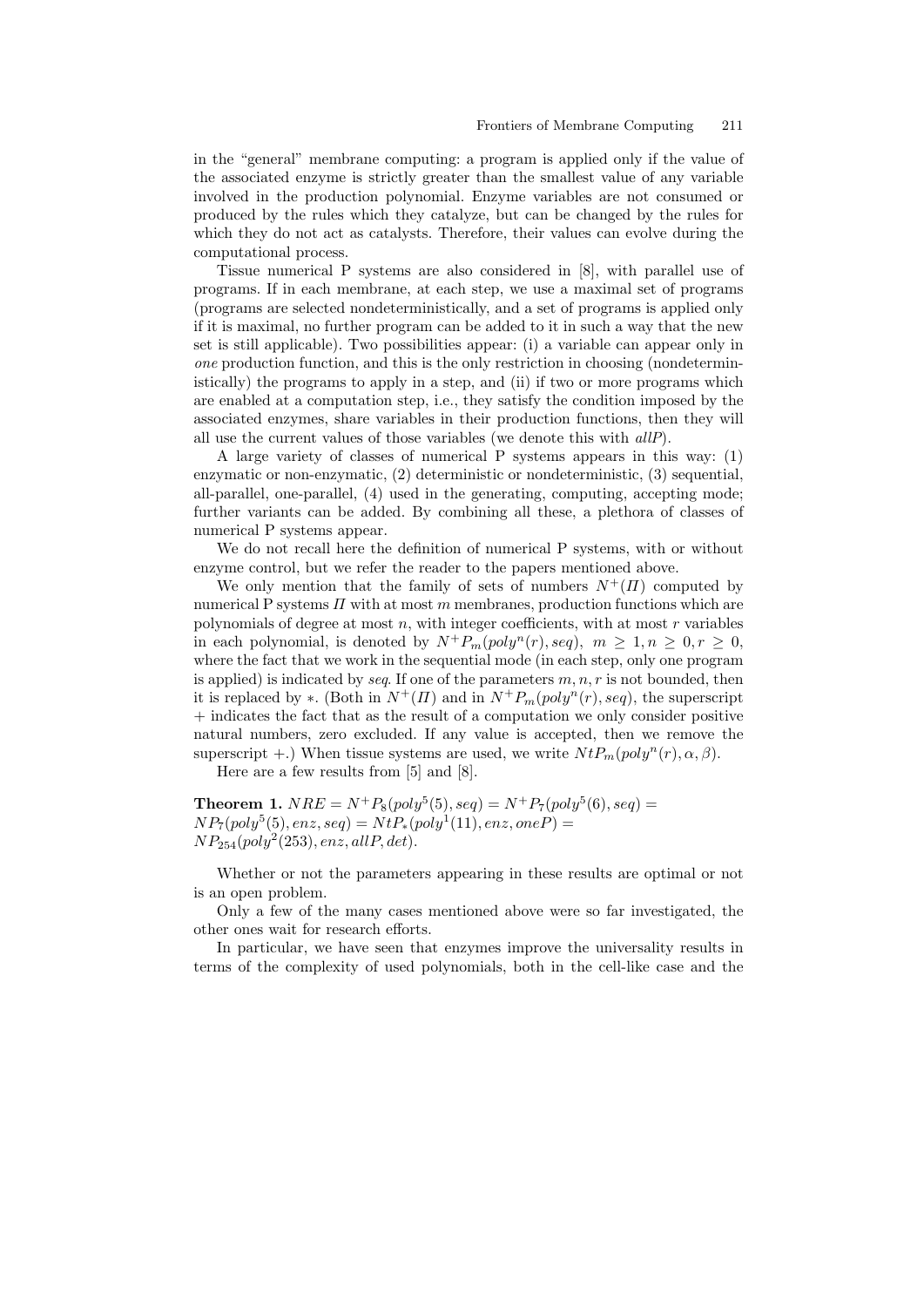in the "general" membrane computing: a program is applied only if the value of the associated enzyme is strictly greater than the smallest value of any variable involved in the production polynomial. Enzyme variables are not consumed or produced by the rules which they catalyze, but can be changed by the rules for which they do not act as catalysts. Therefore, their values can evolve during the computational process.

Tissue numerical P systems are also considered in [8], with parallel use of programs. If in each membrane, at each step, we use a maximal set of programs (programs are selected nondeterministically, and a set of programs is applied only if it is maximal, no further program can be added to it in such a way that the new set is still applicable). Two possibilities appear: (i) a variable can appear only in *one* production function, and this is the only restriction in choosing (nondeterministically) the programs to apply in a step, and (ii) if two or more programs which are enabled at a computation step, i.e., they satisfy the condition imposed by the associated enzymes, share variables in their production functions, then they will all use the current values of those variables (we denote this with *allP*).

A large variety of classes of numerical P systems appears in this way: (1) enzymatic or non-enzymatic, (2) deterministic or nondeterministic, (3) sequential, all-parallel, one-parallel, (4) used in the generating, computing, accepting mode; further variants can be added. By combining all these, a plethora of classes of numerical P systems appear.

We do not recall here the definition of numerical P systems, with or without enzyme control, but we refer the reader to the papers mentioned above.

We only mention that the family of sets of numbers $N^+(\Pi)$ computed by numerical P systems $\Pi$ with at most $m$ membranes, production functions which are polynomials of degree at most $n$, with integer coefficients, with at most $r$ variables in each polynomial, is denoted by $N^+P_m(poly^n(r), seq)$, $m \geq 1, n \geq 0, r \geq 0$, where the fact that we work in the sequential mode (in each step, only one program is applied) is indicated by *seq*. If one of the parameters $m, n, r$ is not bounded, then it is replaced by $*$. (Both in $N^+(\Pi)$ and in $N^+P_m(poly^n(r), seq)$, the superscript $+$ indicates the fact that as the result of a computation we only consider positive natural numbers, zero excluded. If any value is accepted, then we remove the superscript $+$.) When tissue systems are used, we write $NtP_m(poly^n(r), \alpha, \beta)$.

Here are a few results from [5] and [8].

**Theorem 1.** $NRE = N^+P_8(poly^5(5), seq) = N^+P_7(poly^5(6), seq) = NP_7(poly^5(5), enz, seq) = NtP_*(poly^1(11), enz, oneP) = NP_{254}(poly^2(253), enz, allP, det)$.

Whether or not the parameters appearing in these results are optimal or not is an open problem.

Only a few of the many cases mentioned above were so far investigated, the other ones wait for research efforts.

In particular, we have seen that enzymes improve the universality results in terms of the complexity of used polynomials, both in the cell-like case and the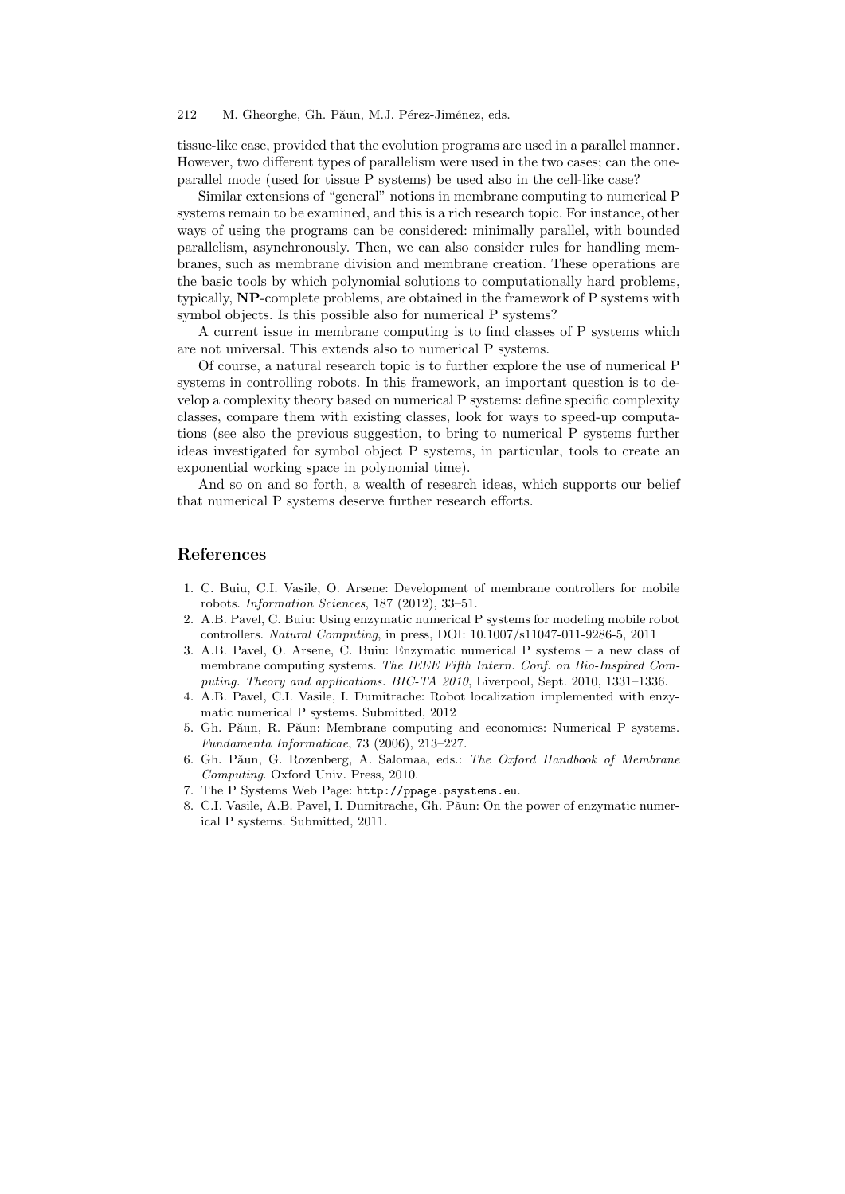tissue-like case, provided that the evolution programs are used in a parallel manner. However, two different types of parallelism were used in the two cases; can the one-parallel mode (used for tissue P systems) be used also in the cell-like case?

Similar extensions of "general" notions in membrane computing to numerical P systems remain to be examined, and this is a rich research topic. For instance, other ways of using the programs can be considered: minimally parallel, with bounded parallelism, asynchronously. Then, we can also consider rules for handling membranes, such as membrane division and membrane creation. These operations are the basic tools by which polynomial solutions to computationally hard problems, typically, **NP**-complete problems, are obtained in the framework of P systems with symbol objects. Is this possible also for numerical P systems?

A current issue in membrane computing is to find classes of P systems which are not universal. This extends also to numerical P systems.

Of course, a natural research topic is to further explore the use of numerical P systems in controlling robots. In this framework, an important question is to develop a complexity theory based on numerical P systems: define specific complexity classes, compare them with existing classes, look for ways to speed-up computations (see also the previous suggestion, to bring to numerical P systems further ideas investigated for symbol object P systems, in particular, tools to create an exponential working space in polynomial time).

And so on and so forth, a wealth of research ideas, which supports our belief that numerical P systems deserve further research efforts.

## References

1. C. Buiu, C.I. Vasile, O. Arsene: Development of membrane controllers for mobile robots. *Information Sciences*, 187 (2012), 33–51.
2. A.B. Pavel, C. Buiu: Using enzymatic numerical P systems for modeling mobile robot controllers. *Natural Computing*, in press, DOI: 10.1007/s11047-011-9286-5, 2011
3. A.B. Pavel, O. Arsene, C. Buiu: Enzymatic numerical P systems – a new class of membrane computing systems. *The IEEE Fifth Intern. Conf. on Bio-Inspired Computing. Theory and applications. BIC-TA 2010*, Liverpool, Sept. 2010, 1331–1336.
4. A.B. Pavel, C.I. Vasile, I. Dumitrache: Robot localization implemented with enzymatic numerical P systems. Submitted, 2012
5. Gh. Păun, R. Păun: Membrane computing and economics: Numerical P systems. *Fundamenta Informaticae*, 73 (2006), 213–227.
6. Gh. Păun, G. Rozenberg, A. Salomaa, eds.: *The Oxford Handbook of Membrane Computing*. Oxford Univ. Press, 2010.
7. The P Systems Web Page: `http://ppage.psystems.eu`.
8. C.I. Vasile, A.B. Pavel, I. Dumitrache, Gh. Păun: On the power of enzymatic numerical P systems. Submitted, 2011.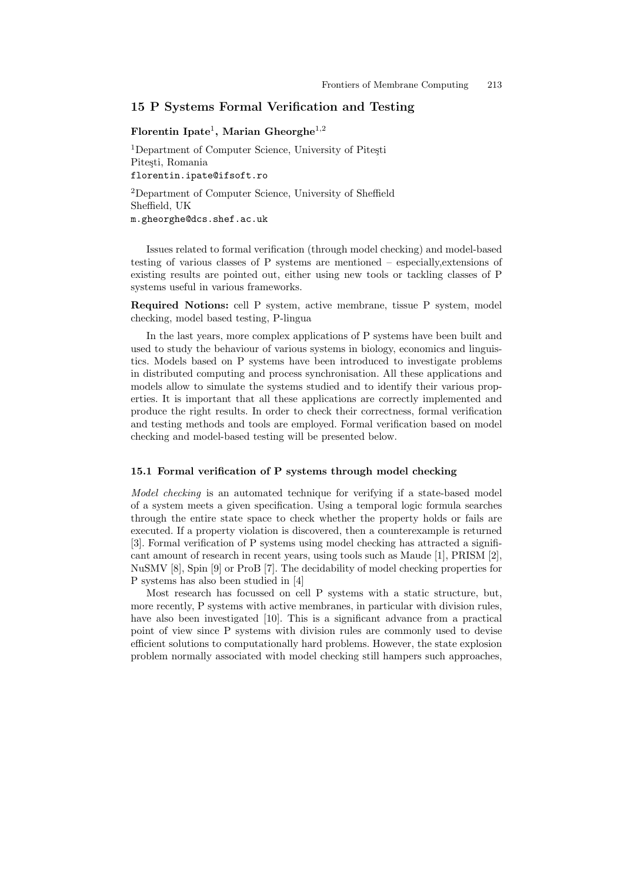## 15 P Systems Formal Verification and Testing

**Florentin Ipate**[1], **Marian Gheorghe**[1,2]

[1]Department of Computer Science, University of Piteşti
Piteşti, Romania
florentin.ipate@ifsoft.ro

[2]Department of Computer Science, University of Sheffield
Sheffield, UK
m.gheorghe@dcs.shef.ac.uk

Issues related to formal verification (through model checking) and model-based testing of various classes of P systems are mentioned – especially,extensions of existing results are pointed out, either using new tools or tackling classes of P systems useful in various frameworks.

**Required Notions:** cell P system, active membrane, tissue P system, model checking, model based testing, P-lingua

In the last years, more complex applications of P systems have been built and used to study the behaviour of various systems in biology, economics and linguistics. Models based on P systems have been introduced to investigate problems in distributed computing and process synchronisation. All these applications and models allow to simulate the systems studied and to identify their various properties. It is important that all these applications are correctly implemented and produce the right results. In order to check their correctness, formal verification and testing methods and tools are employed. Formal verification based on model checking and model-based testing will be presented below.

### 15.1 Formal verification of P systems through model checking

*Model checking* is an automated technique for verifying if a state-based model of a system meets a given specification. Using a temporal logic formula searches through the entire state space to check whether the property holds or fails are executed. If a property violation is discovered, then a counterexample is returned [3]. Formal verification of P systems using model checking has attracted a significant amount of research in recent years, using tools such as Maude [1], PRISM [2], NuSMV [8], Spin [9] or ProB [7]. The decidability of model checking properties for P systems has also been studied in [4]

Most research has focussed on cell P systems with a static structure, but, more recently, P systems with active membranes, in particular with division rules, have also been investigated [10]. This is a significant advance from a practical point of view since P systems with division rules are commonly used to devise efficient solutions to computationally hard problems. However, the state explosion problem normally associated with model checking still hampers such approaches,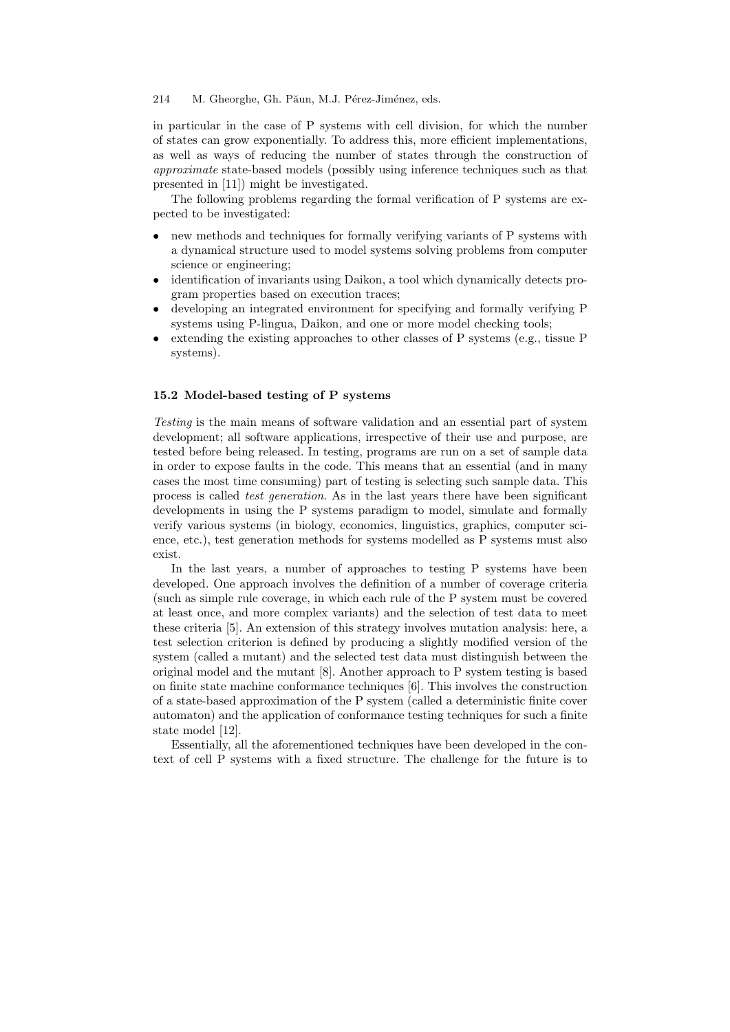in particular in the case of P systems with cell division, for which the number of states can grow exponentially. To address this, more efficient implementations, as well as ways of reducing the number of states through the construction of *approximate* state-based models (possibly using inference techniques such as that presented in [11]) might be investigated.

The following problems regarding the formal verification of P systems are expected to be investigated:

- new methods and techniques for formally verifying variants of P systems with a dynamical structure used to model systems solving problems from computer science or engineering;
- identification of invariants using Daikon, a tool which dynamically detects program properties based on execution traces;
- developing an integrated environment for specifying and formally verifying P systems using P-lingua, Daikon, and one or more model checking tools;
- extending the existing approaches to other classes of P systems (e.g., tissue P systems).

### 15.2 Model-based testing of P systems

*Testing* is the main means of software validation and an essential part of system development; all software applications, irrespective of their use and purpose, are tested before being released. In testing, programs are run on a set of sample data in order to expose faults in the code. This means that an essential (and in many cases the most time consuming) part of testing is selecting such sample data. This process is called *test generation*. As in the last years there have been significant developments in using the P systems paradigm to model, simulate and formally verify various systems (in biology, economics, linguistics, graphics, computer science, etc.), test generation methods for systems modelled as P systems must also exist.

In the last years, a number of approaches to testing P systems have been developed. One approach involves the definition of a number of coverage criteria (such as simple rule coverage, in which each rule of the P system must be covered at least once, and more complex variants) and the selection of test data to meet these criteria [5]. An extension of this strategy involves mutation analysis: here, a test selection criterion is defined by producing a slightly modified version of the system (called a mutant) and the selected test data must distinguish between the original model and the mutant [8]. Another approach to P system testing is based on finite state machine conformance techniques [6]. This involves the construction of a state-based approximation of the P system (called a deterministic finite cover automaton) and the application of conformance testing techniques for such a finite state model [12].

Essentially, all the aforementioned techniques have been developed in the context of cell P systems with a fixed structure. The challenge for the future is to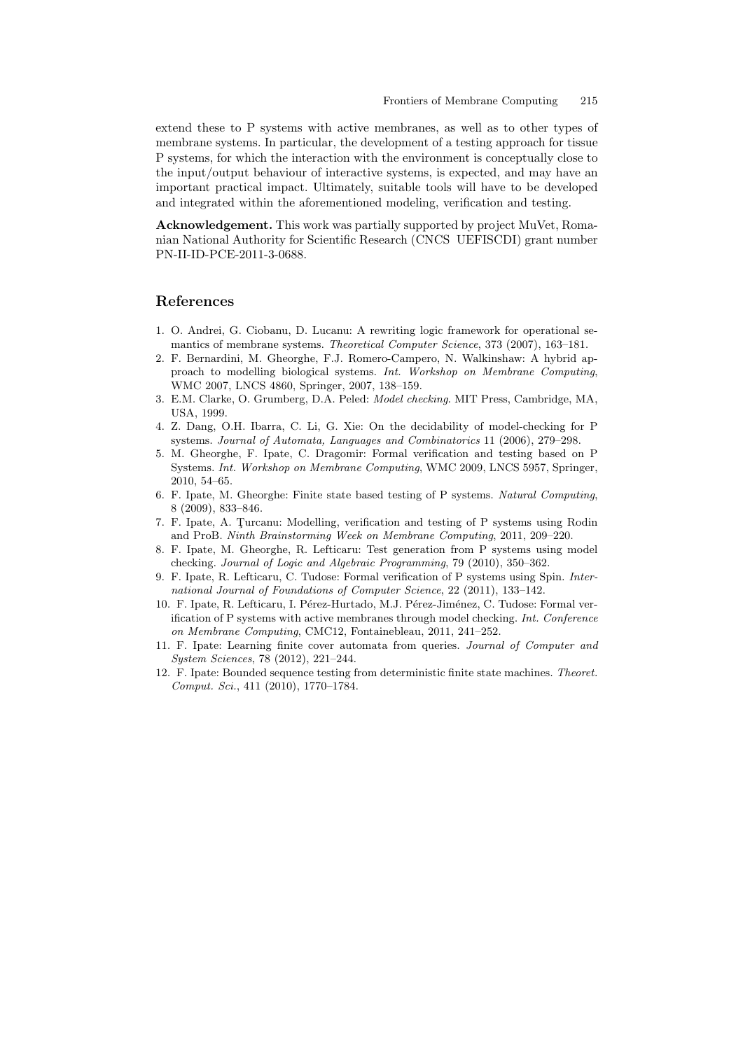extend these to P systems with active membranes, as well as to other types of membrane systems. In particular, the development of a testing approach for tissue P systems, for which the interaction with the environment is conceptually close to the input/output behaviour of interactive systems, is expected, and may have an important practical impact. Ultimately, suitable tools will have to be developed and integrated within the aforementioned modeling, verification and testing.

**Acknowledgement.** This work was partially supported by project MuVet, Romanian National Authority for Scientific Research (CNCS UEFISCDI) grant number PN-II-ID-PCE-2011-3-0688.

## References

1. O. Andrei, G. Ciobanu, D. Lucanu: A rewriting logic framework for operational semantics of membrane systems. *Theoretical Computer Science*, 373 (2007), 163–181.
2. F. Bernardini, M. Gheorghe, F.J. Romero-Campero, N. Walkinshaw: A hybrid approach to modelling biological systems. *Int. Workshop on Membrane Computing*, WMC 2007, LNCS 4860, Springer, 2007, 138–159.
3. E.M. Clarke, O. Grumberg, D.A. Peled: *Model checking*. MIT Press, Cambridge, MA, USA, 1999.
4. Z. Dang, O.H. Ibarra, C. Li, G. Xie: On the decidability of model-checking for P systems. *Journal of Automata, Languages and Combinatorics* 11 (2006), 279–298.
5. M. Gheorghe, F. Ipate, C. Dragomir: Formal verification and testing based on P Systems. *Int. Workshop on Membrane Computing*, WMC 2009, LNCS 5957, Springer, 2010, 54–65.
6. F. Ipate, M. Gheorghe: Finite state based testing of P systems. *Natural Computing*, 8 (2009), 833–846.
7. F. Ipate, A. Ţurcanu: Modelling, verification and testing of P systems using Rodin and ProB. *Ninth Brainstorming Week on Membrane Computing*, 2011, 209–220.
8. F. Ipate, M. Gheorghe, R. Lefticaru: Test generation from P systems using model checking. *Journal of Logic and Algebraic Programming*, 79 (2010), 350–362.
9. F. Ipate, R. Lefticaru, C. Tudose: Formal verification of P systems using Spin. *International Journal of Foundations of Computer Science*, 22 (2011), 133–142.
10. F. Ipate, R. Lefticaru, I. Pérez-Hurtado, M.J. Pérez-Jiménez, C. Tudose: Formal verification of P systems with active membranes through model checking. *Int. Conference on Membrane Computing*, CMC12, Fontainebleau, 2011, 241–252.
11. F. Ipate: Learning finite cover automata from queries. *Journal of Computer and System Sciences*, 78 (2012), 221–244.
12. F. Ipate: Bounded sequence testing from deterministic finite state machines. *Theoret. Comput. Sci.*, 411 (2010), 1770–1784.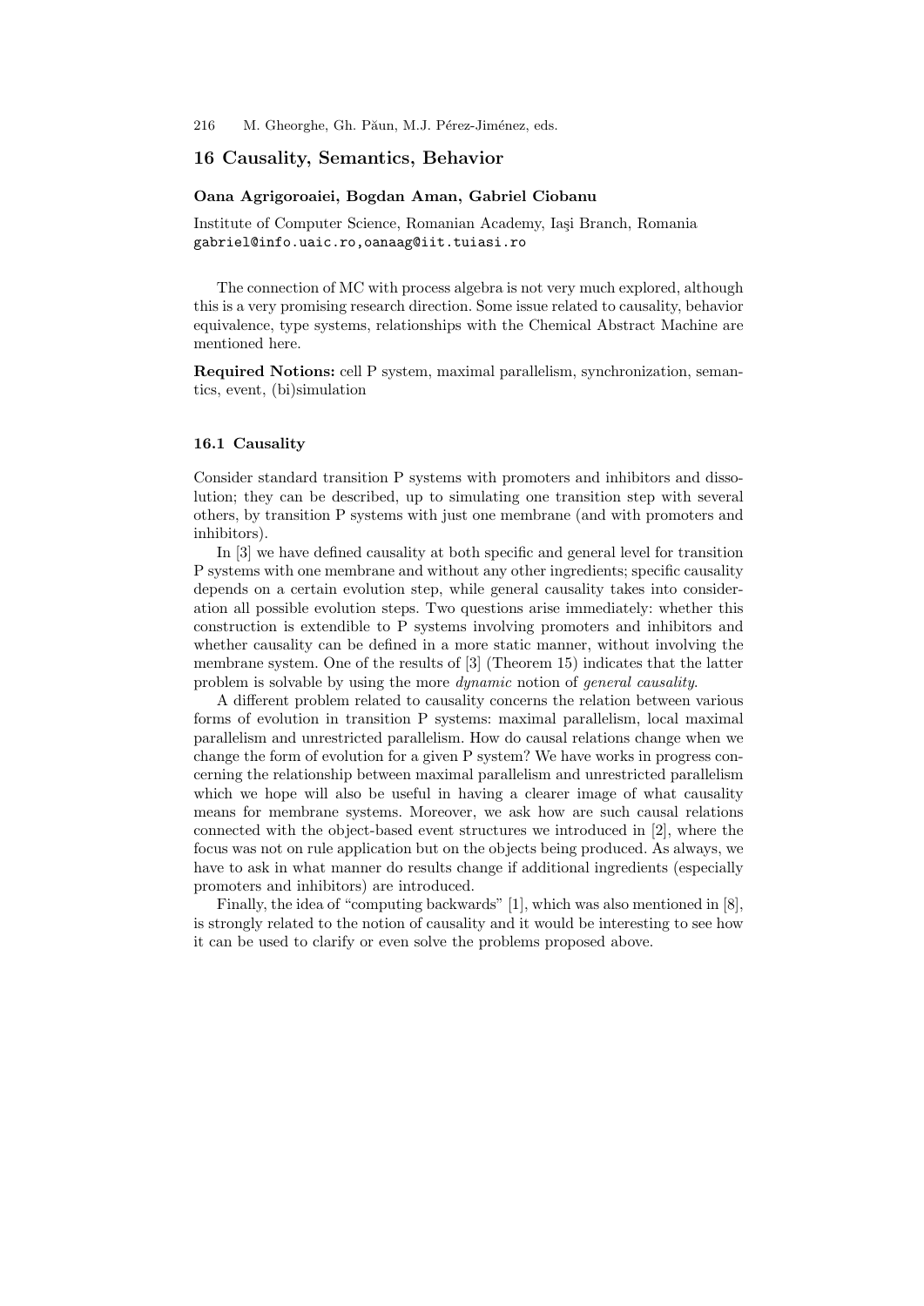## 16 Causality, Semantics, Behavior

**Oana Agrigoroaiei, Bogdan Aman, Gabriel Ciobanu**

Institute of Computer Science, Romanian Academy, Iaşi Branch, Romania
gabriel@info.uaic.ro,oanaag@iit.tuiasi.ro

The connection of MC with process algebra is not very much explored, although this is a very promising research direction. Some issue related to causality, behavior equivalence, type systems, relationships with the Chemical Abstract Machine are mentioned here.

**Required Notions:** cell P system, maximal parallelism, synchronization, semantics, event, (bi)simulation

### 16.1 Causality

Consider standard transition P systems with promoters and inhibitors and dissolution; they can be described, up to simulating one transition step with several others, by transition P systems with just one membrane (and with promoters and inhibitors).

In [3] we have defined causality at both specific and general level for transition P systems with one membrane and without any other ingredients; specific causality depends on a certain evolution step, while general causality takes into consideration all possible evolution steps. Two questions arise immediately: whether this construction is extendible to P systems involving promoters and inhibitors and whether causality can be defined in a more static manner, without involving the membrane system. One of the results of [3] (Theorem 15) indicates that the latter problem is solvable by using the more *dynamic* notion of *general causality*.

A different problem related to causality concerns the relation between various forms of evolution in transition P systems: maximal parallelism, local maximal parallelism and unrestricted parallelism. How do causal relations change when we change the form of evolution for a given P system? We have works in progress concerning the relationship between maximal parallelism and unrestricted parallelism which we hope will also be useful in having a clearer image of what causality means for membrane systems. Moreover, we ask how are such causal relations connected with the object-based event structures we introduced in [2], where the focus was not on rule application but on the objects being produced. As always, we have to ask in what manner do results change if additional ingredients (especially promoters and inhibitors) are introduced.

Finally, the idea of "computing backwards" [1], which was also mentioned in [8], is strongly related to the notion of causality and it would be interesting to see how it can be used to clarify or even solve the problems proposed above.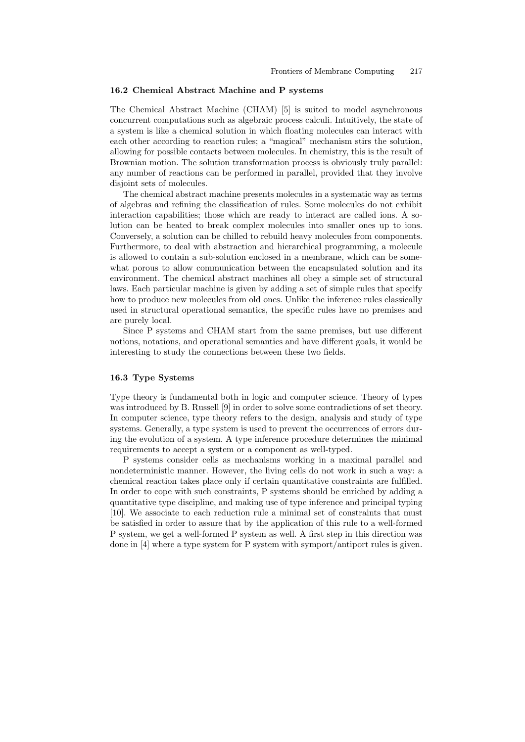### 16.2 Chemical Abstract Machine and P systems

The Chemical Abstract Machine (CHAM) [5] is suited to model asynchronous concurrent computations such as algebraic process calculi. Intuitively, the state of a system is like a chemical solution in which floating molecules can interact with each other according to reaction rules; a "magical" mechanism stirs the solution, allowing for possible contacts between molecules. In chemistry, this is the result of Brownian motion. The solution transformation process is obviously truly parallel: any number of reactions can be performed in parallel, provided that they involve disjoint sets of molecules.

The chemical abstract machine presents molecules in a systematic way as terms of algebras and refining the classification of rules. Some molecules do not exhibit interaction capabilities; those which are ready to interact are called ions. A solution can be heated to break complex molecules into smaller ones up to ions. Conversely, a solution can be chilled to rebuild heavy molecules from components. Furthermore, to deal with abstraction and hierarchical programming, a molecule is allowed to contain a sub-solution enclosed in a membrane, which can be somewhat porous to allow communication between the encapsulated solution and its environment. The chemical abstract machines all obey a simple set of structural laws. Each particular machine is given by adding a set of simple rules that specify how to produce new molecules from old ones. Unlike the inference rules classically used in structural operational semantics, the specific rules have no premises and are purely local.

Since P systems and CHAM start from the same premises, but use different notions, notations, and operational semantics and have different goals, it would be interesting to study the connections between these two fields.

### 16.3 Type Systems

Type theory is fundamental both in logic and computer science. Theory of types was introduced by B. Russell [9] in order to solve some contradictions of set theory. In computer science, type theory refers to the design, analysis and study of type systems. Generally, a type system is used to prevent the occurrences of errors during the evolution of a system. A type inference procedure determines the minimal requirements to accept a system or a component as well-typed.

P systems consider cells as mechanisms working in a maximal parallel and nondeterministic manner. However, the living cells do not work in such a way: a chemical reaction takes place only if certain quantitative constraints are fulfilled. In order to cope with such constraints, P systems should be enriched by adding a quantitative type discipline, and making use of type inference and principal typing [10]. We associate to each reduction rule a minimal set of constraints that must be satisfied in order to assure that by the application of this rule to a well-formed P system, we get a well-formed P system as well. A first step in this direction was done in [4] where a type system for P system with symport/antiport rules is given.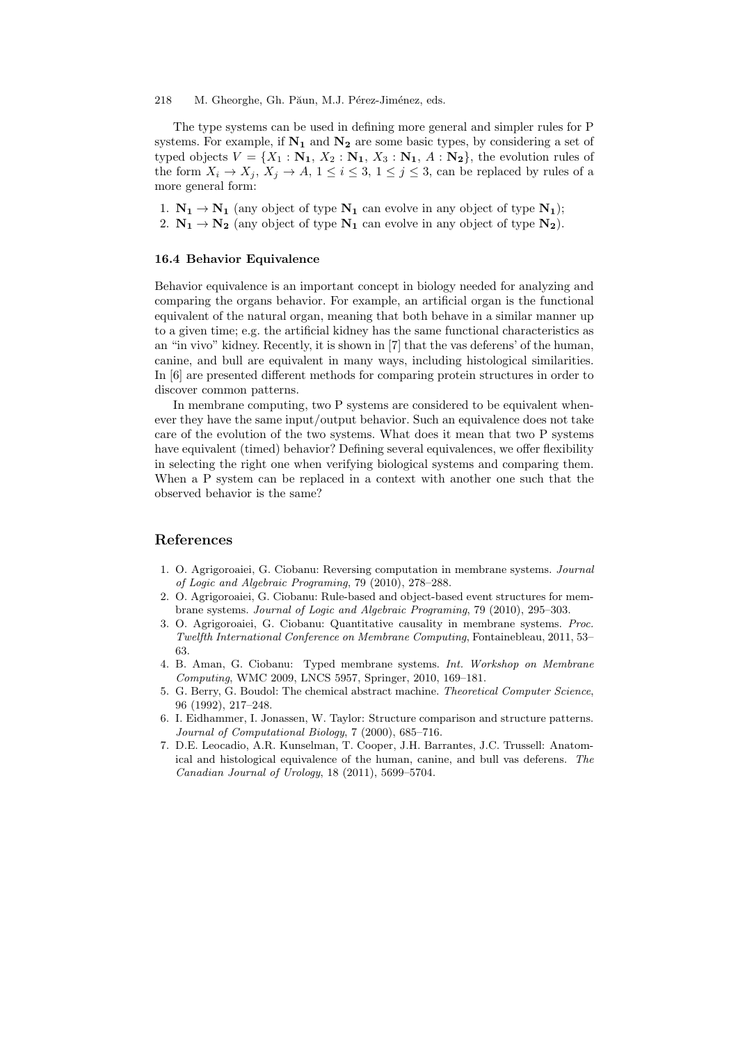The type systems can be used in defining more general and simpler rules for P systems. For example, if $\mathbf{N_1}$ and $\mathbf{N_2}$ are some basic types, by considering a set of typed objects $V = \{X_1 : \mathbf{N_1}, X_2 : \mathbf{N_1}, X_3 : \mathbf{N_1}, A : \mathbf{N_2}\}$, the evolution rules of the form $X_i \to X_j$, $X_j \to A$, $1 \leq i \leq 3$, $1 \leq j \leq 3$, can be replaced by rules of a more general form:

1. $\mathbf{N_1} \to \mathbf{N_1}$ (any object of type $\mathbf{N_1}$ can evolve in any object of type $\mathbf{N_1}$);
2. $\mathbf{N_1} \to \mathbf{N_2}$ (any object of type $\mathbf{N_1}$ can evolve in any object of type $\mathbf{N_2}$).

### 16.4 Behavior Equivalence

Behavior equivalence is an important concept in biology needed for analyzing and comparing the organs behavior. For example, an artificial organ is the functional equivalent of the natural organ, meaning that both behave in a similar manner up to a given time; e.g. the artificial kidney has the same functional characteristics as an "in vivo" kidney. Recently, it is shown in [7] that the vas deferens' of the human, canine, and bull are equivalent in many ways, including histological similarities. In [6] are presented different methods for comparing protein structures in order to discover common patterns.

In membrane computing, two P systems are considered to be equivalent whenever they have the same input/output behavior. Such an equivalence does not take care of the evolution of the two systems. What does it mean that two P systems have equivalent (timed) behavior? Defining several equivalences, we offer flexibility in selecting the right one when verifying biological systems and comparing them. When a P system can be replaced in a context with another one such that the observed behavior is the same?

## References

1. O. Agrigoroaiei, G. Ciobanu: Reversing computation in membrane systems. *Journal of Logic and Algebraic Programing*, 79 (2010), 278–288.
2. O. Agrigoroaiei, G. Ciobanu: Rule-based and object-based event structures for membrane systems. *Journal of Logic and Algebraic Programing*, 79 (2010), 295–303.
3. O. Agrigoroaiei, G. Ciobanu: Quantitative causality in membrane systems. *Proc. Twelfth International Conference on Membrane Computing*, Fontainebleau, 2011, 53–63.
4. B. Aman, G. Ciobanu: Typed membrane systems. *Int. Workshop on Membrane Computing*, WMC 2009, LNCS 5957, Springer, 2010, 169–181.
5. G. Berry, G. Boudol: The chemical abstract machine. *Theoretical Computer Science*, 96 (1992), 217–248.
6. I. Eidhammer, I. Jonassen, W. Taylor: Structure comparison and structure patterns. *Journal of Computational Biology*, 7 (2000), 685–716.
7. D.E. Leocadio, A.R. Kunselman, T. Cooper, J.H. Barrantes, J.C. Trussell: Anatomical and histological equivalence of the human, canine, and bull vas deferens. *The Canadian Journal of Urology*, 18 (2011), 5699–5704.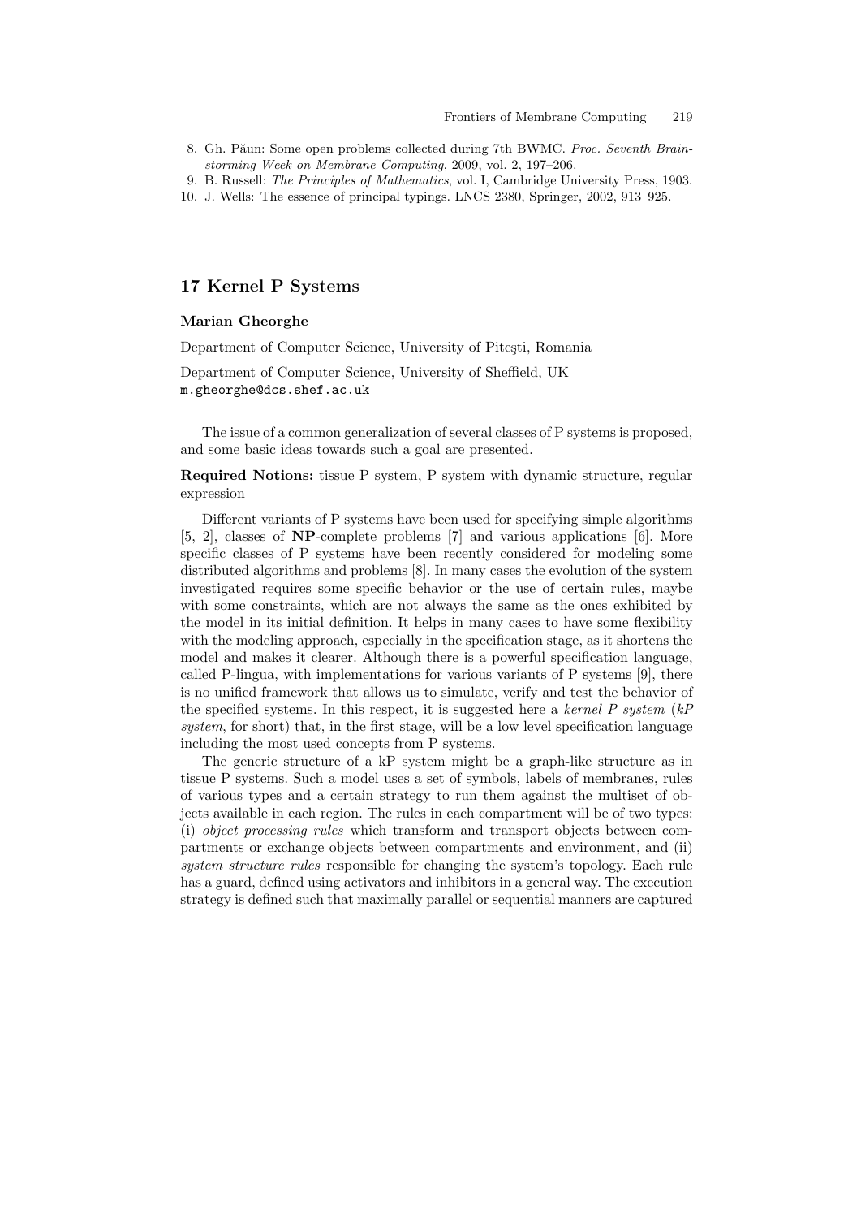8. Gh. Păun: Some open problems collected during 7th BWMC. *Proc. Seventh Brainstorming Week on Membrane Computing*, 2009, vol. 2, 197–206.
9. B. Russell: *The Principles of Mathematics*, vol. I, Cambridge University Press, 1903.
10. J. Wells: The essence of principal typings. LNCS 2380, Springer, 2002, 913–925.

## 17 Kernel P Systems

**Marian Gheorghe**

Department of Computer Science, University of Piteşti, Romania

Department of Computer Science, University of Sheffield, UK
m.gheorghe@dcs.shef.ac.uk

The issue of a common generalization of several classes of P systems is proposed, and some basic ideas towards such a goal are presented.

**Required Notions:** tissue P system, P system with dynamic structure, regular expression

Different variants of P systems have been used for specifying simple algorithms [5, 2], classes of **NP**-complete problems [7] and various applications [6]. More specific classes of P systems have been recently considered for modeling some distributed algorithms and problems [8]. In many cases the evolution of the system investigated requires some specific behavior or the use of certain rules, maybe with some constraints, which are not always the same as the ones exhibited by the model in its initial definition. It helps in many cases to have some flexibility with the modeling approach, especially in the specification stage, as it shortens the model and makes it clearer. Although there is a powerful specification language, called P-lingua, with implementations for various variants of P systems [9], there is no unified framework that allows us to simulate, verify and test the behavior of the specified systems. In this respect, it is suggested here a *kernel P system* (*kP system*, for short) that, in the first stage, will be a low level specification language including the most used concepts from P systems.

The generic structure of a kP system might be a graph-like structure as in tissue P systems. Such a model uses a set of symbols, labels of membranes, rules of various types and a certain strategy to run them against the multiset of objects available in each region. The rules in each compartment will be of two types: (i) *object processing rules* which transform and transport objects between compartments or exchange objects between compartments and environment, and (ii) *system structure rules* responsible for changing the system's topology. Each rule has a guard, defined using activators and inhibitors in a general way. The execution strategy is defined such that maximally parallel or sequential manners are captured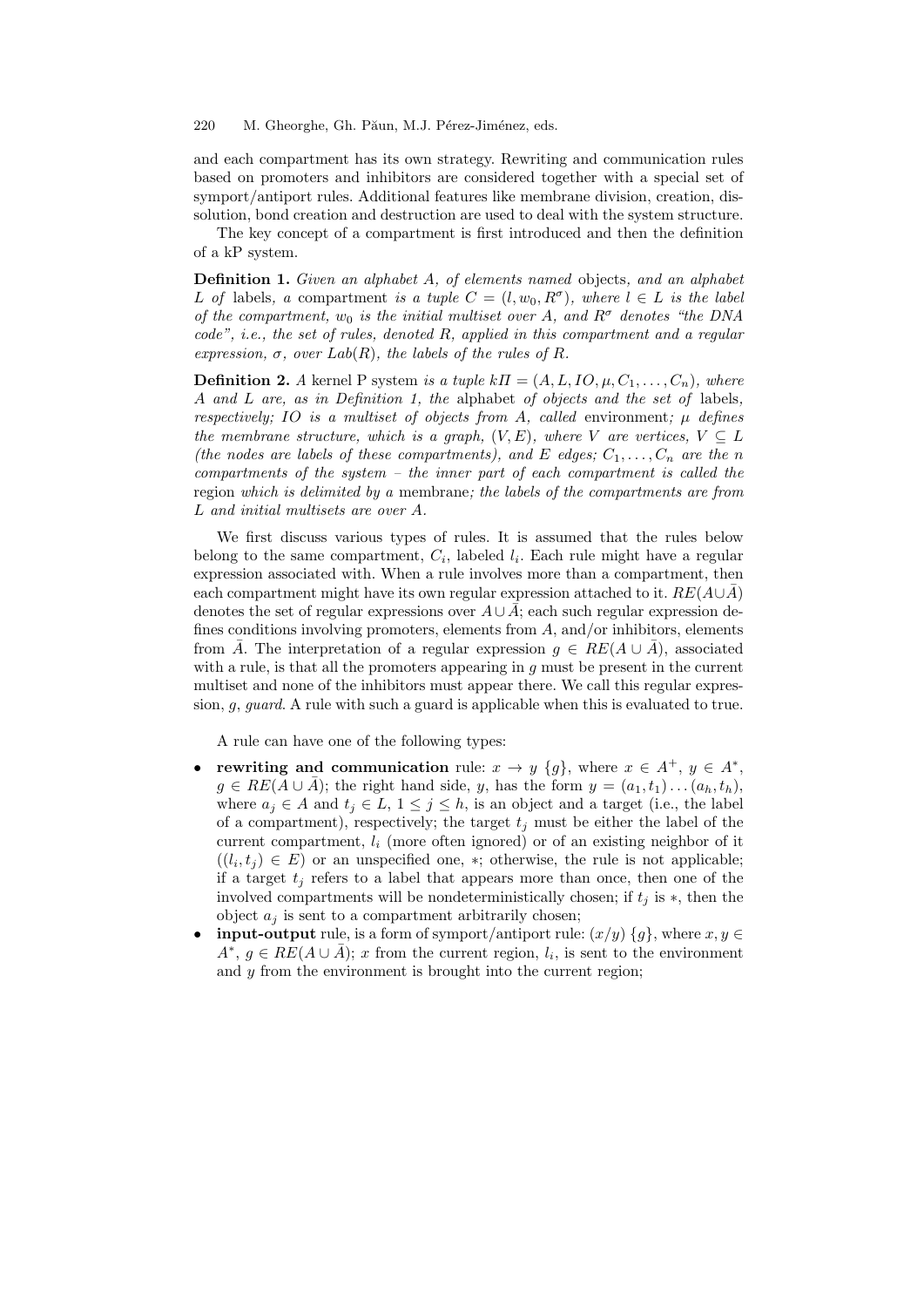and each compartment has its own strategy. Rewriting and communication rules based on promoters and inhibitors are considered together with a special set of symport/antiport rules. Additional features like membrane division, creation, dissolution, bond creation and destruction are used to deal with the system structure.

The key concept of a compartment is first introduced and then the definition of a kP system.

**Definition 1.** *Given an alphabet $A$, of elements named* objects*, and an alphabet $L$ of* labels*, a* compartment *is a tuple $C = (l, w_0, R^\sigma)$, where $l \in L$ is the label of the compartment, $w_0$ is the initial multiset over $A$, and $R^\sigma$ denotes "the DNA code", i.e., the set of rules, denoted $R$, applied in this compartment and a regular expression, $\sigma$, over $Lab(R)$, the labels of the rules of $R$.*

**Definition 2.** *A* kernel P system *is a tuple $k\Pi = (A, L, IO, \mu, C_1, \dots, C_n)$, where $A$ and $L$ are, as in Definition 1, the* alphabet *of objects and the set of* labels*, respectively; $IO$ is a multiset of objects from $A$, called* environment*; $\mu$ defines the membrane structure, which is a graph, $(V, E)$, where $V$ are vertices, $V \subseteq L$ (the nodes are labels of these compartments), and $E$ edges; $C_1, \dots, C_n$ are the $n$ compartments of the system – the inner part of each compartment is called the* region *which is delimited by a* membrane*; the labels of the compartments are from $L$ and initial multisets are over $A$.*

We first discuss various types of rules. It is assumed that the rules below belong to the same compartment, $C_i$, labeled $l_i$. Each rule might have a regular expression associated with. When a rule involves more than a compartment, then each compartment might have its own regular expression attached to it. $RE(A \cup \bar{A})$ denotes the set of regular expressions over $A \cup \bar{A}$; each such regular expression defines conditions involving promoters, elements from $A$, and/or inhibitors, elements from $\bar{A}$. The interpretation of a regular expression $g \in RE(A \cup \bar{A})$, associated with a rule, is that all the promoters appearing in $g$ must be present in the current multiset and none of the inhibitors must appear there. We call this regular expression, $g$, *guard*. A rule with such a guard is applicable when this is evaluated to true.

A rule can have one of the following types:

- **rewriting and communication** rule: $x \to y$ $\{g\}$, where $x \in A^+$, $y \in A^*$, $g \in RE(A \cup \bar{A})$; the right hand side, $y$, has the form $y = (a_1, t_1) \dots (a_h, t_h)$, where $a_j \in A$ and $t_j \in L$, $1 \le j \le h$, is an object and a target (i.e., the label of a compartment), respectively; the target $t_j$ must be either the label of the current compartment, $l_i$ (more often ignored) or of an existing neighbor of it ($(l_i, t_j) \in E$) or an unspecified one, $*$; otherwise, the rule is not applicable; if a target $t_j$ refers to a label that appears more than once, then one of the involved compartments will be nondeterministically chosen; if $t_j$ is $*$, then the object $a_j$ is sent to a compartment arbitrarily chosen;
- **input-output** rule, is a form of symport/antiport rule: $(x/y)$ $\{g\}$, where $x, y \in A^*$, $g \in RE(A \cup \bar{A})$; $x$ from the current region, $l_i$, is sent to the environment and $y$ from the environment is brought into the current region;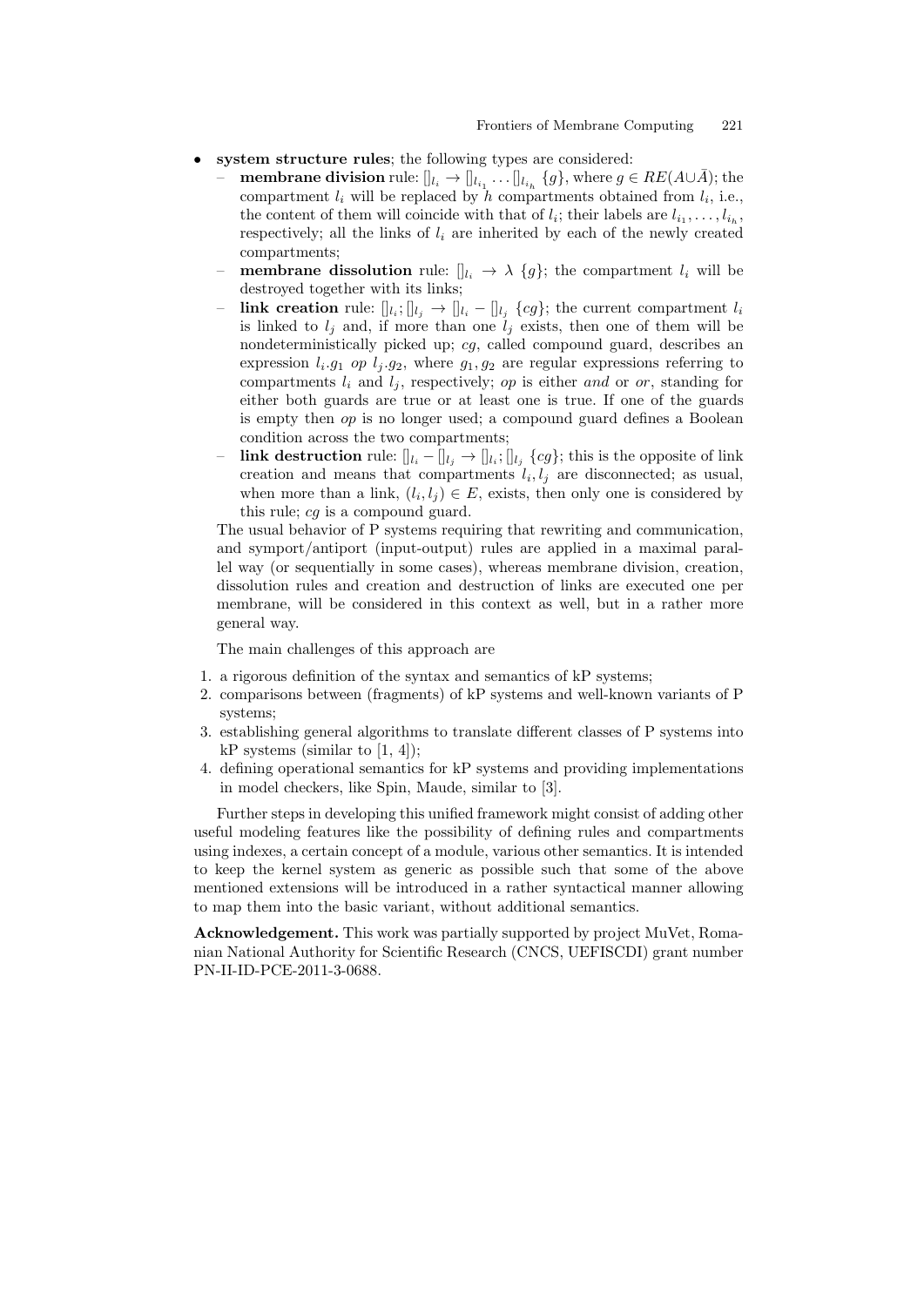- **system structure rules**; the following types are considered:
  - **membrane division** rule: $[]_{l_i} \rightarrow []_{l_{i_1}} \ldots []_{l_{i_h}} \{g\}$, where $g \in RE(A \cup \bar{A})$; the compartment $l_i$ will be replaced by $h$ compartments obtained from $l_i$, i.e., the content of them will coincide with that of $l_i$; their labels are $l_{i_1}, \ldots, l_{i_h}$, respectively; all the links of $l_i$ are inherited by each of the newly created compartments;
  - **membrane dissolution** rule: $[]_{l_i} \rightarrow \lambda \{g\}$; the compartment $l_i$ will be destroyed together with its links;
  - **link creation** rule: $[]_{l_i}; []_{l_j} \rightarrow []_{l_i} - []_{l_j} \{cg\}$; the current compartment $l_i$ is linked to $l_j$ and, if more than one $l_j$ exists, then one of them will be nondeterministically picked up; $cg$, called compound guard, describes an expression $l_i.g_1$ *op* $l_j.g_2$, where $g_1, g_2$ are regular expressions referring to compartments $l_i$ and $l_j$, respectively; *op* is either *and* or *or*, standing for either both guards are true or at least one is true. If one of the guards is empty then *op* is no longer used; a compound guard defines a Boolean condition across the two compartments;
  - **link destruction** rule: $[]_{l_i} - []_{l_j} \rightarrow []_{l_i}; []_{l_j} \{cg\}$; this is the opposite of link creation and means that compartments $l_i, l_j$ are disconnected; as usual, when more than a link, $(l_i, l_j) \in E$, exists, then only one is considered by this rule; $cg$ is a compound guard.

  The usual behavior of P systems requiring that rewriting and communication, and symport/antiport (input-output) rules are applied in a maximal parallel way (or sequentially in some cases), whereas membrane division, creation, dissolution rules and creation and destruction of links are executed one per membrane, will be considered in this context as well, but in a rather more general way.

The main challenges of this approach are

1. a rigorous definition of the syntax and semantics of kP systems;
2. comparisons between (fragments) of kP systems and well-known variants of P systems;
3. establishing general algorithms to translate different classes of P systems into kP systems (similar to [1, 4]);
4. defining operational semantics for kP systems and providing implementations in model checkers, like Spin, Maude, similar to [3].

Further steps in developing this unified framework might consist of adding other useful modeling features like the possibility of defining rules and compartments using indexes, a certain concept of a module, various other semantics. It is intended to keep the kernel system as generic as possible such that some of the above mentioned extensions will be introduced in a rather syntactical manner allowing to map them into the basic variant, without additional semantics.

**Acknowledgement.** This work was partially supported by project MuVet, Romanian National Authority for Scientific Research (CNCS, UEFISCDI) grant number PN-II-ID-PCE-2011-3-0688.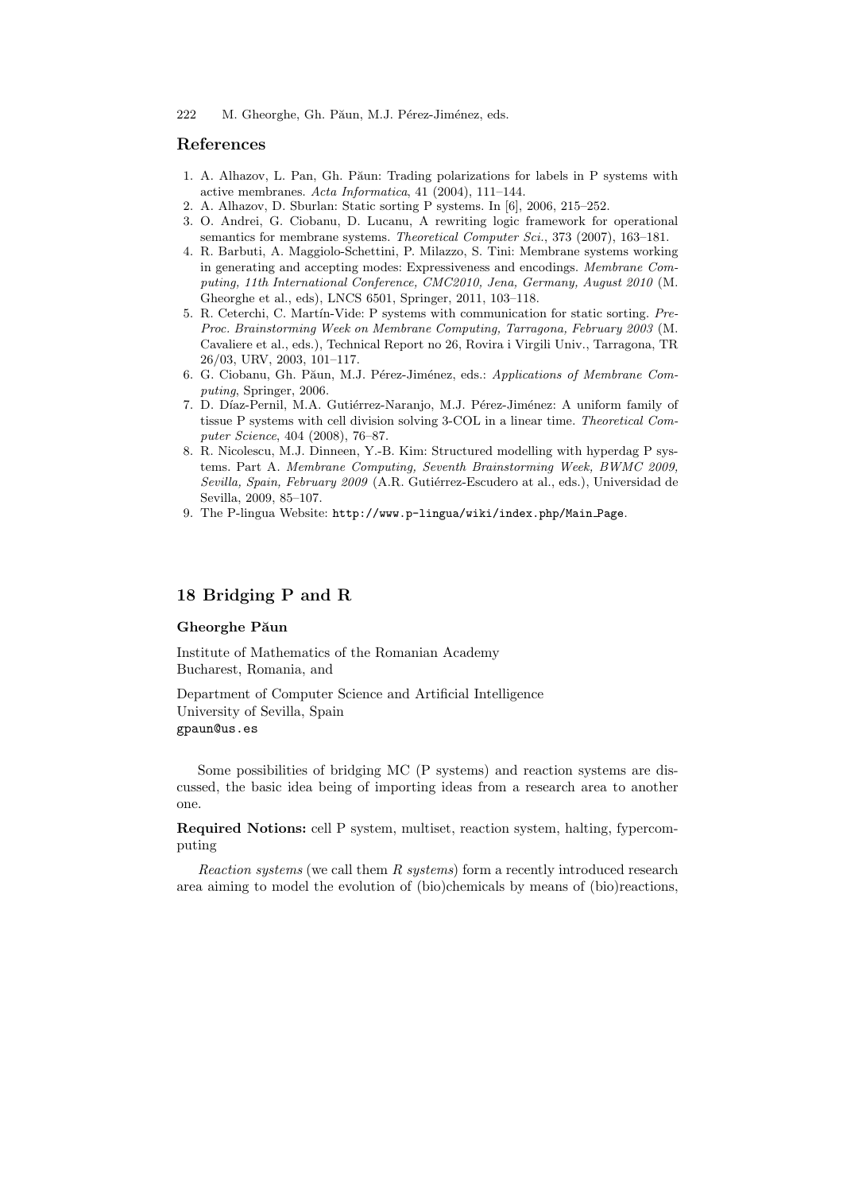## References

1. A. Alhazov, L. Pan, Gh. Păun: Trading polarizations for labels in P systems with active membranes. *Acta Informatica*, 41 (2004), 111–144.
2. A. Alhazov, D. Sburlan: Static sorting P systems. In [6], 2006, 215–252.
3. O. Andrei, G. Ciobanu, D. Lucanu, A rewriting logic framework for operational semantics for membrane systems. *Theoretical Computer Sci.*, 373 (2007), 163–181.
4. R. Barbuti, A. Maggiolo-Schettini, P. Milazzo, S. Tini: Membrane systems working in generating and accepting modes: Expressiveness and encodings. *Membrane Computing, 11th International Conference, CMC2010, Jena, Germany, August 2010* (M. Gheorghe et al., eds), LNCS 6501, Springer, 2011, 103–118.
5. R. Ceterchi, C. Martín-Vide: P systems with communication for static sorting. *Pre-Proc. Brainstorming Week on Membrane Computing, Tarragona, February 2003* (M. Cavaliere et al., eds.), Technical Report no 26, Rovira i Virgili Univ., Tarragona, TR 26/03, URV, 2003, 101–117.
6. G. Ciobanu, Gh. Păun, M.J. Pérez-Jiménez, eds.: *Applications of Membrane Computing*, Springer, 2006.
7. D. Díaz-Pernil, M.A. Gutiérrez-Naranjo, M.J. Pérez-Jiménez: A uniform family of tissue P systems with cell division solving 3-COL in a linear time. *Theoretical Computer Science*, 404 (2008), 76–87.
8. R. Nicolescu, M.J. Dinneen, Y.-B. Kim: Structured modelling with hyperdag P systems. Part A. *Membrane Computing, Seventh Brainstorming Week, BWMC 2009, Sevilla, Spain, February 2009* (A.R. Gutiérrez-Escudero at al., eds.), Universidad de Sevilla, 2009, 85–107.
9. The P-lingua Website: `http://www.p-lingua/wiki/index.php/Main_Page`.

# 18 Bridging P and R

**Gheorghe Păun**

Institute of Mathematics of the Romanian Academy
Bucharest, Romania, and

Department of Computer Science and Artificial Intelligence
University of Sevilla, Spain
`gpaun@us.es`

Some possibilities of bridging MC (P systems) and reaction systems are discussed, the basic idea being of importing ideas from a research area to another one.

**Required Notions:** cell P system, multiset, reaction system, halting, fypercomputing

*Reaction systems* (we call them *R systems*) form a recently introduced research area aiming to model the evolution of (bio)chemicals by means of (bio)reactions,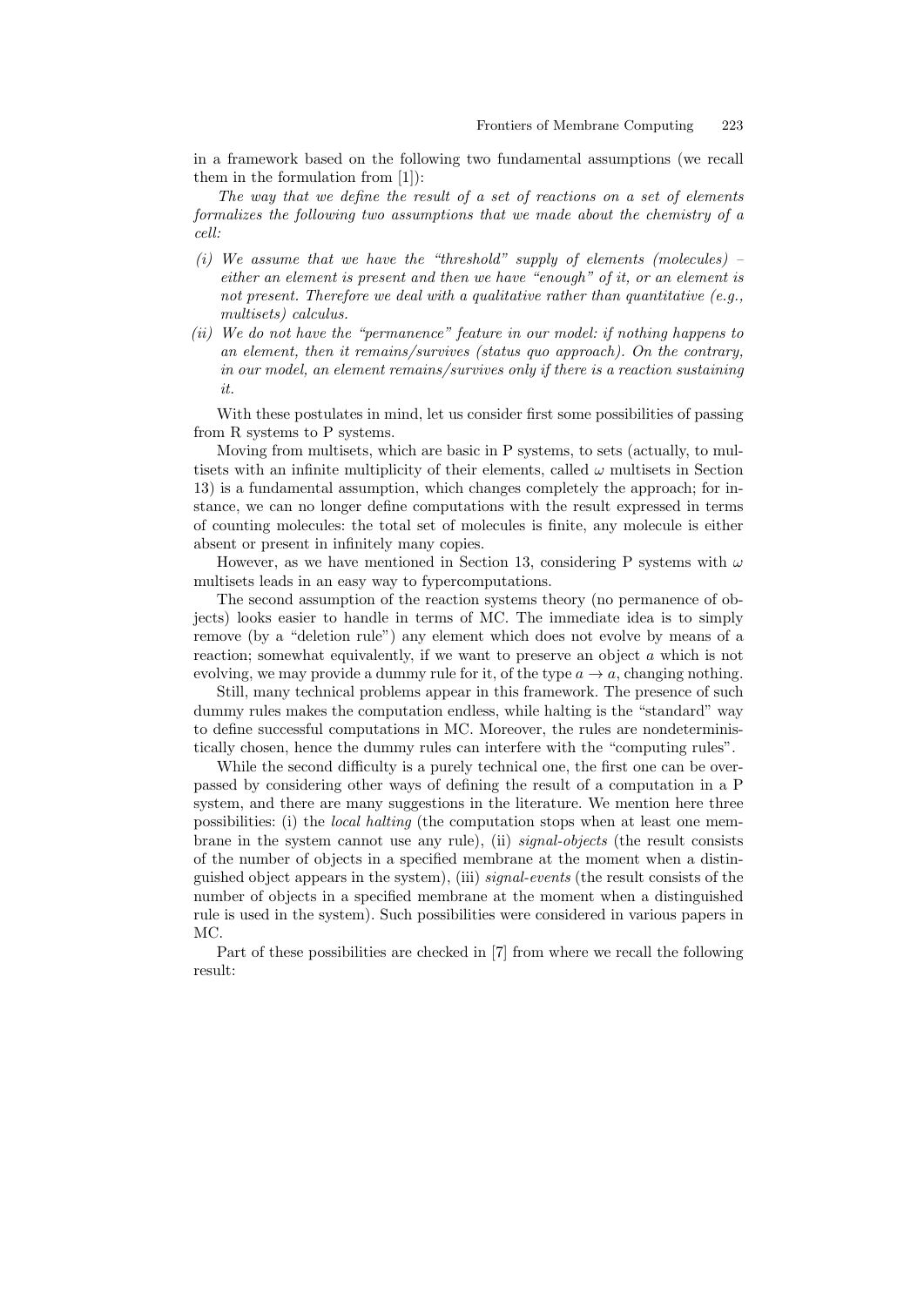in a framework based on the following two fundamental assumptions (we recall them in the formulation from [1]):

*The way that we define the result of a set of reactions on a set of elements formalizes the following two assumptions that we made about the chemistry of a cell:*

*(i) We assume that we have the "threshold" supply of elements (molecules) – either an element is present and then we have "enough" of it, or an element is not present. Therefore we deal with a qualitative rather than quantitative (e.g., multisets) calculus.*

*(ii) We do not have the "permanence" feature in our model: if nothing happens to an element, then it remains/survives (status quo approach). On the contrary, in our model, an element remains/survives only if there is a reaction sustaining it.*

With these postulates in mind, let us consider first some possibilities of passing from R systems to P systems.

Moving from multisets, which are basic in P systems, to sets (actually, to multisets with an infinite multiplicity of their elements, called $\omega$ multisets in Section 13) is a fundamental assumption, which changes completely the approach; for instance, we can no longer define computations with the result expressed in terms of counting molecules: the total set of molecules is finite, any molecule is either absent or present in infinitely many copies.

However, as we have mentioned in Section 13, considering P systems with $\omega$ multisets leads in an easy way to fypercomputations.

The second assumption of the reaction systems theory (no permanence of objects) looks easier to handle in terms of MC. The immediate idea is to simply remove (by a "deletion rule") any element which does not evolve by means of a reaction; somewhat equivalently, if we want to preserve an object $a$ which is not evolving, we may provide a dummy rule for it, of the type $a \to a$, changing nothing.

Still, many technical problems appear in this framework. The presence of such dummy rules makes the computation endless, while halting is the "standard" way to define successful computations in MC. Moreover, the rules are nondeterministically chosen, hence the dummy rules can interfere with the "computing rules".

While the second difficulty is a purely technical one, the first one can be overpassed by considering other ways of defining the result of a computation in a P system, and there are many suggestions in the literature. We mention here three possibilities: (i) the *local halting* (the computation stops when at least one membrane in the system cannot use any rule), (ii) *signal-objects* (the result consists of the number of objects in a specified membrane at the moment when a distinguished object appears in the system), (iii) *signal-events* (the result consists of the number of objects in a specified membrane at the moment when a distinguished rule is used in the system). Such possibilities were considered in various papers in MC.

Part of these possibilities are checked in [7] from where we recall the following result: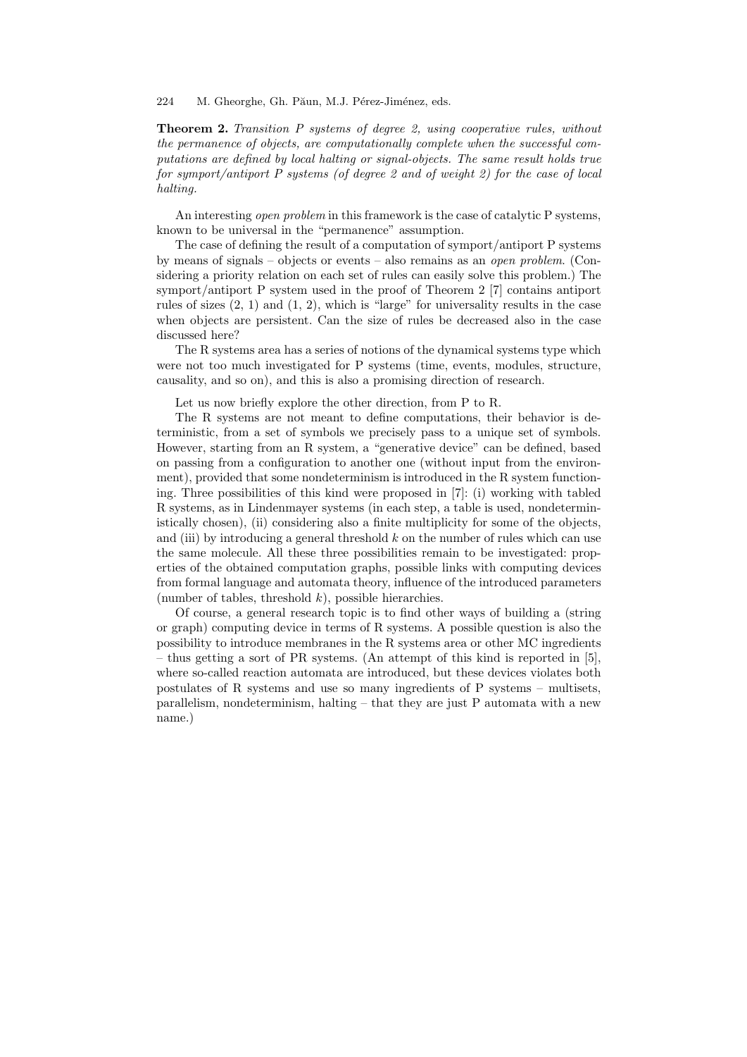**Theorem 2.** *Transition P systems of degree 2, using cooperative rules, without the permanence of objects, are computationally complete when the successful computations are defined by local halting or signal-objects. The same result holds true for symport/antiport P systems (of degree 2 and of weight 2) for the case of local halting.*

An interesting *open problem* in this framework is the case of catalytic P systems, known to be universal in the "permanence" assumption.

The case of defining the result of a computation of symport/antiport P systems by means of signals – objects or events – also remains as an *open problem*. (Considering a priority relation on each set of rules can easily solve this problem.) The symport/antiport P system used in the proof of Theorem 2 [7] contains antiport rules of sizes (2, 1) and (1, 2), which is "large" for universality results in the case when objects are persistent. Can the size of rules be decreased also in the case discussed here?

The R systems area has a series of notions of the dynamical systems type which were not too much investigated for P systems (time, events, modules, structure, causality, and so on), and this is also a promising direction of research.

Let us now briefly explore the other direction, from P to R.

The R systems are not meant to define computations, their behavior is deterministic, from a set of symbols we precisely pass to a unique set of symbols. However, starting from an R system, a "generative device" can be defined, based on passing from a configuration to another one (without input from the environment), provided that some nondeterminism is introduced in the R system functioning. Three possibilities of this kind were proposed in [7]: (i) working with tabled R systems, as in Lindenmayer systems (in each step, a table is used, nondeterministically chosen), (ii) considering also a finite multiplicity for some of the objects, and (iii) by introducing a general threshold $k$ on the number of rules which can use the same molecule. All these three possibilities remain to be investigated: properties of the obtained computation graphs, possible links with computing devices from formal language and automata theory, influence of the introduced parameters (number of tables, threshold $k$), possible hierarchies.

Of course, a general research topic is to find other ways of building a (string or graph) computing device in terms of R systems. A possible question is also the possibility to introduce membranes in the R systems area or other MC ingredients – thus getting a sort of PR systems. (An attempt of this kind is reported in [5], where so-called reaction automata are introduced, but these devices violates both postulates of R systems and use so many ingredients of P systems – multisets, parallelism, nondeterminism, halting – that they are just P automata with a new name.)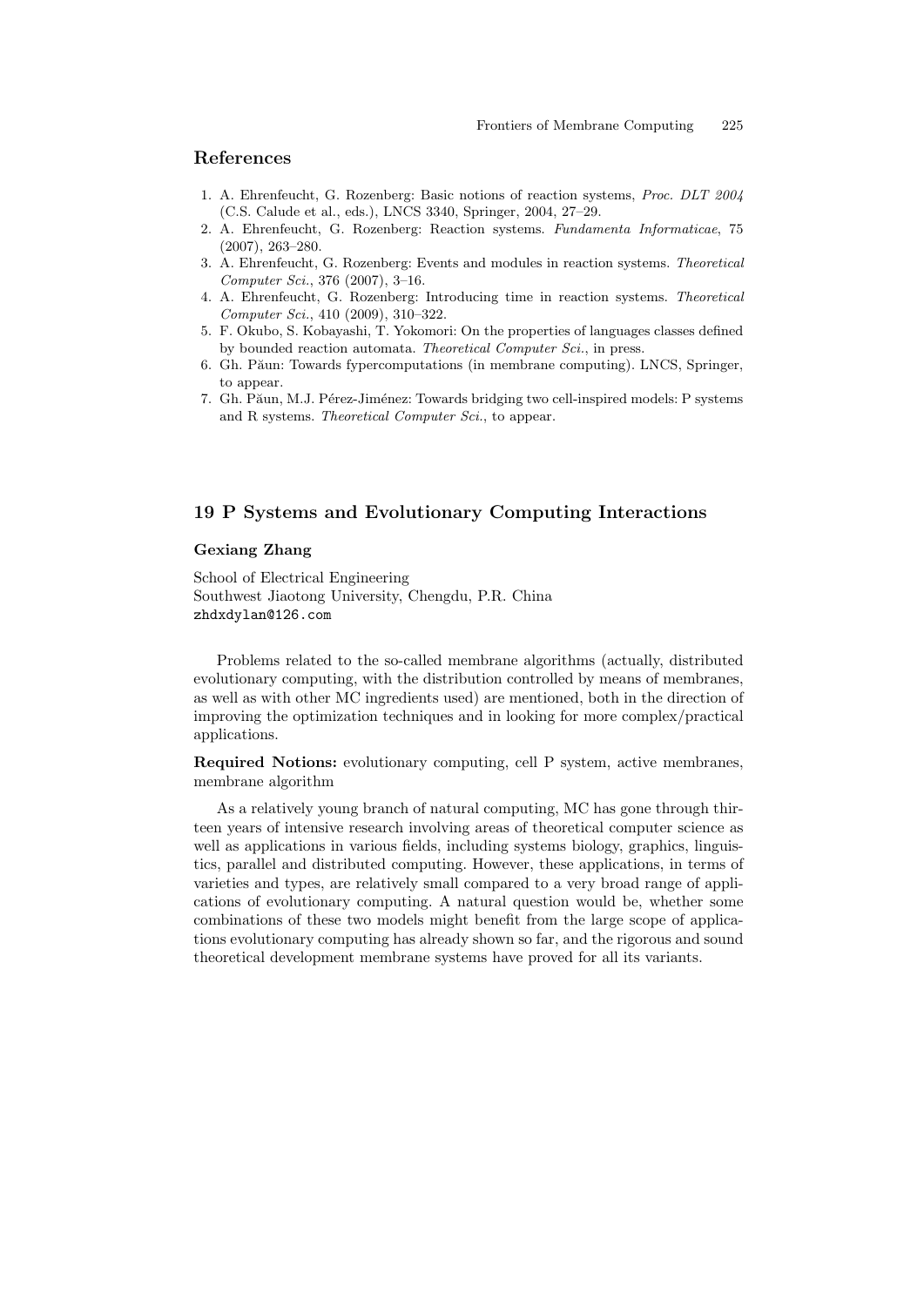## References

1. A. Ehrenfeucht, G. Rozenberg: Basic notions of reaction systems, *Proc. DLT 2004* (C.S. Calude et al., eds.), LNCS 3340, Springer, 2004, 27–29.
2. A. Ehrenfeucht, G. Rozenberg: Reaction systems. *Fundamenta Informaticae*, 75 (2007), 263–280.
3. A. Ehrenfeucht, G. Rozenberg: Events and modules in reaction systems. *Theoretical Computer Sci.*, 376 (2007), 3–16.
4. A. Ehrenfeucht, G. Rozenberg: Introducing time in reaction systems. *Theoretical Computer Sci.*, 410 (2009), 310–322.
5. F. Okubo, S. Kobayashi, T. Yokomori: On the properties of languages classes defined by bounded reaction automata. *Theoretical Computer Sci.*, in press.
6. Gh. Păun: Towards fypercomputations (in membrane computing). LNCS, Springer, to appear.
7. Gh. Păun, M.J. Pérez-Jiménez: Towards bridging two cell-inspired models: P systems and R systems. *Theoretical Computer Sci.*, to appear.

## 19 P Systems and Evolutionary Computing Interactions

**Gexiang Zhang**

School of Electrical Engineering
Southwest Jiaotong University, Chengdu, P.R. China
zhdxdylan@126.com

Problems related to the so-called membrane algorithms (actually, distributed evolutionary computing, with the distribution controlled by means of membranes, as well as with other MC ingredients used) are mentioned, both in the direction of improving the optimization techniques and in looking for more complex/practical applications.

**Required Notions:** evolutionary computing, cell P system, active membranes, membrane algorithm

As a relatively young branch of natural computing, MC has gone through thirteen years of intensive research involving areas of theoretical computer science as well as applications in various fields, including systems biology, graphics, linguistics, parallel and distributed computing. However, these applications, in terms of varieties and types, are relatively small compared to a very broad range of applications of evolutionary computing. A natural question would be, whether some combinations of these two models might benefit from the large scope of applications evolutionary computing has already shown so far, and the rigorous and sound theoretical development membrane systems have proved for all its variants.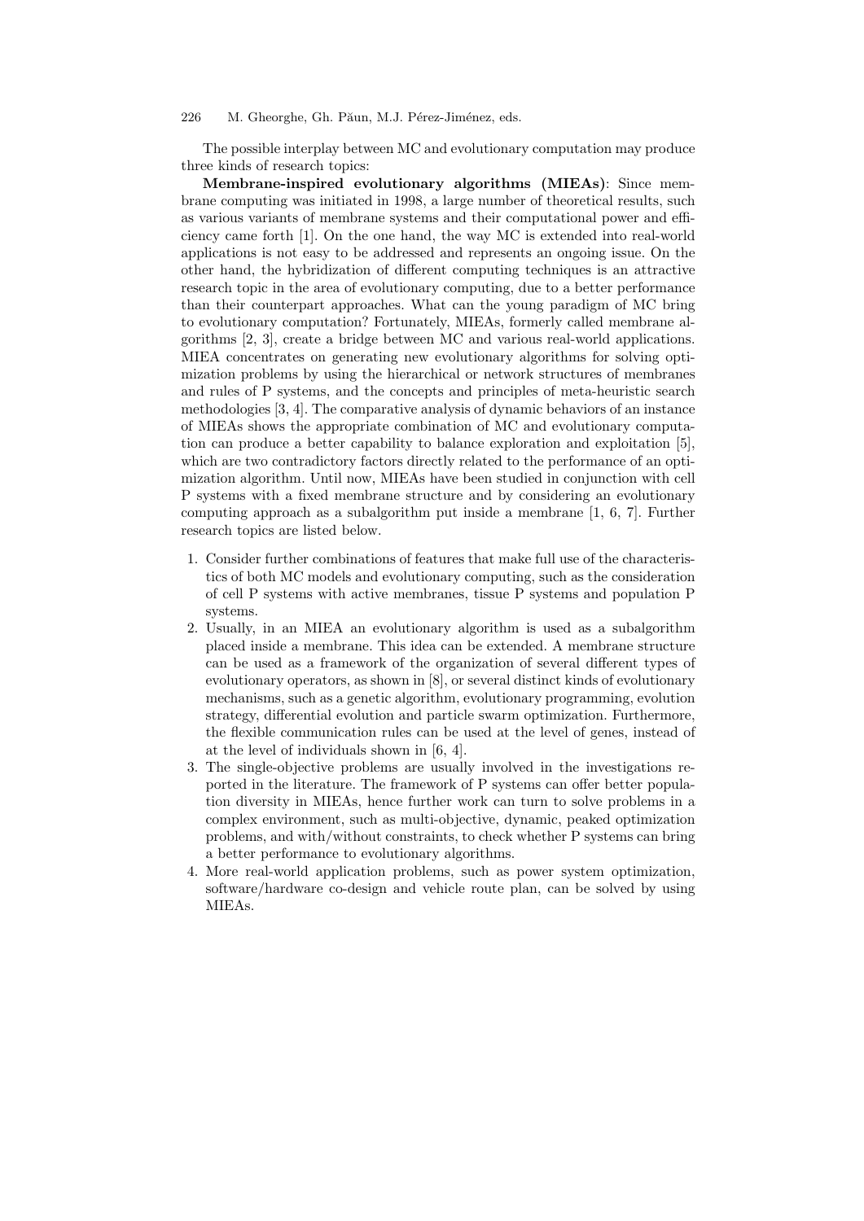The possible interplay between MC and evolutionary computation may produce three kinds of research topics:

**Membrane-inspired evolutionary algorithms (MIEAs)**: Since membrane computing was initiated in 1998, a large number of theoretical results, such as various variants of membrane systems and their computational power and efficiency came forth [1]. On the one hand, the way MC is extended into real-world applications is not easy to be addressed and represents an ongoing issue. On the other hand, the hybridization of different computing techniques is an attractive research topic in the area of evolutionary computing, due to a better performance than their counterpart approaches. What can the young paradigm of MC bring to evolutionary computation? Fortunately, MIEAs, formerly called membrane algorithms [2, 3], create a bridge between MC and various real-world applications. MIEA concentrates on generating new evolutionary algorithms for solving optimization problems by using the hierarchical or network structures of membranes and rules of P systems, and the concepts and principles of meta-heuristic search methodologies [3, 4]. The comparative analysis of dynamic behaviors of an instance of MIEAs shows the appropriate combination of MC and evolutionary computation can produce a better capability to balance exploration and exploitation [5], which are two contradictory factors directly related to the performance of an optimization algorithm. Until now, MIEAs have been studied in conjunction with cell P systems with a fixed membrane structure and by considering an evolutionary computing approach as a subalgorithm put inside a membrane [1, 6, 7]. Further research topics are listed below.

1. Consider further combinations of features that make full use of the characteristics of both MC models and evolutionary computing, such as the consideration of cell P systems with active membranes, tissue P systems and population P systems.
2. Usually, in an MIEA an evolutionary algorithm is used as a subalgorithm placed inside a membrane. This idea can be extended. A membrane structure can be used as a framework of the organization of several different types of evolutionary operators, as shown in [8], or several distinct kinds of evolutionary mechanisms, such as a genetic algorithm, evolutionary programming, evolution strategy, differential evolution and particle swarm optimization. Furthermore, the flexible communication rules can be used at the level of genes, instead of at the level of individuals shown in [6, 4].
3. The single-objective problems are usually involved in the investigations reported in the literature. The framework of P systems can offer better population diversity in MIEAs, hence further work can turn to solve problems in a complex environment, such as multi-objective, dynamic, peaked optimization problems, and with/without constraints, to check whether P systems can bring a better performance to evolutionary algorithms.
4. More real-world application problems, such as power system optimization, software/hardware co-design and vehicle route plan, can be solved by using MIEAs.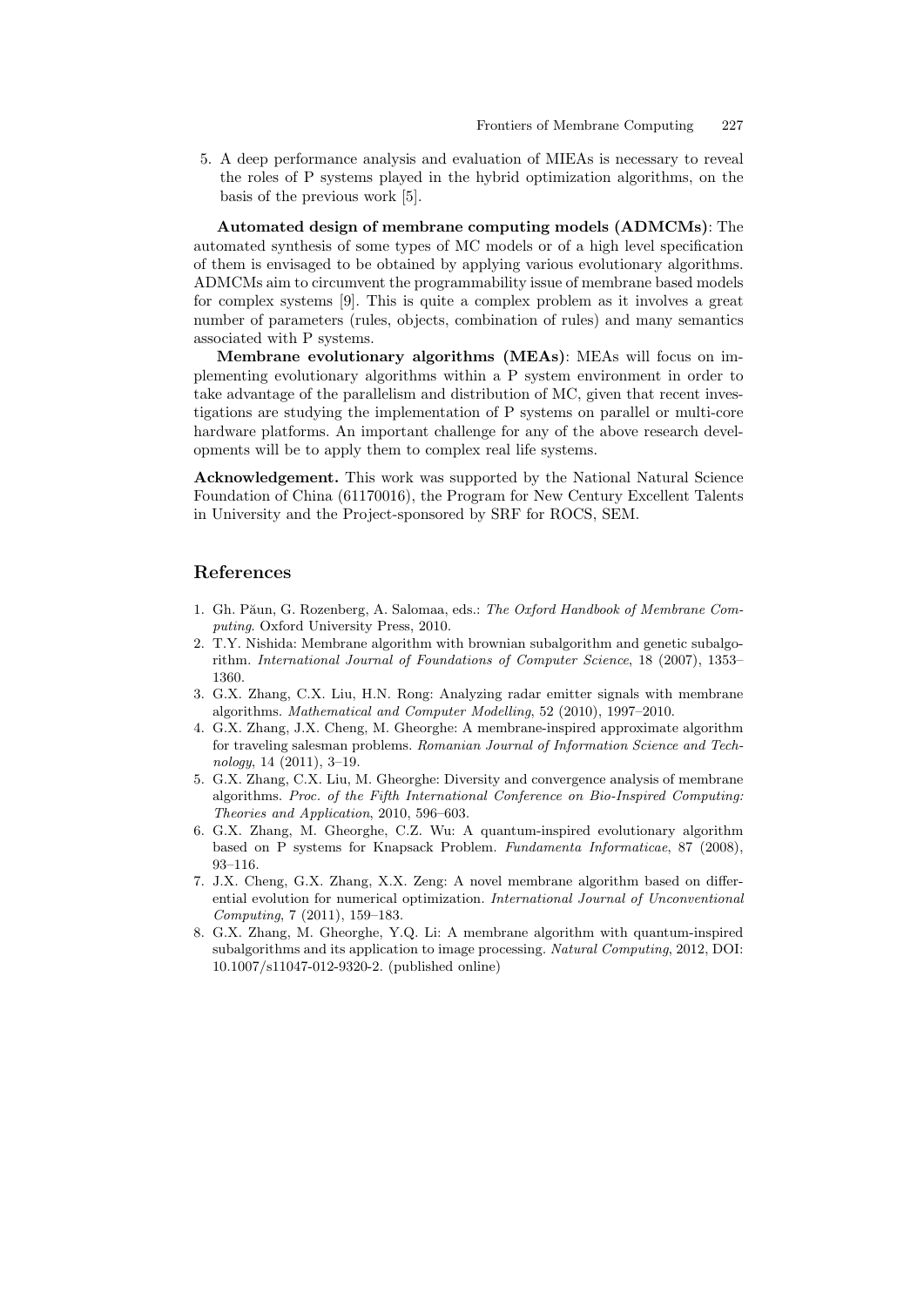5. A deep performance analysis and evaluation of MIEAs is necessary to reveal the roles of P systems played in the hybrid optimization algorithms, on the basis of the previous work [5].

**Automated design of membrane computing models (ADMCMs)**: The automated synthesis of some types of MC models or of a high level specification of them is envisaged to be obtained by applying various evolutionary algorithms. ADMCMs aim to circumvent the programmability issue of membrane based models for complex systems [9]. This is quite a complex problem as it involves a great number of parameters (rules, objects, combination of rules) and many semantics associated with P systems.

**Membrane evolutionary algorithms (MEAs)**: MEAs will focus on implementing evolutionary algorithms within a P system environment in order to take advantage of the parallelism and distribution of MC, given that recent investigations are studying the implementation of P systems on parallel or multi-core hardware platforms. An important challenge for any of the above research developments will be to apply them to complex real life systems.

**Acknowledgement.** This work was supported by the National Natural Science Foundation of China (61170016), the Program for New Century Excellent Talents in University and the Project-sponsored by SRF for ROCS, SEM.

## References

1. Gh. Păun, G. Rozenberg, A. Salomaa, eds.: *The Oxford Handbook of Membrane Computing*. Oxford University Press, 2010.
2. T.Y. Nishida: Membrane algorithm with brownian subalgorithm and genetic subalgorithm. *International Journal of Foundations of Computer Science*, 18 (2007), 1353–1360.
3. G.X. Zhang, C.X. Liu, H.N. Rong: Analyzing radar emitter signals with membrane algorithms. *Mathematical and Computer Modelling*, 52 (2010), 1997–2010.
4. G.X. Zhang, J.X. Cheng, M. Gheorghe: A membrane-inspired approximate algorithm for traveling salesman problems. *Romanian Journal of Information Science and Technology*, 14 (2011), 3–19.
5. G.X. Zhang, C.X. Liu, M. Gheorghe: Diversity and convergence analysis of membrane algorithms. *Proc. of the Fifth International Conference on Bio-Inspired Computing: Theories and Application*, 2010, 596–603.
6. G.X. Zhang, M. Gheorghe, C.Z. Wu: A quantum-inspired evolutionary algorithm based on P systems for Knapsack Problem. *Fundamenta Informaticae*, 87 (2008), 93–116.
7. J.X. Cheng, G.X. Zhang, X.X. Zeng: A novel membrane algorithm based on differential evolution for numerical optimization. *International Journal of Unconventional Computing*, 7 (2011), 159–183.
8. G.X. Zhang, M. Gheorghe, Y.Q. Li: A membrane algorithm with quantum-inspired subalgorithms and its application to image processing. *Natural Computing*, 2012, DOI: 10.1007/s11047-012-9320-2. (published online)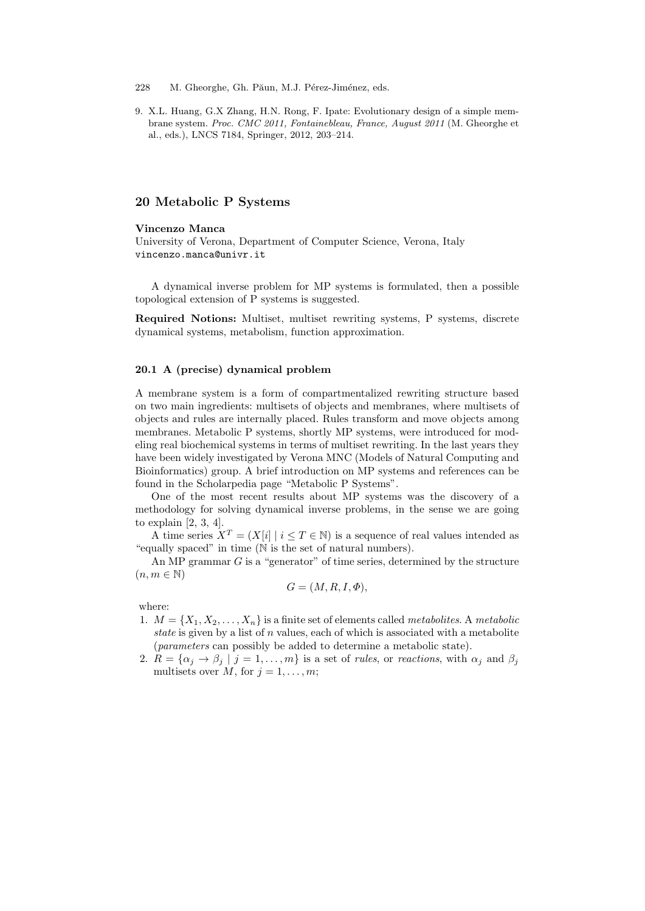9. X.L. Huang, G.X Zhang, H.N. Rong, F. Ipate: Evolutionary design of a simple membrane system. *Proc. CMC 2011, Fontainebleau, France, August 2011* (M. Gheorghe et al., eds.), LNCS 7184, Springer, 2012, 203–214.

## 20 Metabolic P Systems

**Vincenzo Manca**
University of Verona, Department of Computer Science, Verona, Italy
vincenzo.manca@univr.it

A dynamical inverse problem for MP systems is formulated, then a possible topological extension of P systems is suggested.

**Required Notions:** Multiset, multiset rewriting systems, P systems, discrete dynamical systems, metabolism, function approximation.

### 20.1 A (precise) dynamical problem

A membrane system is a form of compartmentalized rewriting structure based on two main ingredients: multisets of objects and membranes, where multisets of objects and rules are internally placed. Rules transform and move objects among membranes. Metabolic P systems, shortly MP systems, were introduced for modeling real biochemical systems in terms of multiset rewriting. In the last years they have been widely investigated by Verona MNC (Models of Natural Computing and Bioinformatics) group. A brief introduction on MP systems and references can be found in the Scholarpedia page "Metabolic P Systems".

One of the most recent results about MP systems was the discovery of a methodology for solving dynamical inverse problems, in the sense we are going to explain [2, 3, 4].

A time series $X^T = (X[i] \mid i \leq T \in \mathbb{N})$ is a sequence of real values intended as "equally spaced" in time ($\mathbb{N}$ is the set of natural numbers).

An MP grammar $G$ is a "generator" of time series, determined by the structure ($n, m \in \mathbb{N}$)

$$G = (M, R, I, \Phi),$$

where:

1. $M = \{X_1, X_2, \ldots, X_n\}$ is a finite set of elements called *metabolites*. A *metabolic state* is given by a list of $n$ values, each of which is associated with a metabolite (*parameters* can possibly be added to determine a metabolic state).
2. $R = \{\alpha_j \to \beta_j \mid j = 1, \ldots, m\}$ is a set of *rules*, or *reactions*, with $\alpha_j$ and $\beta_j$ multisets over $M$, for $j = 1, \ldots, m$;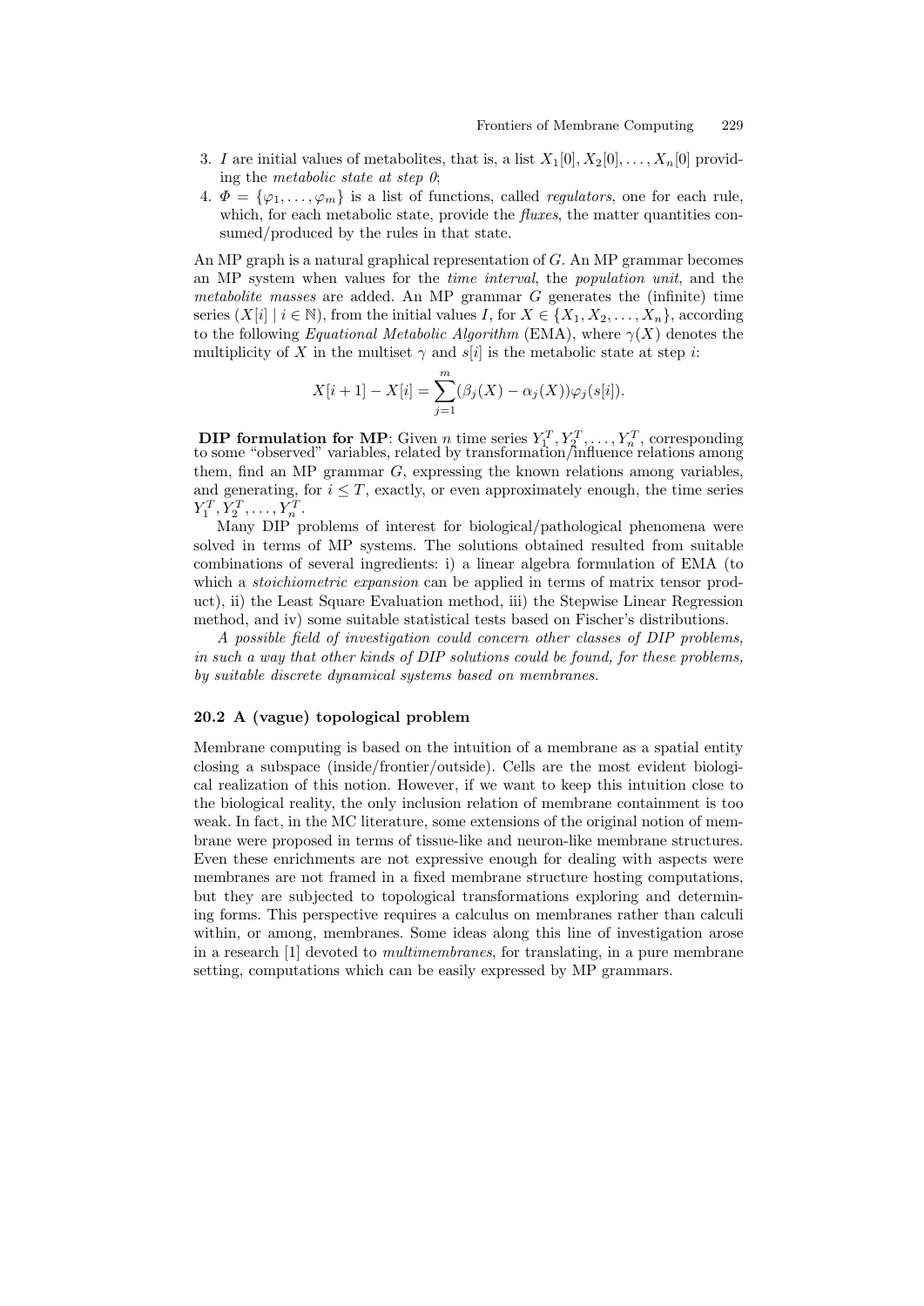3. $I$ are initial values of metabolites, that is, a list $X_1[0], X_2[0], \ldots, X_n[0]$ providing the *metabolic state at step 0*;
4. $\Phi = \{\varphi_1, \ldots, \varphi_m\}$ is a list of functions, called *regulators*, one for each rule, which, for each metabolic state, provide the *fluxes*, the matter quantities consumed/produced by the rules in that state.

An MP graph is a natural graphical representation of $G$. An MP grammar becomes an MP system when values for the *time interval*, the *population unit*, and the *metabolite masses* are added. An MP grammar $G$ generates the (infinite) time series $(X[i] \mid i \in \mathbb{N})$, from the initial values $I$, for $X \in \{X_1, X_2, \ldots, X_n\}$, according to the following *Equational Metabolic Algorithm* (EMA), where $\gamma(X)$ denotes the multiplicity of $X$ in the multiset $\gamma$ and $s[i]$ is the metabolic state at step $i$:

$$X[i+1] - X[i] = \sum_{j=1}^{m} (\beta_j(X) - \alpha_j(X))\varphi_j(s[i]).$$

**DIP formulation for MP**: Given $n$ time series $Y_1^T, Y_2^T, \ldots, Y_n^T$, corresponding to some "observed" variables, related by transformation/influence relations among them, find an MP grammar $G$, expressing the known relations among variables, and generating, for $i \leq T$, exactly, or even approximately enough, the time series $Y_1^T, Y_2^T, \ldots, Y_n^T$.

Many DIP problems of interest for biological/pathological phenomena were solved in terms of MP systems. The solutions obtained resulted from suitable combinations of several ingredients: i) a linear algebra formulation of EMA (to which a *stoichiometric expansion* can be applied in terms of matrix tensor product), ii) the Least Square Evaluation method, iii) the Stepwise Linear Regression method, and iv) some suitable statistical tests based on Fischer's distributions.

*A possible field of investigation could concern other classes of DIP problems, in such a way that other kinds of DIP solutions could be found, for these problems, by suitable discrete dynamical systems based on membranes.*

### 20.2 A (vague) topological problem

Membrane computing is based on the intuition of a membrane as a spatial entity closing a subspace (inside/frontier/outside). Cells are the most evident biological realization of this notion. However, if we want to keep this intuition close to the biological reality, the only inclusion relation of membrane containment is too weak. In fact, in the MC literature, some extensions of the original notion of membrane were proposed in terms of tissue-like and neuron-like membrane structures. Even these enrichments are not expressive enough for dealing with aspects were membranes are not framed in a fixed membrane structure hosting computations, but they are subjected to topological transformations exploring and determining forms. This perspective requires a calculus on membranes rather than calculi within, or among, membranes. Some ideas along this line of investigation arose in a research [1] devoted to *multimembranes*, for translating, in a pure membrane setting, computations which can be easily expressed by MP grammars.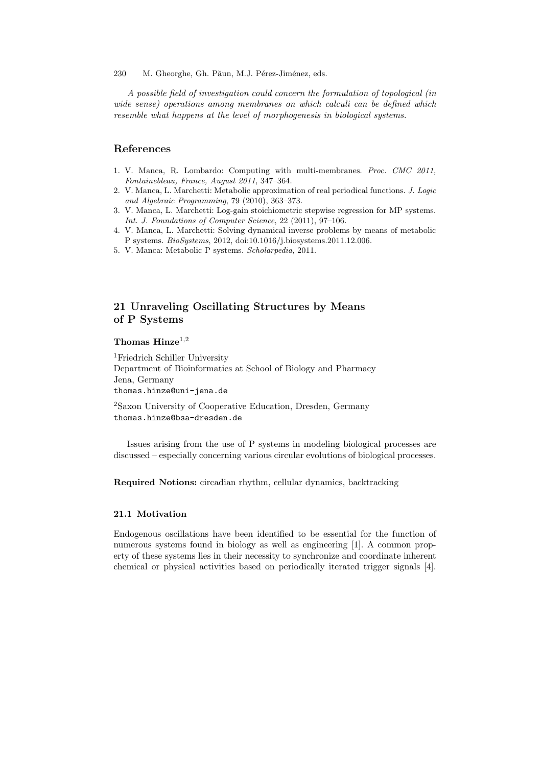*A possible field of investigation could concern the formulation of topological (in wide sense) operations among membranes on which calculi can be defined which resemble what happens at the level of morphogenesis in biological systems.*

## References

1. V. Manca, R. Lombardo: Computing with multi-membranes. *Proc. CMC 2011, Fontainebleau, France, August 2011*, 347–364.
2. V. Manca, L. Marchetti: Metabolic approximation of real periodical functions. *J. Logic and Algebraic Programming*, 79 (2010), 363–373.
3. V. Manca, L. Marchetti: Log-gain stoichiometric stepwise regression for MP systems. *Int. J. Foundations of Computer Science*, 22 (2011), 97–106.
4. V. Manca, L. Marchetti: Solving dynamical inverse problems by means of metabolic P systems. *BioSystems*, 2012, doi:10.1016/j.biosystems.2011.12.006.
5. V. Manca: Metabolic P systems. *Scholarpedia*, 2011.

# 21 Unraveling Oscillating Structures by Means of P Systems

**Thomas Hinze**[1,2]

[1]Friedrich Schiller University
Department of Bioinformatics at School of Biology and Pharmacy
Jena, Germany
thomas.hinze@uni-jena.de

[2]Saxon University of Cooperative Education, Dresden, Germany
thomas.hinze@bsa-dresden.de

Issues arising from the use of P systems in modeling biological processes are discussed – especially concerning various circular evolutions of biological processes.

**Required Notions:** circadian rhythm, cellular dynamics, backtracking

### 21.1 Motivation

Endogenous oscillations have been identified to be essential for the function of numerous systems found in biology as well as engineering [1]. A common property of these systems lies in their necessity to synchronize and coordinate inherent chemical or physical activities based on periodically iterated trigger signals [4].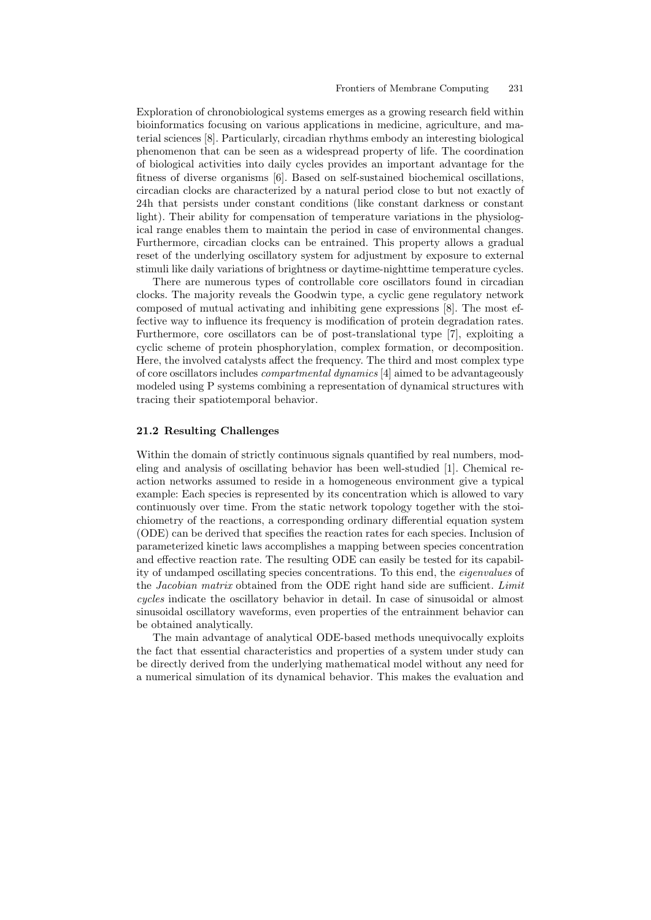Exploration of chronobiological systems emerges as a growing research field within bioinformatics focusing on various applications in medicine, agriculture, and material sciences [8]. Particularly, circadian rhythms embody an interesting biological phenomenon that can be seen as a widespread property of life. The coordination of biological activities into daily cycles provides an important advantage for the fitness of diverse organisms [6]. Based on self-sustained biochemical oscillations, circadian clocks are characterized by a natural period close to but not exactly of 24h that persists under constant conditions (like constant darkness or constant light). Their ability for compensation of temperature variations in the physiological range enables them to maintain the period in case of environmental changes. Furthermore, circadian clocks can be entrained. This property allows a gradual reset of the underlying oscillatory system for adjustment by exposure to external stimuli like daily variations of brightness or daytime-nighttime temperature cycles.

There are numerous types of controllable core oscillators found in circadian clocks. The majority reveals the Goodwin type, a cyclic gene regulatory network composed of mutual activating and inhibiting gene expressions [8]. The most effective way to influence its frequency is modification of protein degradation rates. Furthermore, core oscillators can be of post-translational type [7], exploiting a cyclic scheme of protein phosphorylation, complex formation, or decomposition. Here, the involved catalysts affect the frequency. The third and most complex type of core oscillators includes *compartmental dynamics* [4] aimed to be advantageously modeled using P systems combining a representation of dynamical structures with tracing their spatiotemporal behavior.

### 21.2 Resulting Challenges

Within the domain of strictly continuous signals quantified by real numbers, modeling and analysis of oscillating behavior has been well-studied [1]. Chemical reaction networks assumed to reside in a homogeneous environment give a typical example: Each species is represented by its concentration which is allowed to vary continuously over time. From the static network topology together with the stoichiometry of the reactions, a corresponding ordinary differential equation system (ODE) can be derived that specifies the reaction rates for each species. Inclusion of parameterized kinetic laws accomplishes a mapping between species concentration and effective reaction rate. The resulting ODE can easily be tested for its capability of undamped oscillating species concentrations. To this end, the *eigenvalues* of the *Jacobian matrix* obtained from the ODE right hand side are sufficient. *Limit cycles* indicate the oscillatory behavior in detail. In case of sinusoidal or almost sinusoidal oscillatory waveforms, even properties of the entrainment behavior can be obtained analytically.

The main advantage of analytical ODE-based methods unequivocally exploits the fact that essential characteristics and properties of a system under study can be directly derived from the underlying mathematical model without any need for a numerical simulation of its dynamical behavior. This makes the evaluation and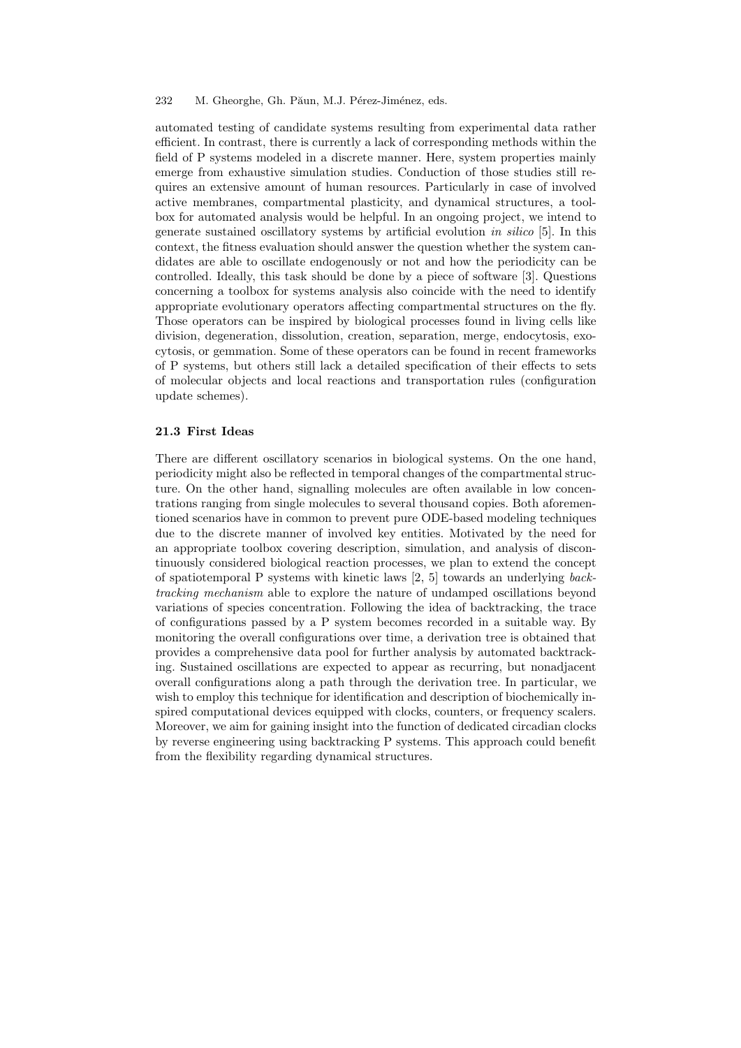automated testing of candidate systems resulting from experimental data rather efficient. In contrast, there is currently a lack of corresponding methods within the field of P systems modeled in a discrete manner. Here, system properties mainly emerge from exhaustive simulation studies. Conduction of those studies still requires an extensive amount of human resources. Particularly in case of involved active membranes, compartmental plasticity, and dynamical structures, a toolbox for automated analysis would be helpful. In an ongoing project, we intend to generate sustained oscillatory systems by artificial evolution *in silico* [5]. In this context, the fitness evaluation should answer the question whether the system candidates are able to oscillate endogenously or not and how the periodicity can be controlled. Ideally, this task should be done by a piece of software [3]. Questions concerning a toolbox for systems analysis also coincide with the need to identify appropriate evolutionary operators affecting compartmental structures on the fly. Those operators can be inspired by biological processes found in living cells like division, degeneration, dissolution, creation, separation, merge, endocytosis, exocytosis, or gemmation. Some of these operators can be found in recent frameworks of P systems, but others still lack a detailed specification of their effects to sets of molecular objects and local reactions and transportation rules (configuration update schemes).

### 21.3 First Ideas

There are different oscillatory scenarios in biological systems. On the one hand, periodicity might also be reflected in temporal changes of the compartmental structure. On the other hand, signalling molecules are often available in low concentrations ranging from single molecules to several thousand copies. Both aforementioned scenarios have in common to prevent pure ODE-based modeling techniques due to the discrete manner of involved key entities. Motivated by the need for an appropriate toolbox covering description, simulation, and analysis of discontinuously considered biological reaction processes, we plan to extend the concept of spatiotemporal P systems with kinetic laws [2, 5] towards an underlying *backtracking mechanism* able to explore the nature of undamped oscillations beyond variations of species concentration. Following the idea of backtracking, the trace of configurations passed by a P system becomes recorded in a suitable way. By monitoring the overall configurations over time, a derivation tree is obtained that provides a comprehensive data pool for further analysis by automated backtracking. Sustained oscillations are expected to appear as recurring, but nonadjacent overall configurations along a path through the derivation tree. In particular, we wish to employ this technique for identification and description of biochemically inspired computational devices equipped with clocks, counters, or frequency scalers. Moreover, we aim for gaining insight into the function of dedicated circadian clocks by reverse engineering using backtracking P systems. This approach could benefit from the flexibility regarding dynamical structures.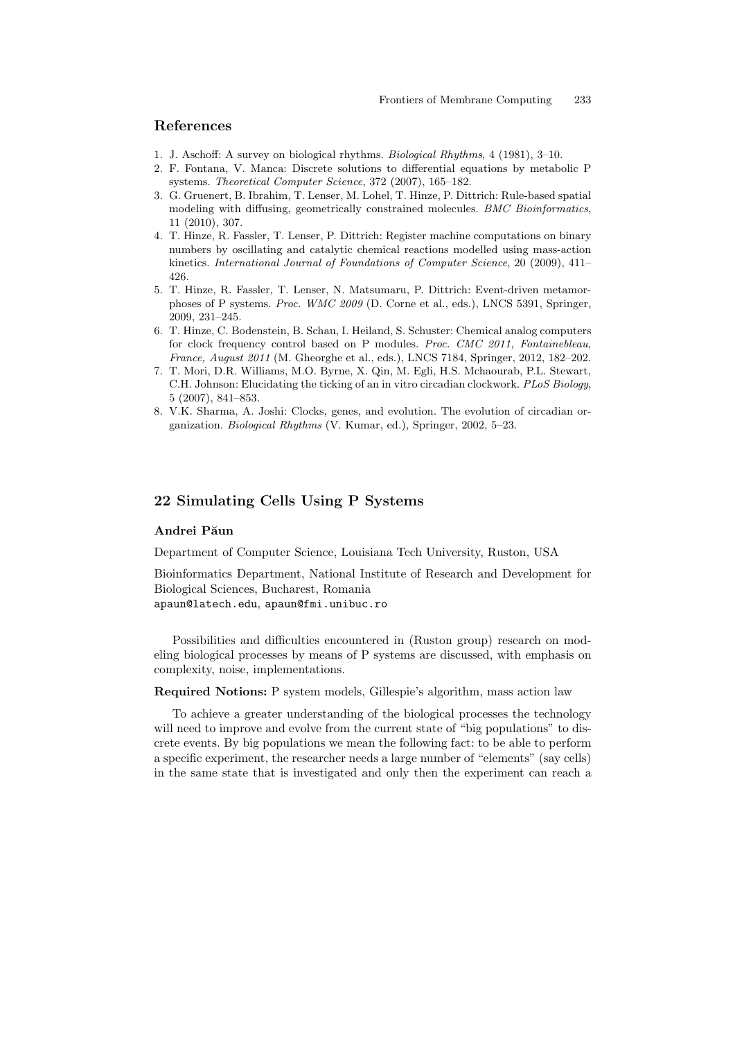## References

1. J. Aschoff: A survey on biological rhythms. *Biological Rhythms*, 4 (1981), 3–10.
2. F. Fontana, V. Manca: Discrete solutions to differential equations by metabolic P systems. *Theoretical Computer Science*, 372 (2007), 165–182.
3. G. Gruenert, B. Ibrahim, T. Lenser, M. Lohel, T. Hinze, P. Dittrich: Rule-based spatial modeling with diffusing, geometrically constrained molecules. *BMC Bioinformatics*, 11 (2010), 307.
4. T. Hinze, R. Fassler, T. Lenser, P. Dittrich: Register machine computations on binary numbers by oscillating and catalytic chemical reactions modelled using mass-action kinetics. *International Journal of Foundations of Computer Science*, 20 (2009), 411–426.
5. T. Hinze, R. Fassler, T. Lenser, N. Matsumaru, P. Dittrich: Event-driven metamorphoses of P systems. *Proc. WMC 2009* (D. Corne et al., eds.), LNCS 5391, Springer, 2009, 231–245.
6. T. Hinze, C. Bodenstein, B. Schau, I. Heiland, S. Schuster: Chemical analog computers for clock frequency control based on P modules. *Proc. CMC 2011, Fontainebleau, France, August 2011* (M. Gheorghe et al., eds.), LNCS 7184, Springer, 2012, 182–202.
7. T. Mori, D.R. Williams, M.O. Byrne, X. Qin, M. Egli, H.S. Mchaourab, P.L. Stewart, C.H. Johnson: Elucidating the ticking of an in vitro circadian clockwork. *PLoS Biology*, 5 (2007), 841–853.
8. V.K. Sharma, A. Joshi: Clocks, genes, and evolution. The evolution of circadian organization. *Biological Rhythms* (V. Kumar, ed.), Springer, 2002, 5–23.

# 22 Simulating Cells Using P Systems

**Andrei Păun**

Department of Computer Science, Louisiana Tech University, Ruston, USA

Bioinformatics Department, National Institute of Research and Development for Biological Sciences, Bucharest, Romania
apaun@latech.edu, apaun@fmi.unibuc.ro

Possibilities and difficulties encountered in (Ruston group) research on modeling biological processes by means of P systems are discussed, with emphasis on complexity, noise, implementations.

**Required Notions:** P system models, Gillespie's algorithm, mass action law

To achieve a greater understanding of the biological processes the technology will need to improve and evolve from the current state of "big populations" to discrete events. By big populations we mean the following fact: to be able to perform a specific experiment, the researcher needs a large number of "elements" (say cells) in the same state that is investigated and only then the experiment can reach a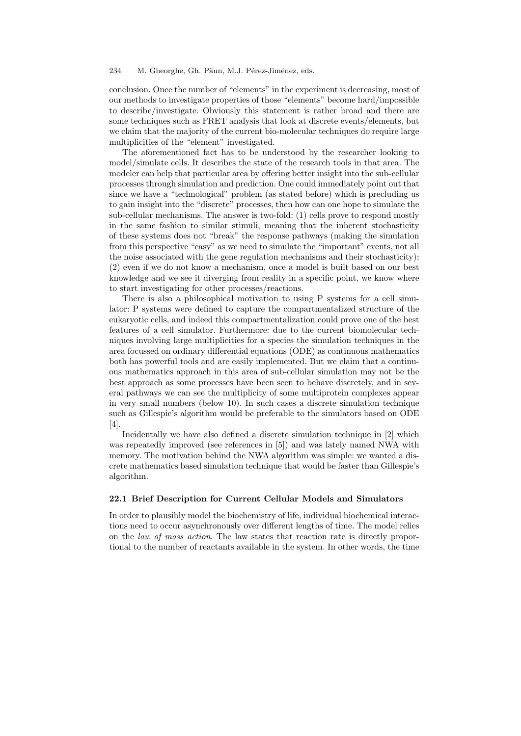conclusion. Once the number of "elements" in the experiment is decreasing, most of our methods to investigate properties of those "elements" become hard/impossible to describe/investigate. Obviously this statement is rather broad and there are some techniques such as FRET analysis that look at discrete events/elements, but we claim that the majority of the current bio-molecular techniques do require large multiplicities of the "element" investigated.

The aforementioned fact has to be understood by the researcher looking to model/simulate cells. It describes the state of the research tools in that area. The modeler can help that particular area by offering better insight into the sub-cellular processes through simulation and prediction. One could immediately point out that since we have a "technological" problem (as stated before) which is precluding us to gain insight into the "discrete" processes, then how can one hope to simulate the sub-cellular mechanisms. The answer is two-fold: (1) cells prove to respond mostly in the same fashion to similar stimuli, meaning that the inherent stochasticity of these systems does not "break" the response pathways (making the simulation from this perspective "easy" as we need to simulate the "important" events, not all the noise associated with the gene regulation mechanisms and their stochasticity); (2) even if we do not know a mechanism, once a model is built based on our best knowledge and we see it diverging from reality in a specific point, we know where to start investigating for other processes/reactions.

There is also a philosophical motivation to using P systems for a cell simulator: P systems were defined to capture the compartmentalized structure of the eukaryotic cells, and indeed this compartmentalization could prove one of the best features of a cell simulator. Furthermore: due to the current biomolecular techniques involving large multiplicities for a species the simulation techniques in the area focussed on ordinary differential equations (ODE) as continuous mathematics both has powerful tools and are easily implemented. But we claim that a continuous mathematics approach in this area of sub-cellular simulation may not be the best approach as some processes have been seen to behave discretely, and in several pathways we can see the multiplicity of some multiprotein complexes appear in very small numbers (below 10). In such cases a discrete simulation technique such as Gillespie's algorithm would be preferable to the simulators based on ODE [4].

Incidentally we have also defined a discrete simulation technique in [2] which was repeatedly improved (see references in [5]) and was lately named NWA with memory. The motivation behind the NWA algorithm was simple: we wanted a discrete mathematics based simulation technique that would be faster than Gillespie's algorithm.

### 22.1 Brief Description for Current Cellular Models and Simulators

In order to plausibly model the biochemistry of life, individual biochemical interactions need to occur asynchronously over different lengths of time. The model relies on the *law of mass action*. The law states that reaction rate is directly proportional to the number of reactants available in the system. In other words, the time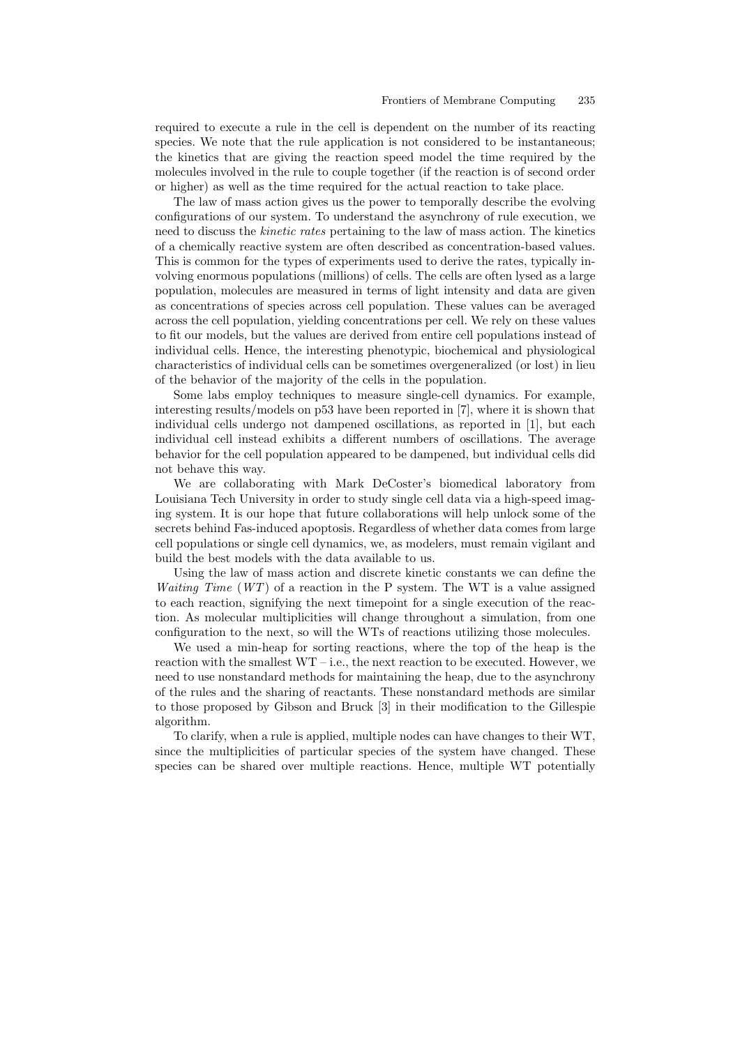required to execute a rule in the cell is dependent on the number of its reacting species. We note that the rule application is not considered to be instantaneous; the kinetics that are giving the reaction speed model the time required by the molecules involved in the rule to couple together (if the reaction is of second order or higher) as well as the time required for the actual reaction to take place.

The law of mass action gives us the power to temporally describe the evolving configurations of our system. To understand the asynchrony of rule execution, we need to discuss the *kinetic rates* pertaining to the law of mass action. The kinetics of a chemically reactive system are often described as concentration-based values. This is common for the types of experiments used to derive the rates, typically involving enormous populations (millions) of cells. The cells are often lysed as a large population, molecules are measured in terms of light intensity and data are given as concentrations of species across cell population. These values can be averaged across the cell population, yielding concentrations per cell. We rely on these values to fit our models, but the values are derived from entire cell populations instead of individual cells. Hence, the interesting phenotypic, biochemical and physiological characteristics of individual cells can be sometimes overgeneralized (or lost) in lieu of the behavior of the majority of the cells in the population.

Some labs employ techniques to measure single-cell dynamics. For example, interesting results/models on p53 have been reported in [7], where it is shown that individual cells undergo not dampened oscillations, as reported in [1], but each individual cell instead exhibits a different numbers of oscillations. The average behavior for the cell population appeared to be dampened, but individual cells did not behave this way.

We are collaborating with Mark DeCoster's biomedical laboratory from Louisiana Tech University in order to study single cell data via a high-speed imaging system. It is our hope that future collaborations will help unlock some of the secrets behind Fas-induced apoptosis. Regardless of whether data comes from large cell populations or single cell dynamics, we, as modelers, must remain vigilant and build the best models with the data available to us.

Using the law of mass action and discrete kinetic constants we can define the *Waiting Time* (*WT*) of a reaction in the P system. The WT is a value assigned to each reaction, signifying the next timepoint for a single execution of the reaction. As molecular multiplicities will change throughout a simulation, from one configuration to the next, so will the WTs of reactions utilizing those molecules.

We used a min-heap for sorting reactions, where the top of the heap is the reaction with the smallest WT – i.e., the next reaction to be executed. However, we need to use nonstandard methods for maintaining the heap, due to the asynchrony of the rules and the sharing of reactants. These nonstandard methods are similar to those proposed by Gibson and Bruck [3] in their modification to the Gillespie algorithm.

To clarify, when a rule is applied, multiple nodes can have changes to their WT, since the multiplicities of particular species of the system have changed. These species can be shared over multiple reactions. Hence, multiple WT potentially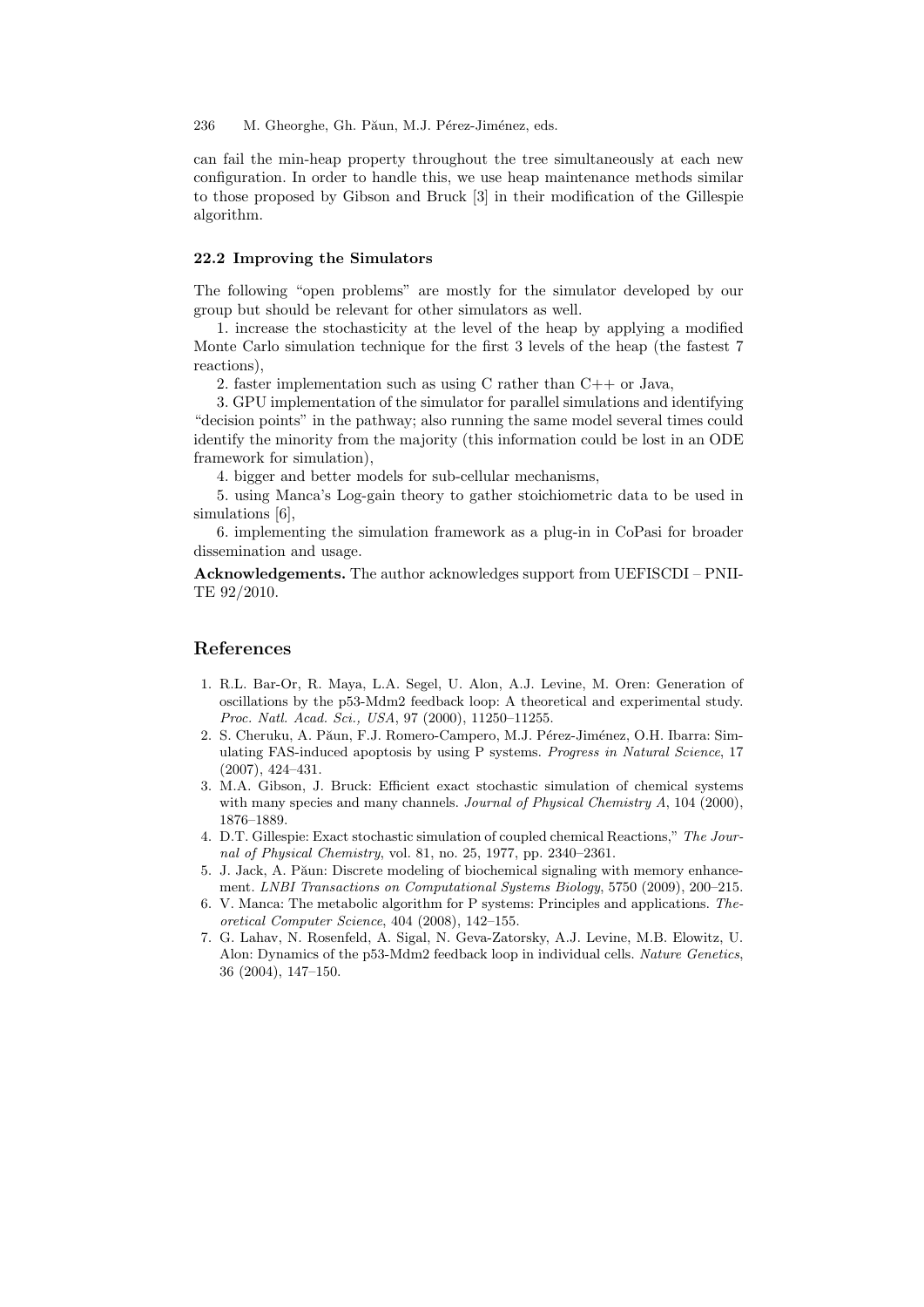can fail the min-heap property throughout the tree simultaneously at each new configuration. In order to handle this, we use heap maintenance methods similar to those proposed by Gibson and Bruck [3] in their modification of the Gillespie algorithm.

### 22.2 Improving the Simulators

The following "open problems" are mostly for the simulator developed by our group but should be relevant for other simulators as well.

1. increase the stochasticity at the level of the heap by applying a modified Monte Carlo simulation technique for the first 3 levels of the heap (the fastest 7 reactions),

2. faster implementation such as using C rather than C++ or Java,

3. GPU implementation of the simulator for parallel simulations and identifying "decision points" in the pathway; also running the same model several times could identify the minority from the majority (this information could be lost in an ODE framework for simulation),

4. bigger and better models for sub-cellular mechanisms,

5. using Manca's Log-gain theory to gather stoichiometric data to be used in simulations [6],

6. implementing the simulation framework as a plug-in in CoPasi for broader dissemination and usage.

**Acknowledgements.** The author acknowledges support from UEFISCDI – PNII-TE 92/2010.

## References

1. R.L. Bar-Or, R. Maya, L.A. Segel, U. Alon, A.J. Levine, M. Oren: Generation of oscillations by the p53-Mdm2 feedback loop: A theoretical and experimental study. *Proc. Natl. Acad. Sci., USA*, 97 (2000), 11250–11255.
2. S. Cheruku, A. Păun, F.J. Romero-Campero, M.J. Pérez-Jiménez, O.H. Ibarra: Simulating FAS-induced apoptosis by using P systems. *Progress in Natural Science*, 17 (2007), 424–431.
3. M.A. Gibson, J. Bruck: Efficient exact stochastic simulation of chemical systems with many species and many channels. *Journal of Physical Chemistry A*, 104 (2000), 1876–1889.
4. D.T. Gillespie: Exact stochastic simulation of coupled chemical Reactions," *The Journal of Physical Chemistry*, vol. 81, no. 25, 1977, pp. 2340–2361.
5. J. Jack, A. Păun: Discrete modeling of biochemical signaling with memory enhancement. *LNBI Transactions on Computational Systems Biology*, 5750 (2009), 200–215.
6. V. Manca: The metabolic algorithm for P systems: Principles and applications. *Theoretical Computer Science*, 404 (2008), 142–155.
7. G. Lahav, N. Rosenfeld, A. Sigal, N. Geva-Zatorsky, A.J. Levine, M.B. Elowitz, U. Alon: Dynamics of the p53-Mdm2 feedback loop in individual cells. *Nature Genetics*, 36 (2004), 147–150.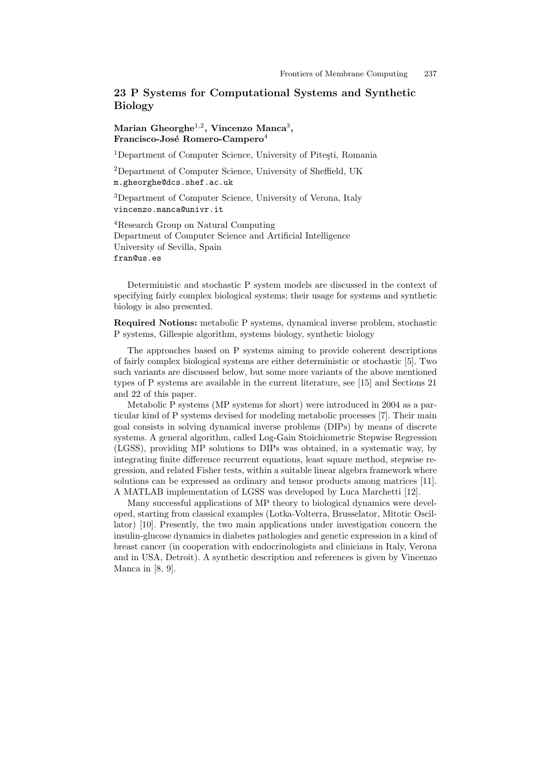## 23 P Systems for Computational Systems and Synthetic Biology

**Marian Gheorghe**[1,2], **Vincenzo Manca**[3], **Francisco-José Romero-Campero**[4]

[1]Department of Computer Science, University of Piteşti, Romania

[2]Department of Computer Science, University of Sheffield, UK
m.gheorghe@dcs.shef.ac.uk

[3]Department of Computer Science, University of Verona, Italy
vincenzo.manca@univr.it

[4]Research Group on Natural Computing
Department of Computer Science and Artificial Intelligence
University of Sevilla, Spain
fran@us.es

Deterministic and stochastic P system models are discussed in the context of specifying fairly complex biological systems; their usage for systems and synthetic biology is also presented.

**Required Notions:** metabolic P systems, dynamical inverse problem, stochastic P systems, Gillespie algorithm, systems biology, synthetic biology

The approaches based on P systems aiming to provide coherent descriptions of fairly complex biological systems are either deterministic or stochastic [5]. Two such variants are discussed below, but some more variants of the above mentioned types of P systems are available in the current literature, see [15] and Sections 21 and 22 of this paper.

Metabolic P systems (MP systems for short) were introduced in 2004 as a particular kind of P systems devised for modeling metabolic processes [7]. Their main goal consists in solving dynamical inverse problems (DIPs) by means of discrete systems. A general algorithm, called Log-Gain Stoichiometric Stepwise Regression (LGSS), providing MP solutions to DIPs was obtained, in a systematic way, by integrating finite difference recurrent equations, least square method, stepwise regression, and related Fisher tests, within a suitable linear algebra framework where solutions can be expressed as ordinary and tensor products among matrices [11]. A MATLAB implementation of LGSS was developed by Luca Marchetti [12].

Many successful applications of MP theory to biological dynamics were developed, starting from classical examples (Lotka-Volterra, Brusselator, Mitotic Oscillator) [10]. Presently, the two main applications under investigation concern the insulin-glucose dynamics in diabetes pathologies and genetic expression in a kind of breast cancer (in cooperation with endocrinologists and clinicians in Italy, Verona and in USA, Detroit). A synthetic description and references is given by Vincenzo Manca in [8, 9].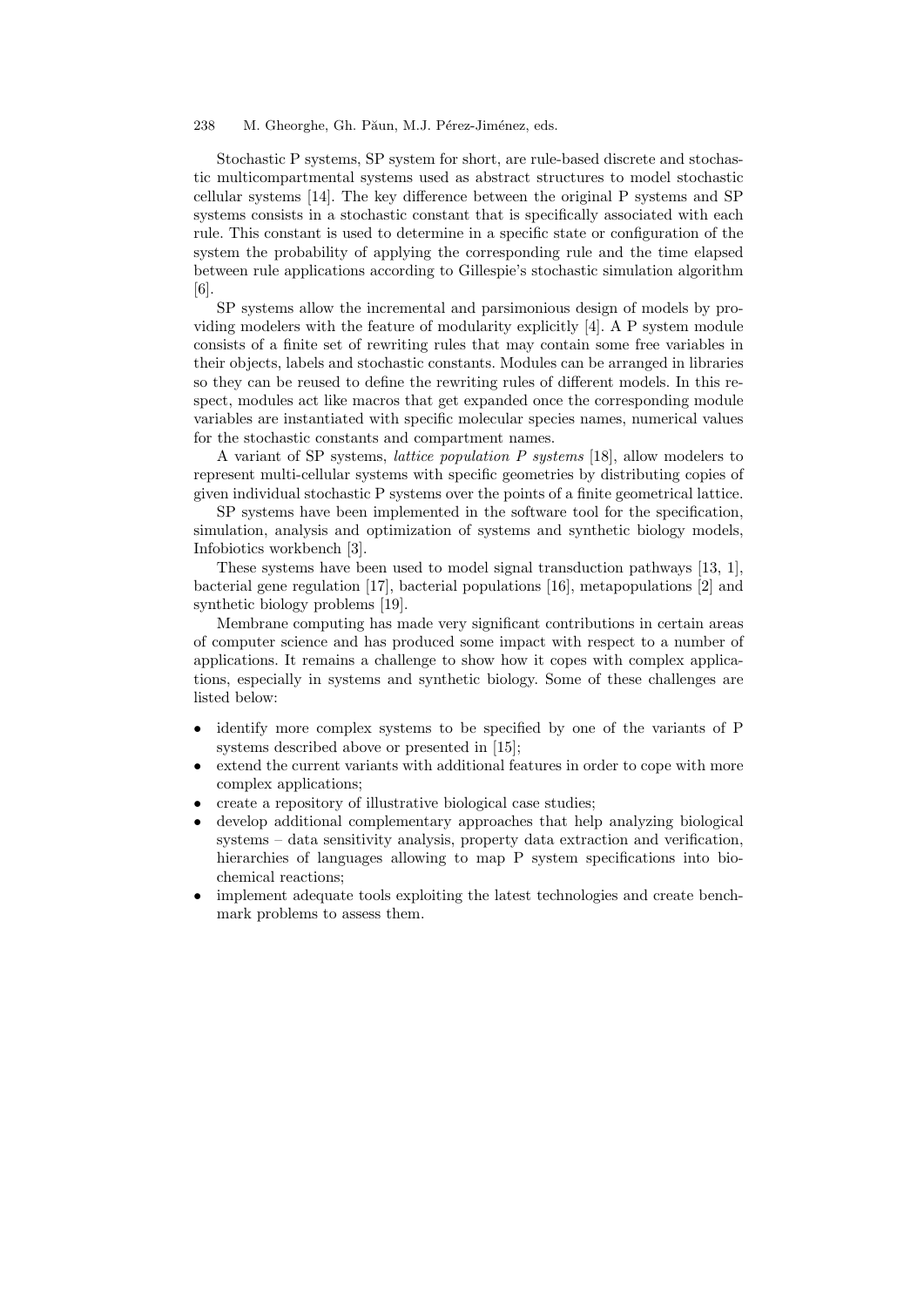Stochastic P systems, SP system for short, are rule-based discrete and stochastic multicompartmental systems used as abstract structures to model stochastic cellular systems [14]. The key difference between the original P systems and SP systems consists in a stochastic constant that is specifically associated with each rule. This constant is used to determine in a specific state or configuration of the system the probability of applying the corresponding rule and the time elapsed between rule applications according to Gillespie's stochastic simulation algorithm [6].

SP systems allow the incremental and parsimonious design of models by providing modelers with the feature of modularity explicitly [4]. A P system module consists of a finite set of rewriting rules that may contain some free variables in their objects, labels and stochastic constants. Modules can be arranged in libraries so they can be reused to define the rewriting rules of different models. In this respect, modules act like macros that get expanded once the corresponding module variables are instantiated with specific molecular species names, numerical values for the stochastic constants and compartment names.

A variant of SP systems, *lattice population P systems* [18], allow modelers to represent multi-cellular systems with specific geometries by distributing copies of given individual stochastic P systems over the points of a finite geometrical lattice.

SP systems have been implemented in the software tool for the specification, simulation, analysis and optimization of systems and synthetic biology models, Infobiotics workbench [3].

These systems have been used to model signal transduction pathways [13, 1], bacterial gene regulation [17], bacterial populations [16], metapopulations [2] and synthetic biology problems [19].

Membrane computing has made very significant contributions in certain areas of computer science and has produced some impact with respect to a number of applications. It remains a challenge to show how it copes with complex applications, especially in systems and synthetic biology. Some of these challenges are listed below:

- identify more complex systems to be specified by one of the variants of P systems described above or presented in [15];
- extend the current variants with additional features in order to cope with more complex applications;
- create a repository of illustrative biological case studies;
- develop additional complementary approaches that help analyzing biological systems – data sensitivity analysis, property data extraction and verification, hierarchies of languages allowing to map P system specifications into biochemical reactions;
- implement adequate tools exploiting the latest technologies and create benchmark problems to assess them.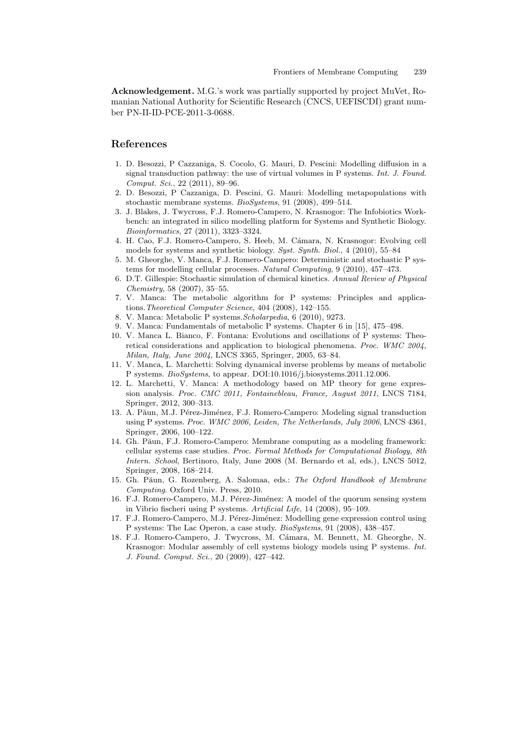**Acknowledgement.** M.G.'s work was partially supported by project MuVet, Romanian National Authority for Scientific Research (CNCS, UEFISCDI) grant number PN-II-ID-PCE-2011-3-0688.

## References

1. D. Besozzi, P Cazzaniga, S. Cocolo, G. Mauri, D. Pescini: Modelling diffusion in a signal transduction pathway: the use of virtual volumes in P systems. *Int. J. Found. Comput. Sci.*, 22 (2011), 89–96.
2. D. Besozzi, P Cazzaniga, D. Pescini, G. Mauri: Modelling metapopulations with stochastic membrane systems. *BioSystems*, 91 (2008), 499–514.
3. J. Blakes, J. Twycross, F.J. Romero-Campero, N. Krasnogor: The Infobiotics Workbench: an integrated in silico modelling platform for Systems and Synthetic Biology. *Bioinformatics*, 27 (2011), 3323–3324.
4. H. Cao, F.J. Romero-Campero, S. Heeb, M. Cámara, N. Krasnogor: Evolving cell models for systems and synthetic biology. *Syst. Synth. Biol.*, 4 (2010), 55–84
5. M. Gheorghe, V. Manca, F.J. Romero-Campero: Deterministic and stochastic P systems for modelling cellular processes. *Natural Computing*, 9 (2010), 457–473.
6. D.T. Gillespie: Stochastic simulation of chemical kinetics. *Annual Review of Physical Chemistry*, 58 (2007), 35–55.
7. V. Manca: The metabolic algorithm for P systems: Principles and applications. *Theoretical Computer Science*, 404 (2008), 142–155.
8. V. Manca: Metabolic P systems. *Scholarpedia*, 6 (2010), 9273.
9. V. Manca: Fundamentals of metabolic P systems. Chapter 6 in [15], 475–498.
10. V. Manca L. Bianco, F. Fontana: Evolutions and oscillations of P systems: Theoretical considerations and application to biological phenomena. *Proc. WMC 2004, Milan, Italy, June 2004*, LNCS 3365, Springer, 2005, 63–84.
11. V. Manca, L. Marchetti: Solving dynamical inverse problems by means of metabolic P systems. *BioSystems*, to appear. DOI:10.1016/j.biosystems.2011.12.006.
12. L. Marchetti, V. Manca: A methodology based on MP theory for gene expression analysis. *Proc. CMC 2011, Fontainebleau, France, August 2011*, LNCS 7184, Springer, 2012, 300–313.
13. A. Păun, M.J. Pérez-Jiménez, F.J. Romero-Campero: Modeling signal transduction using P systems. *Proc. WMC 2006, Leiden, The Netherlands, July 2006*, LNCS 4361, Springer, 2006, 100–122.
14. Gh. Păun, F.J. Romero-Campero: Membrane computing as a modeling framework: cellular systems case studies. *Proc. Formal Methods for Computational Biology, 8th Intern. School*, Bertinoro, Italy, June 2008 (M. Bernardo et al, eds.), LNCS 5012, Springer, 2008, 168–214.
15. Gh. Păun, G. Rozenberg, A. Salomaa, eds.: *The Oxford Handbook of Membrane Computing*. Oxford Univ. Press, 2010.
16. F.J. Romero-Campero, M.J. Pérez-Jiménez: A model of the quorum sensing system in Vibrio fischeri using P systems. *Artificial Life*, 14 (2008), 95–109.
17. F.J. Romero-Campero, M.J. Pérez-Jiménez: Modelling gene expression control using P systems: The Lac Operon, a case study. *BioSystems*, 91 (2008), 438–457.
18. F.J. Romero-Campero, J. Twycross, M. Cámara, M. Bennett, M. Gheorghe, N. Krasnogor: Modular assembly of cell systems biology models using P systems. *Int. J. Found. Comput. Sci.*, 20 (2009), 427–442.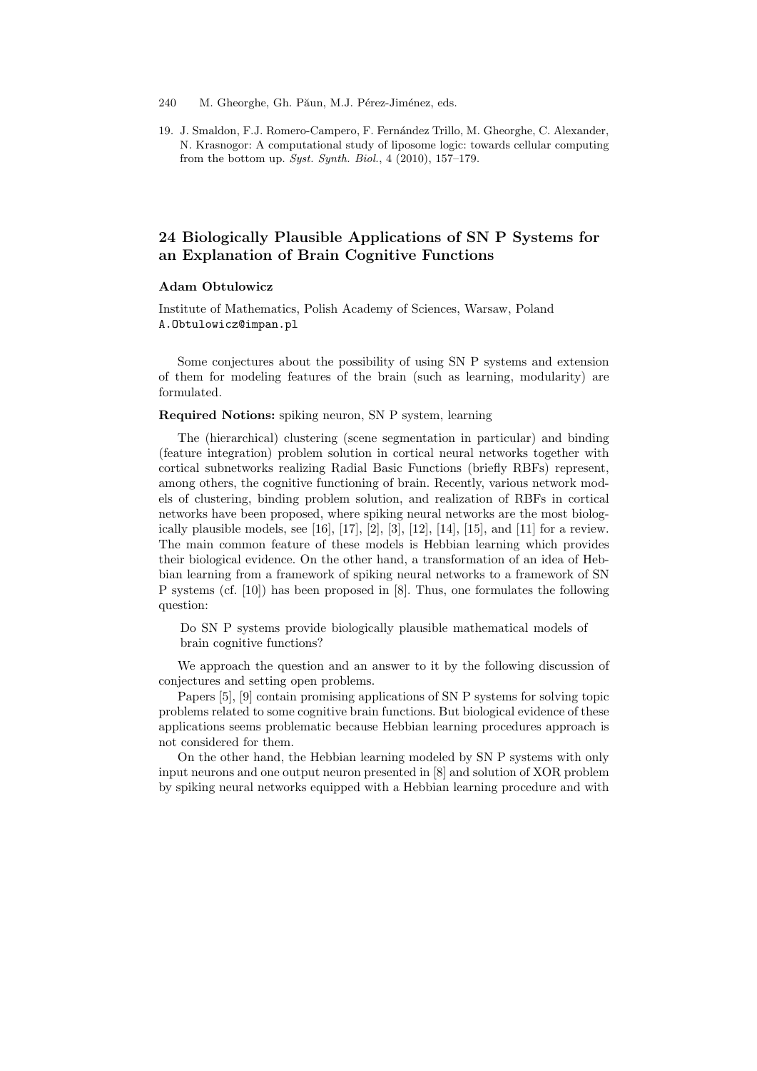19. J. Smaldon, F.J. Romero-Campero, F. Fernández Trillo, M. Gheorghe, C. Alexander, N. Krasnogor: A computational study of liposome logic: towards cellular computing from the bottom up. *Syst. Synth. Biol.*, 4 (2010), 157–179.

## 24 Biologically Plausible Applications of SN P Systems for an Explanation of Brain Cognitive Functions

**Adam Obtulowicz**

Institute of Mathematics, Polish Academy of Sciences, Warsaw, Poland
A.Obtulowicz@impan.pl

Some conjectures about the possibility of using SN P systems and extension of them for modeling features of the brain (such as learning, modularity) are formulated.

**Required Notions:** spiking neuron, SN P system, learning

The (hierarchical) clustering (scene segmentation in particular) and binding (feature integration) problem solution in cortical neural networks together with cortical subnetworks realizing Radial Basic Functions (briefly RBFs) represent, among others, the cognitive functioning of brain. Recently, various network models of clustering, binding problem solution, and realization of RBFs in cortical networks have been proposed, where spiking neural networks are the most biologically plausible models, see [16], [17], [2], [3], [12], [14], [15], and [11] for a review. The main common feature of these models is Hebbian learning which provides their biological evidence. On the other hand, a transformation of an idea of Hebbian learning from a framework of spiking neural networks to a framework of SN P systems (cf. [10]) has been proposed in [8]. Thus, one formulates the following question:

> Do SN P systems provide biologically plausible mathematical models of brain cognitive functions?

We approach the question and an answer to it by the following discussion of conjectures and setting open problems.

Papers [5], [9] contain promising applications of SN P systems for solving topic problems related to some cognitive brain functions. But biological evidence of these applications seems problematic because Hebbian learning procedures approach is not considered for them.

On the other hand, the Hebbian learning modeled by SN P systems with only input neurons and one output neuron presented in [8] and solution of XOR problem by spiking neural networks equipped with a Hebbian learning procedure and with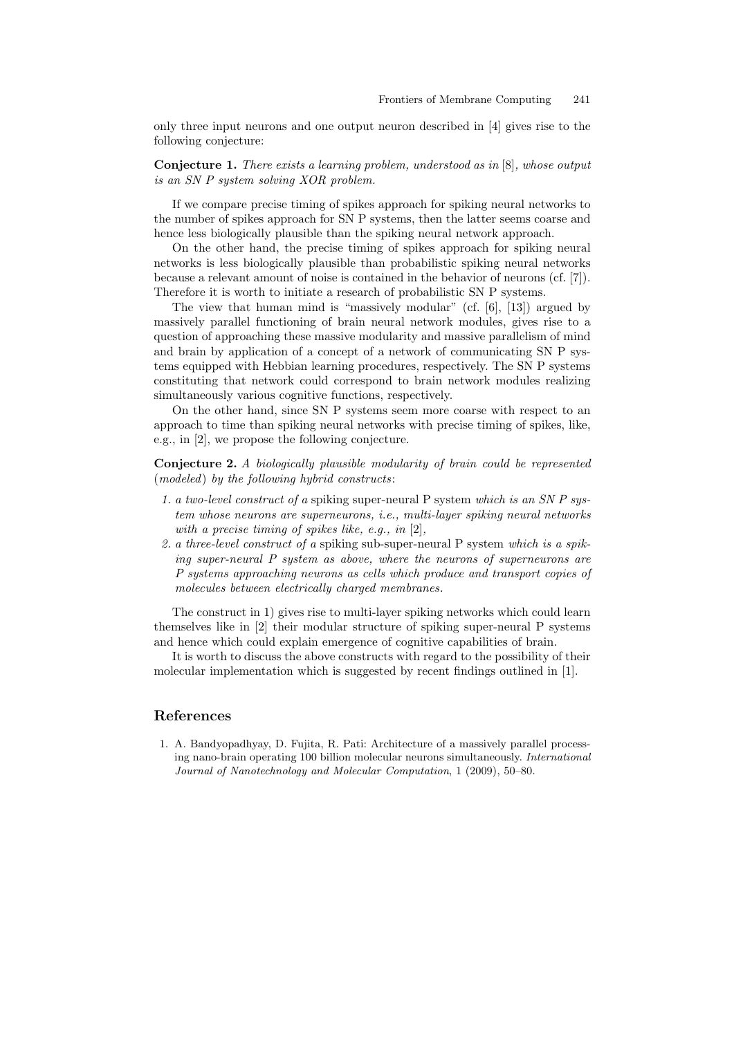only three input neurons and one output neuron described in [4] gives rise to the following conjecture:

**Conjecture 1.** *There exists a learning problem, understood as in* [8], *whose output is an SN P system solving XOR problem.*

If we compare precise timing of spikes approach for spiking neural networks to the number of spikes approach for SN P systems, then the latter seems coarse and hence less biologically plausible than the spiking neural network approach.

On the other hand, the precise timing of spikes approach for spiking neural networks is less biologically plausible than probabilistic spiking neural networks because a relevant amount of noise is contained in the behavior of neurons (cf. [7]). Therefore it is worth to initiate a research of probabilistic SN P systems.

The view that human mind is "massively modular" (cf. [6], [13]) argued by massively parallel functioning of brain neural network modules, gives rise to a question of approaching these massive modularity and massive parallelism of mind and brain by application of a concept of a network of communicating SN P systems equipped with Hebbian learning procedures, respectively. The SN P systems constituting that network could correspond to brain network modules realizing simultaneously various cognitive functions, respectively.

On the other hand, since SN P systems seem more coarse with respect to an approach to time than spiking neural networks with precise timing of spikes, like, e.g., in [2], we propose the following conjecture.

**Conjecture 2.** *A biologically plausible modularity of brain could be represented* (*modeled*) *by the following hybrid constructs*:

1. *a two-level construct of a* spiking super-neural P system *which is an SN P system whose neurons are superneurons, i.e., multi-layer spiking neural networks with a precise timing of spikes like, e.g., in* [2],
2. *a three-level construct of a* spiking sub-super-neural P system *which is a spiking super-neural P system as above, where the neurons of superneurons are P systems approaching neurons as cells which produce and transport copies of molecules between electrically charged membranes.*

The construct in 1) gives rise to multi-layer spiking networks which could learn themselves like in [2] their modular structure of spiking super-neural P systems and hence which could explain emergence of cognitive capabilities of brain.

It is worth to discuss the above constructs with regard to the possibility of their molecular implementation which is suggested by recent findings outlined in [1].

## References

1. A. Bandyopadhyay, D. Fujita, R. Pati: Architecture of a massively parallel processing nano-brain operating 100 billion molecular neurons simultaneously. *International Journal of Nanotechnology and Molecular Computation*, 1 (2009), 50–80.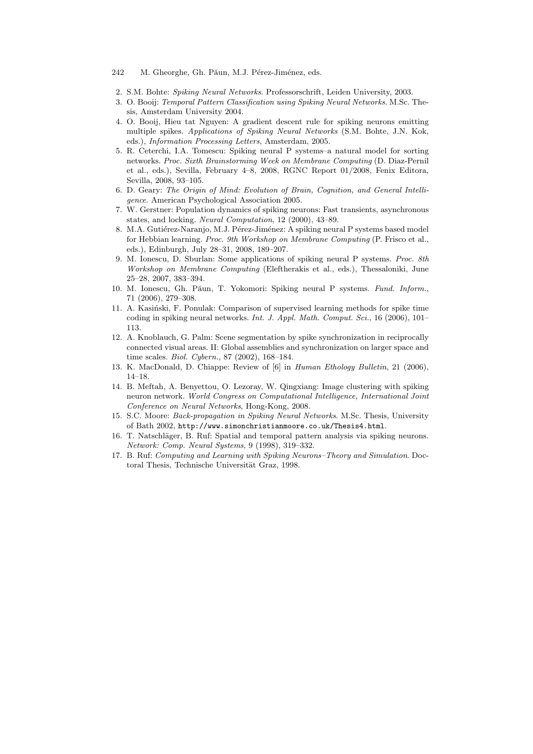2. S.M. Bohte: *Spiking Neural Networks*. Professorschrift, Leiden University, 2003.
3. O. Booij: *Temporal Pattern Classification using Spiking Neural Networks*. M.Sc. Thesis, Amsterdam University 2004.
4. O. Booij, Hieu tat Nguyen: A gradient descent rule for spiking neurons emitting multiple spikes. *Applications of Spiking Neural Networks* (S.M. Bohte, J.N. Kok, eds.), *Information Processing Letters*, Amsterdam, 2005.
5. R. Ceterchi, I.A. Tomescu: Spiking neural P systems–a natural model for sorting networks. *Proc. Sixth Brainstorming Week on Membrane Computing* (D. Diaz-Pernil et al., eds.), Sevilla, February 4–8, 2008, RGNC Report 01/2008, Fenix Editora, Sevilla, 2008, 93–105.
6. D. Geary: *The Origin of Mind: Evolution of Brain, Cognition, and General Intelligence.* American Psychological Association 2005.
7. W. Gerstner: Population dynamics of spiking neurons: Fast transients, asynchronous states, and locking. *Neural Computation*, 12 (2000), 43–89.
8. M.A. Gutiérez-Naranjo, M.J. Pérez-Jiménez: A spiking neural P systems based model for Hebbian learning. *Proc. 9th Workshop on Membrane Computing* (P. Frisco et al., eds.), Edinburgh, July 28–31, 2008, 189–207.
9. M. Ionescu, D. Sburlan: Some applications of spiking neural P systems. *Proc. 8th Workshop on Membrane Computing* (Eleftherakis et al., eds.), Thessaloniki, June 25–28, 2007, 383–394.
10. M. Ionescu, Gh. Păun, T. Yokomori: Spiking neural P systems. *Fund. Inform.*, 71 (2006), 279–308.
11. A. Kasiński, F. Ponulak: Comparison of supervised learning methods for spike time coding in spiking neural networks. *Int. J. Appl. Math. Comput. Sci.*, 16 (2006), 101–113.
12. A. Knoblauch, G. Palm: Scene segmentation by spike synchronization in reciprocally connected visual areas. II: Global assemblies and synchronization on larger space and time scales. *Biol. Cybern.*, 87 (2002), 168–184.
13. K. MacDonald, D. Chiappe: Review of [6] in *Human Ethology Bulletin*, 21 (2006), 14–18.
14. B. Meftah, A. Benyettou, O. Lezoray, W. Qingxiang: Image clustering with spiking neuron network. *World Congress on Computational Intelligence, International Joint Conference on Neural Networks*, Hong-Kong, 2008.
15. S.C. Moore: *Back-propagation in Spiking Neural Networks*. M.Sc. Thesis, University of Bath 2002, http://www.simonchristianmoore.co.uk/Thesis4.html.
16. T. Natschläger, B. Ruf: Spatial and temporal pattern analysis via spiking neurons. *Network: Comp. Neural Systems*, 9 (1998), 319–332.
17. B. Ruf: *Computing and Learning with Spiking Neurons–Theory and Simulation*. Doctoral Thesis, Technische Universität Graz, 1998.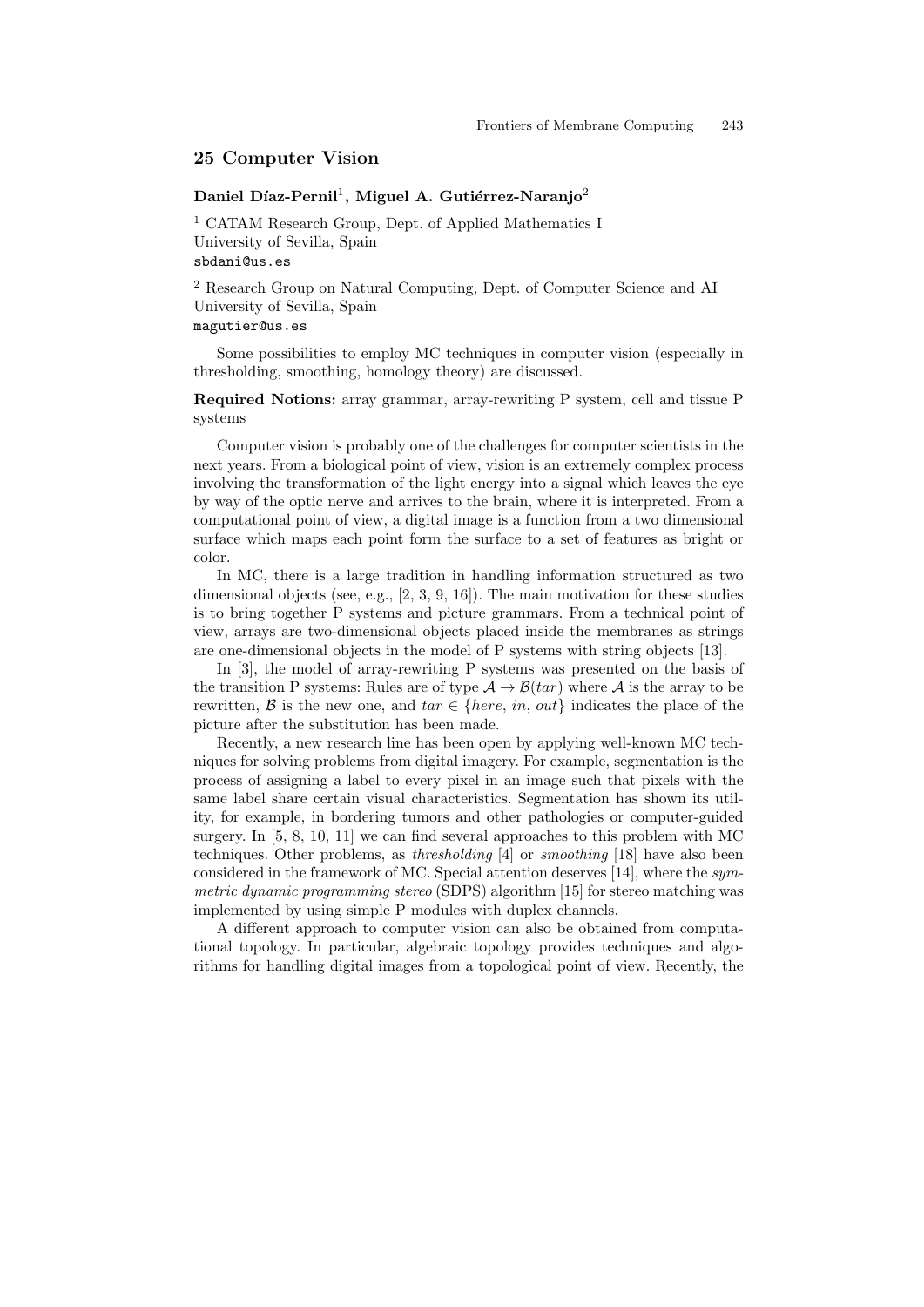## 25 Computer Vision

**Daniel Díaz-Pernil**[1], **Miguel A. Gutiérrez-Naranjo**[2]

[1] CATAM Research Group, Dept. of Applied Mathematics I
University of Sevilla, Spain
`sbdani@us.es`

[2] Research Group on Natural Computing, Dept. of Computer Science and AI
University of Sevilla, Spain
`magutier@us.es`

Some possibilities to employ MC techniques in computer vision (especially in thresholding, smoothing, homology theory) are discussed.

**Required Notions:** array grammar, array-rewriting P system, cell and tissue P systems

Computer vision is probably one of the challenges for computer scientists in the next years. From a biological point of view, vision is an extremely complex process involving the transformation of the light energy into a signal which leaves the eye by way of the optic nerve and arrives to the brain, where it is interpreted. From a computational point of view, a digital image is a function from a two dimensional surface which maps each point form the surface to a set of features as bright or color.

In MC, there is a large tradition in handling information structured as two dimensional objects (see, e.g., [2, 3, 9, 16]). The main motivation for these studies is to bring together P systems and picture grammars. From a technical point of view, arrays are two-dimensional objects placed inside the membranes as strings are one-dimensional objects in the model of P systems with string objects [13].

In [3], the model of array-rewriting P systems was presented on the basis of the transition P systems: Rules are of type $\mathcal{A} \to \mathcal{B}(tar)$ where $\mathcal{A}$ is the array to be rewritten, $\mathcal{B}$ is the new one, and $tar \in \{here, in, out\}$ indicates the place of the picture after the substitution has been made.

Recently, a new research line has been open by applying well-known MC techniques for solving problems from digital imagery. For example, segmentation is the process of assigning a label to every pixel in an image such that pixels with the same label share certain visual characteristics. Segmentation has shown its utility, for example, in bordering tumors and other pathologies or computer-guided surgery. In [5, 8, 10, 11] we can find several approaches to this problem with MC techniques. Other problems, as *thresholding* [4] or *smoothing* [18] have also been considered in the framework of MC. Special attention deserves [14], where the *symmetric dynamic programming stereo* (SDPS) algorithm [15] for stereo matching was implemented by using simple P modules with duplex channels.

A different approach to computer vision can also be obtained from computational topology. In particular, algebraic topology provides techniques and algorithms for handling digital images from a topological point of view. Recently, the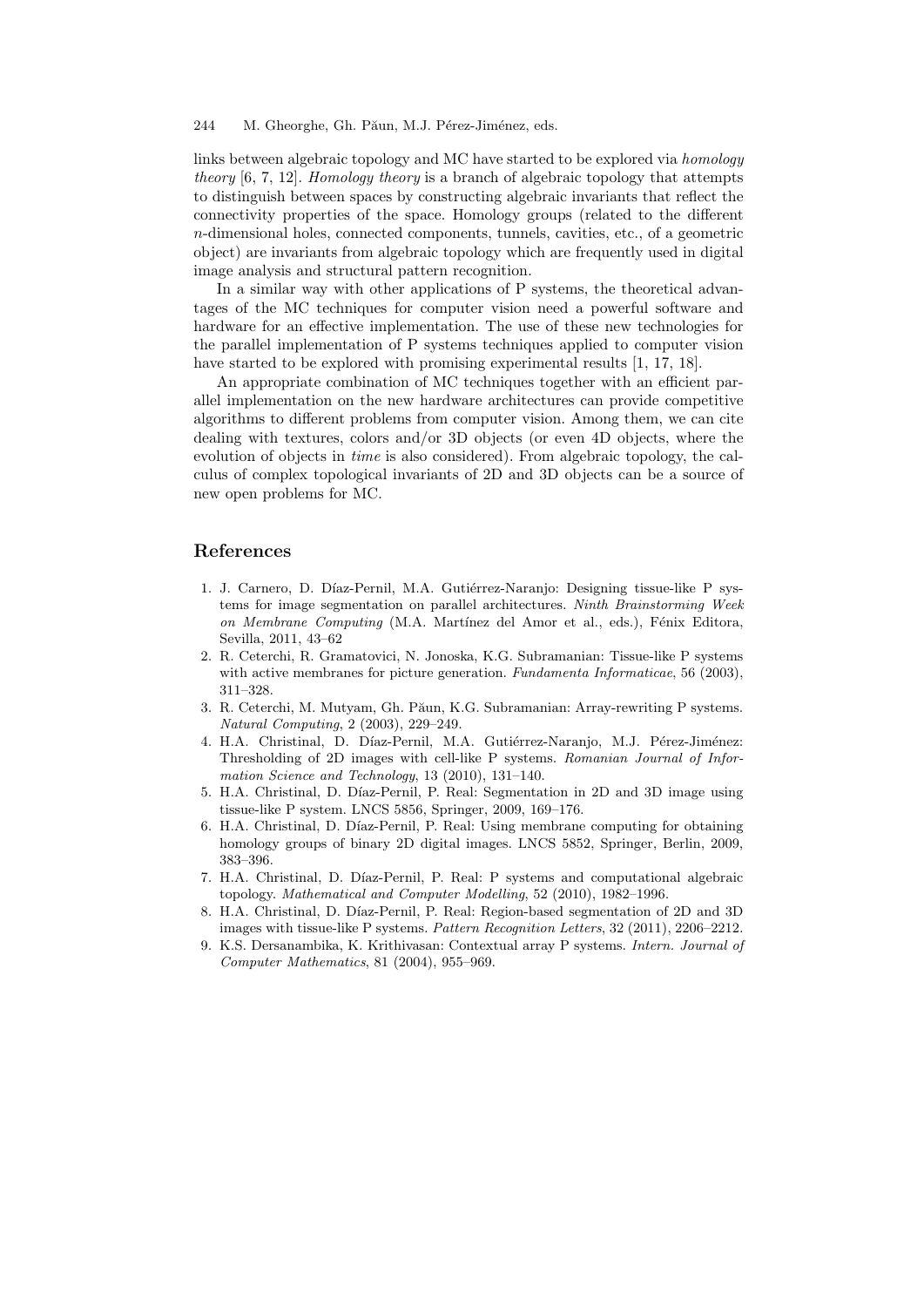links between algebraic topology and MC have started to be explored via *homology theory* [6, 7, 12]. *Homology theory* is a branch of algebraic topology that attempts to distinguish between spaces by constructing algebraic invariants that reflect the connectivity properties of the space. Homology groups (related to the different $n$-dimensional holes, connected components, tunnels, cavities, etc., of a geometric object) are invariants from algebraic topology which are frequently used in digital image analysis and structural pattern recognition.

In a similar way with other applications of P systems, the theoretical advantages of the MC techniques for computer vision need a powerful software and hardware for an effective implementation. The use of these new technologies for the parallel implementation of P systems techniques applied to computer vision have started to be explored with promising experimental results [1, 17, 18].

An appropriate combination of MC techniques together with an efficient parallel implementation on the new hardware architectures can provide competitive algorithms to different problems from computer vision. Among them, we can cite dealing with textures, colors and/or 3D objects (or even 4D objects, where the evolution of objects in *time* is also considered). From algebraic topology, the calculus of complex topological invariants of 2D and 3D objects can be a source of new open problems for MC.

## References

1. J. Carnero, D. Díaz-Pernil, M.A. Gutiérrez-Naranjo: Designing tissue-like P systems for image segmentation on parallel architectures. *Ninth Brainstorming Week on Membrane Computing* (M.A. Martínez del Amor et al., eds.), Fénix Editora, Sevilla, 2011, 43–62
2. R. Ceterchi, R. Gramatovici, N. Jonoska, K.G. Subramanian: Tissue-like P systems with active membranes for picture generation. *Fundamenta Informaticae*, 56 (2003), 311–328.
3. R. Ceterchi, M. Mutyam, Gh. Păun, K.G. Subramanian: Array-rewriting P systems. *Natural Computing*, 2 (2003), 229–249.
4. H.A. Christinal, D. Díaz-Pernil, M.A. Gutiérrez-Naranjo, M.J. Pérez-Jiménez: Thresholding of 2D images with cell-like P systems. *Romanian Journal of Information Science and Technology*, 13 (2010), 131–140.
5. H.A. Christinal, D. Díaz-Pernil, P. Real: Segmentation in 2D and 3D image using tissue-like P system. LNCS 5856, Springer, 2009, 169–176.
6. H.A. Christinal, D. Díaz-Pernil, P. Real: Using membrane computing for obtaining homology groups of binary 2D digital images. LNCS 5852, Springer, Berlin, 2009, 383–396.
7. H.A. Christinal, D. Díaz-Pernil, P. Real: P systems and computational algebraic topology. *Mathematical and Computer Modelling*, 52 (2010), 1982–1996.
8. H.A. Christinal, D. Díaz-Pernil, P. Real: Region-based segmentation of 2D and 3D images with tissue-like P systems. *Pattern Recognition Letters*, 32 (2011), 2206–2212.
9. K.S. Dersanambika, K. Krithivasan: Contextual array P systems. *Intern. Journal of Computer Mathematics*, 81 (2004), 955–969.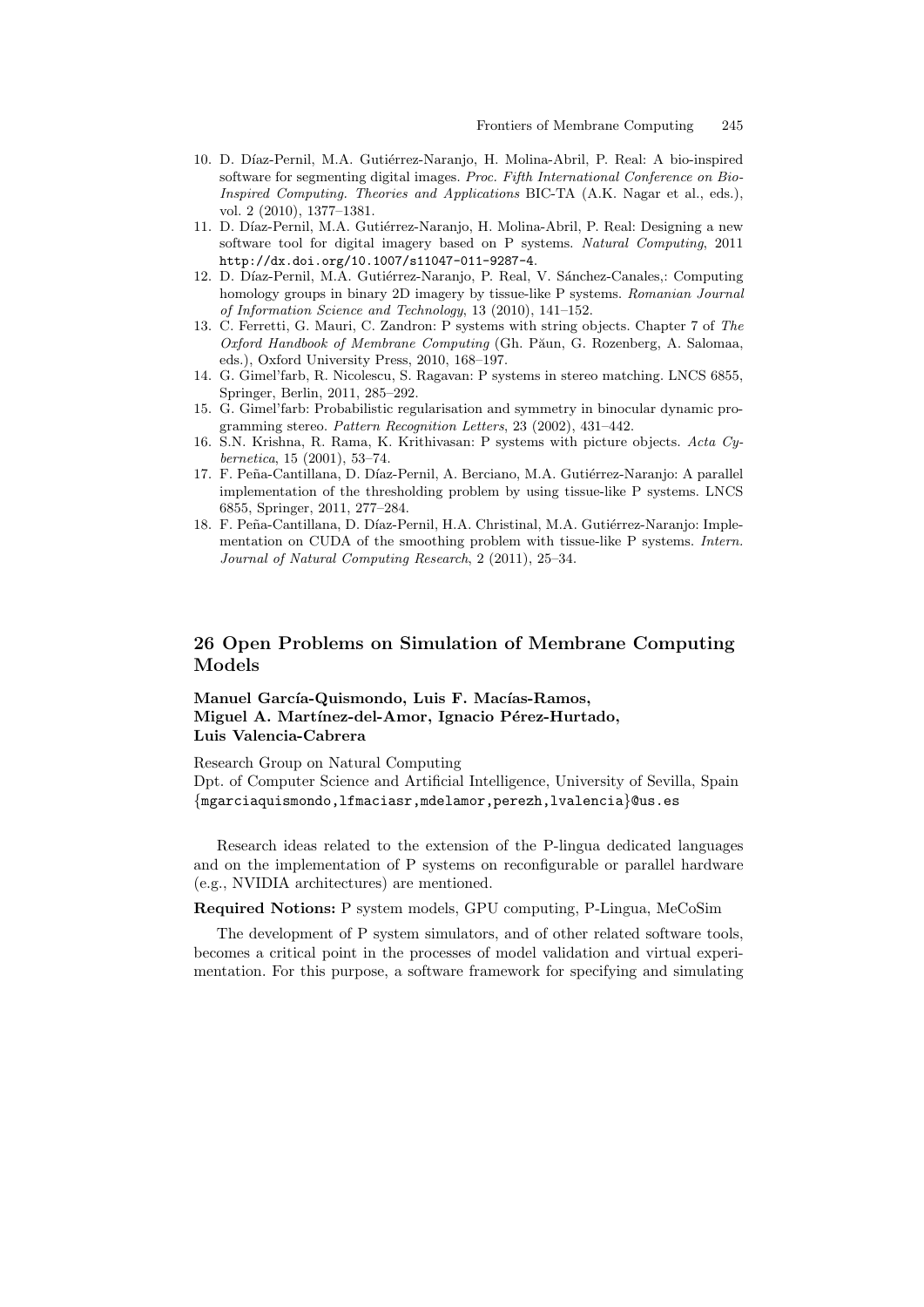10. D. Díaz-Pernil, M.A. Gutiérrez-Naranjo, H. Molina-Abril, P. Real: A bio-inspired software for segmenting digital images. *Proc. Fifth International Conference on Bio-Inspired Computing. Theories and Applications* BIC-TA (A.K. Nagar et al., eds.), vol. 2 (2010), 1377–1381.
11. D. Díaz-Pernil, M.A. Gutiérrez-Naranjo, H. Molina-Abril, P. Real: Designing a new software tool for digital imagery based on P systems. *Natural Computing*, 2011 `http://dx.doi.org/10.1007/s11047-011-9287-4`.
12. D. Díaz-Pernil, M.A. Gutiérrez-Naranjo, P. Real, V. Sánchez-Canales,: Computing homology groups in binary 2D imagery by tissue-like P systems. *Romanian Journal of Information Science and Technology*, 13 (2010), 141–152.
13. C. Ferretti, G. Mauri, C. Zandron: P systems with string objects. Chapter 7 of *The Oxford Handbook of Membrane Computing* (Gh. Păun, G. Rozenberg, A. Salomaa, eds.), Oxford University Press, 2010, 168–197.
14. G. Gimel'farb, R. Nicolescu, S. Ragavan: P systems in stereo matching. LNCS 6855, Springer, Berlin, 2011, 285–292.
15. G. Gimel'farb: Probabilistic regularisation and symmetry in binocular dynamic programming stereo. *Pattern Recognition Letters*, 23 (2002), 431–442.
16. S.N. Krishna, R. Rama, K. Krithivasan: P systems with picture objects. *Acta Cybernetica*, 15 (2001), 53–74.
17. F. Peña-Cantillana, D. Díaz-Pernil, A. Berciano, M.A. Gutiérrez-Naranjo: A parallel implementation of the thresholding problem by using tissue-like P systems. LNCS 6855, Springer, 2011, 277–284.
18. F. Peña-Cantillana, D. Díaz-Pernil, H.A. Christinal, M.A. Gutiérrez-Naranjo: Implementation on CUDA of the smoothing problem with tissue-like P systems. *Intern. Journal of Natural Computing Research*, 2 (2011), 25–34.

## 26 Open Problems on Simulation of Membrane Computing Models

**Manuel García-Quismondo, Luis F. Macías-Ramos, Miguel A. Martínez-del-Amor, Ignacio Pérez-Hurtado, Luis Valencia-Cabrera**

Research Group on Natural Computing
Dpt. of Computer Science and Artificial Intelligence, University of Sevilla, Spain
{mgarciaquismondo,lfmaciasr,mdelamor,perezh,lvalencia}@us.es

Research ideas related to the extension of the P-lingua dedicated languages and on the implementation of P systems on reconfigurable or parallel hardware (e.g., NVIDIA architectures) are mentioned.

**Required Notions:** P system models, GPU computing, P-Lingua, MeCoSim

The development of P system simulators, and of other related software tools, becomes a critical point in the processes of model validation and virtual experimentation. For this purpose, a software framework for specifying and simulating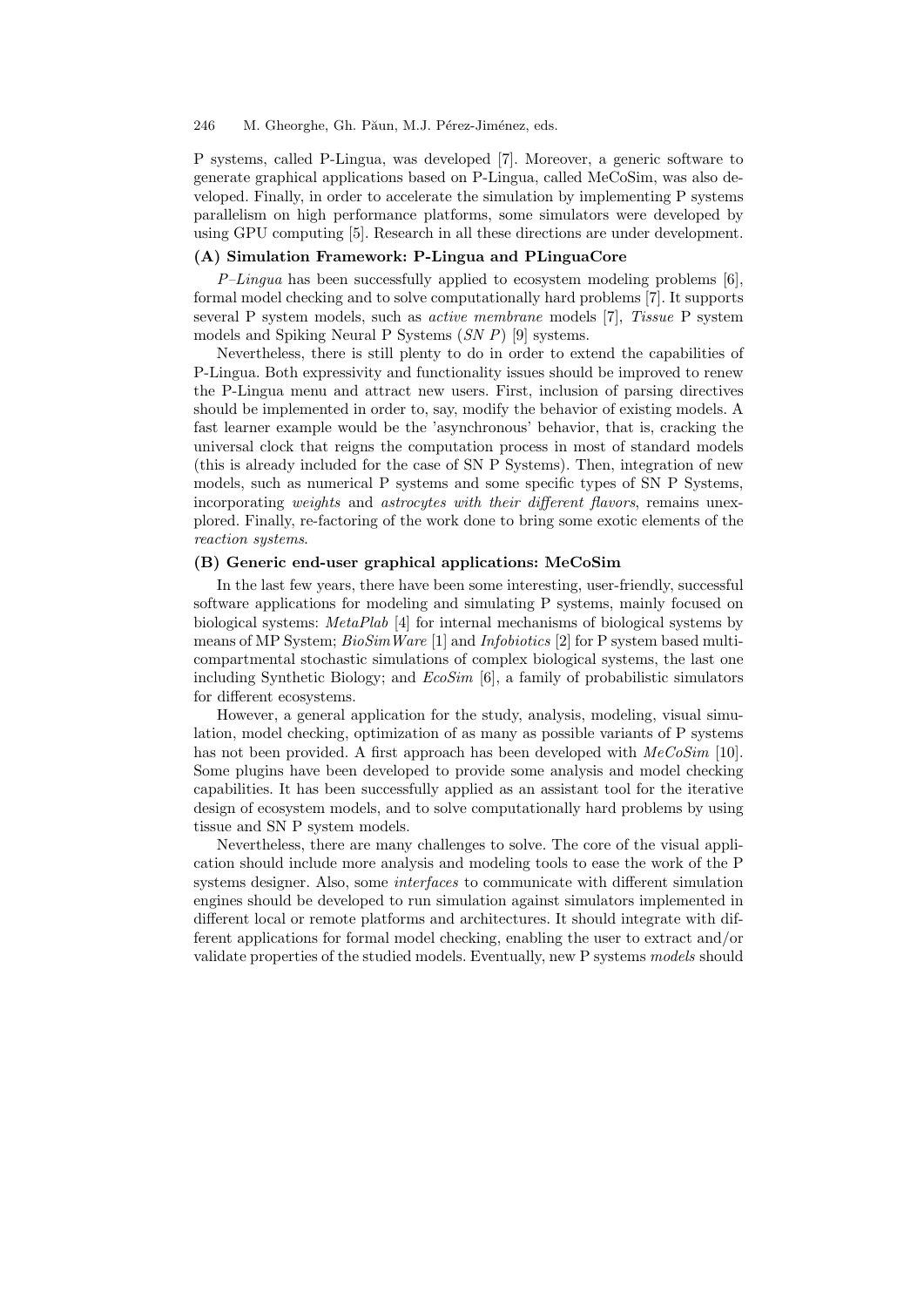P systems, called P-Lingua, was developed [7]. Moreover, a generic software to generate graphical applications based on P-Lingua, called MeCoSim, was also developed. Finally, in order to accelerate the simulation by implementing P systems parallelism on high performance platforms, some simulators were developed by using GPU computing [5]. Research in all these directions are under development.

### (A) Simulation Framework: P-Lingua and PLinguaCore

*P–Lingua* has been successfully applied to ecosystem modeling problems [6], formal model checking and to solve computationally hard problems [7]. It supports several P system models, such as *active membrane* models [7], *Tissue* P system models and Spiking Neural P Systems (*SN P*) [9] systems.

Nevertheless, there is still plenty to do in order to extend the capabilities of P-Lingua. Both expressivity and functionality issues should be improved to renew the P-Lingua menu and attract new users. First, inclusion of parsing directives should be implemented in order to, say, modify the behavior of existing models. A fast learner example would be the 'asynchronous' behavior, that is, cracking the universal clock that reigns the computation process in most of standard models (this is already included for the case of SN P Systems). Then, integration of new models, such as numerical P systems and some specific types of SN P Systems, incorporating *weights* and *astrocytes with their different flavors*, remains unexplored. Finally, re-factoring of the work done to bring some exotic elements of the *reaction systems*.

### (B) Generic end-user graphical applications: MeCoSim

In the last few years, there have been some interesting, user-friendly, successful software applications for modeling and simulating P systems, mainly focused on biological systems: *MetaPlab* [4] for internal mechanisms of biological systems by means of MP System; *BioSimWare* [1] and *Infobiotics* [2] for P system based multi-compartmental stochastic simulations of complex biological systems, the last one including Synthetic Biology; and *EcoSim* [6], a family of probabilistic simulators for different ecosystems.

However, a general application for the study, analysis, modeling, visual simulation, model checking, optimization of as many as possible variants of P systems has not been provided. A first approach has been developed with *MeCoSim* [10]. Some plugins have been developed to provide some analysis and model checking capabilities. It has been successfully applied as an assistant tool for the iterative design of ecosystem models, and to solve computationally hard problems by using tissue and SN P system models.

Nevertheless, there are many challenges to solve. The core of the visual application should include more analysis and modeling tools to ease the work of the P systems designer. Also, some *interfaces* to communicate with different simulation engines should be developed to run simulation against simulators implemented in different local or remote platforms and architectures. It should integrate with different applications for formal model checking, enabling the user to extract and/or validate properties of the studied models. Eventually, new P systems *models* should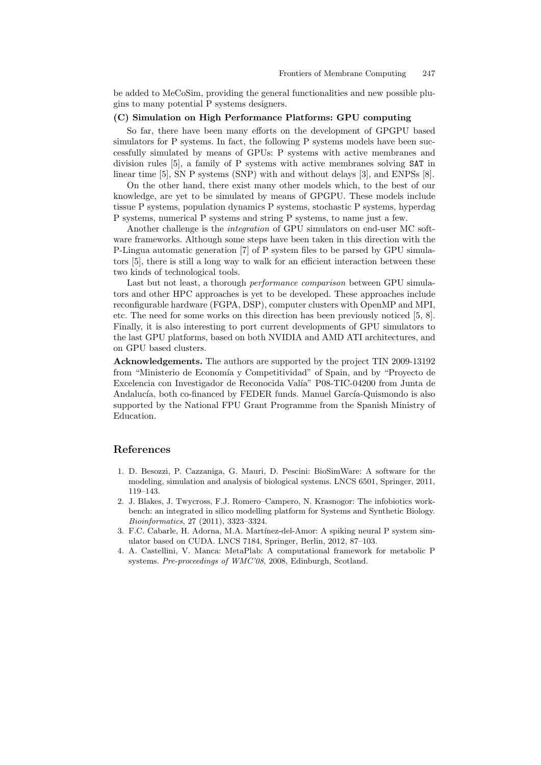be added to MeCoSim, providing the general functionalities and new possible plugins to many potential P systems designers.

**(C) Simulation on High Performance Platforms: GPU computing**

So far, there have been many efforts on the development of GPGPU based simulators for P systems. In fact, the following P systems models have been successfully simulated by means of GPUs: P systems with active membranes and division rules [5], a family of P systems with active membranes solving SAT in linear time [5], SN P systems (SNP) with and without delays [3], and ENPSs [8].

On the other hand, there exist many other models which, to the best of our knowledge, are yet to be simulated by means of GPGPU. These models include tissue P systems, population dynamics P systems, stochastic P systems, hyperdag P systems, numerical P systems and string P systems, to name just a few.

Another challenge is the *integration* of GPU simulators on end-user MC software frameworks. Although some steps have been taken in this direction with the P-Lingua automatic generation [7] of P system files to be parsed by GPU simulators [5], there is still a long way to walk for an efficient interaction between these two kinds of technological tools.

Last but not least, a thorough *performance comparison* between GPU simulators and other HPC approaches is yet to be developed. These approaches include reconfigurable hardware (FGPA, DSP), computer clusters with OpenMP and MPI, etc. The need for some works on this direction has been previously noticed [5, 8]. Finally, it is also interesting to port current developments of GPU simulators to the last GPU platforms, based on both NVIDIA and AMD ATI architectures, and on GPU based clusters.

**Acknowledgements.** The authors are supported by the project TIN 2009-13192 from "Ministerio de Economía y Competitividad" of Spain, and by "Proyecto de Excelencia con Investigador de Reconocida Valía" P08-TIC-04200 from Junta de Andalucía, both co-financed by FEDER funds. Manuel García-Quismondo is also supported by the National FPU Grant Programme from the Spanish Ministry of Education.

## References

1. D. Besozzi, P. Cazzaniga, G. Mauri, D. Pescini: BioSimWare: A software for the modeling, simulation and analysis of biological systems. LNCS 6501, Springer, 2011, 119–143.
2. J. Blakes, J. Twycross, F.J. Romero–Campero, N. Krasnogor: The infobiotics workbench: an integrated in silico modelling platform for Systems and Synthetic Biology. *Bioinformatics*, 27 (2011), 3323–3324.
3. F.C. Cabarle, H. Adorna, M.A. Martínez-del-Amor: A spiking neural P system simulator based on CUDA. LNCS 7184, Springer, Berlin, 2012, 87–103.
4. A. Castellini, V. Manca: MetaPlab: A computational framework for metabolic P systems. *Pre-proceedings of WMC'08*, 2008, Edinburgh, Scotland.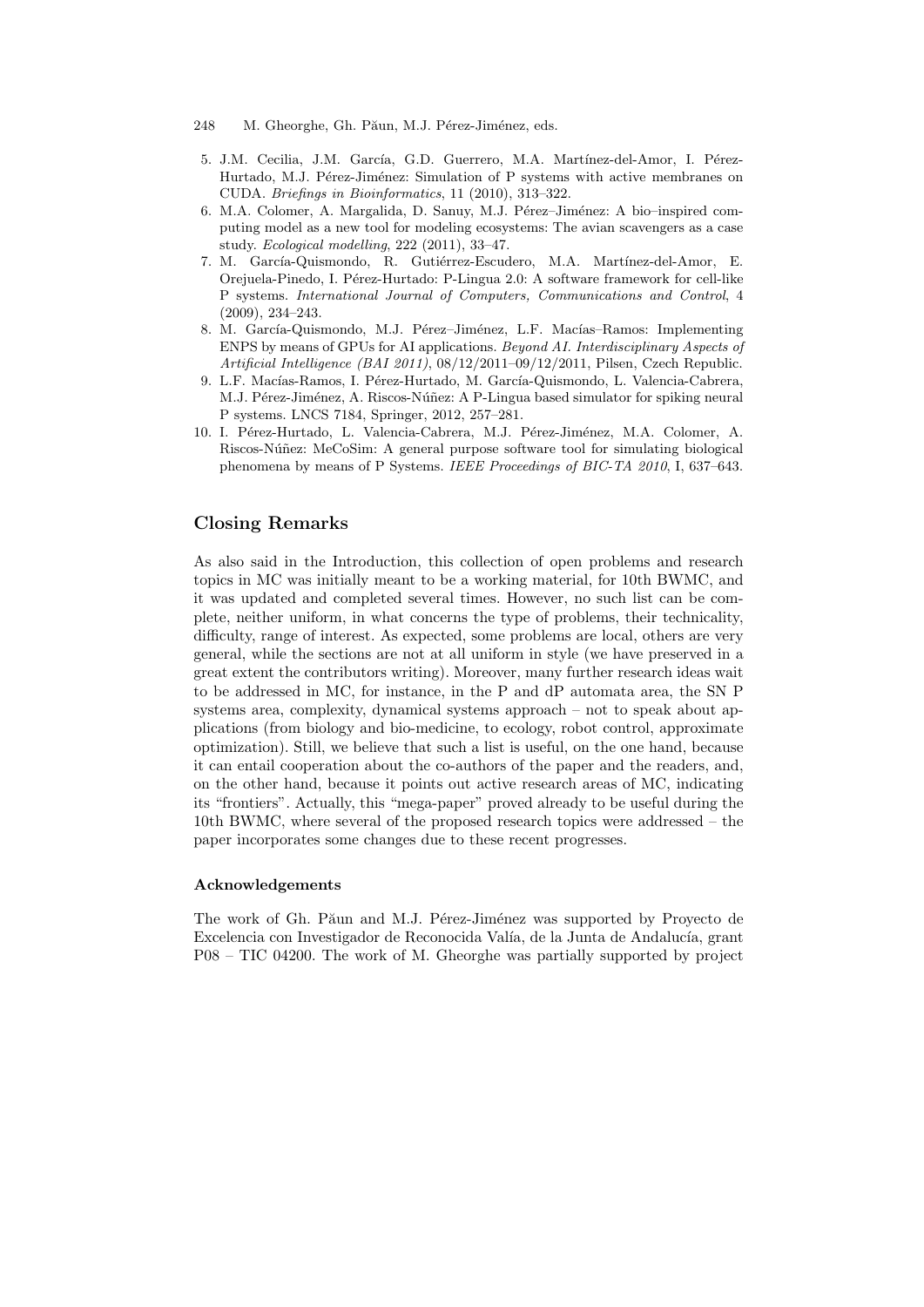5. J.M. Cecilia, J.M. García, G.D. Guerrero, M.A. Martínez-del-Amor, I. Pérez-Hurtado, M.J. Pérez-Jiménez: Simulation of P systems with active membranes on CUDA. *Briefings in Bioinformatics*, 11 (2010), 313–322.
6. M.A. Colomer, A. Margalida, D. Sanuy, M.J. Pérez–Jiménez: A bio–inspired computing model as a new tool for modeling ecosystems: The avian scavengers as a case study. *Ecological modelling*, 222 (2011), 33–47.
7. M. García-Quismondo, R. Gutiérrez-Escudero, M.A. Martínez-del-Amor, E. Orejuela-Pinedo, I. Pérez-Hurtado: P-Lingua 2.0: A software framework for cell-like P systems. *International Journal of Computers, Communications and Control*, 4 (2009), 234–243.
8. M. García-Quismondo, M.J. Pérez–Jiménez, L.F. Macías–Ramos: Implementing ENPS by means of GPUs for AI applications. *Beyond AI. Interdisciplinary Aspects of Artificial Intelligence (BAI 2011)*, 08/12/2011–09/12/2011, Pilsen, Czech Republic.
9. L.F. Macías-Ramos, I. Pérez-Hurtado, M. García-Quismondo, L. Valencia-Cabrera, M.J. Pérez-Jiménez, A. Riscos-Núñez: A P-Lingua based simulator for spiking neural P systems. LNCS 7184, Springer, 2012, 257–281.
10. I. Pérez-Hurtado, L. Valencia-Cabrera, M.J. Pérez-Jiménez, M.A. Colomer, A. Riscos-Núñez: MeCoSim: A general purpose software tool for simulating biological phenomena by means of P Systems. *IEEE Proceedings of BIC-TA 2010*, I, 637–643.

## Closing Remarks

As also said in the Introduction, this collection of open problems and research topics in MC was initially meant to be a working material, for 10th BWMC, and it was updated and completed several times. However, no such list can be complete, neither uniform, in what concerns the type of problems, their technicality, difficulty, range of interest. As expected, some problems are local, others are very general, while the sections are not at all uniform in style (we have preserved in a great extent the contributors writing). Moreover, many further research ideas wait to be addressed in MC, for instance, in the P and dP automata area, the SN P systems area, complexity, dynamical systems approach – not to speak about applications (from biology and bio-medicine, to ecology, robot control, approximate optimization). Still, we believe that such a list is useful, on the one hand, because it can entail cooperation about the co-authors of the paper and the readers, and, on the other hand, because it points out active research areas of MC, indicating its "frontiers". Actually, this "mega-paper" proved already to be useful during the 10th BWMC, where several of the proposed research topics were addressed – the paper incorporates some changes due to these recent progresses.

### Acknowledgements

The work of Gh. Păun and M.J. Pérez-Jiménez was supported by Proyecto de Excelencia con Investigador de Reconocida Valía, de la Junta de Andalucía, grant P08 – TIC 04200. The work of M. Gheorghe was partially supported by project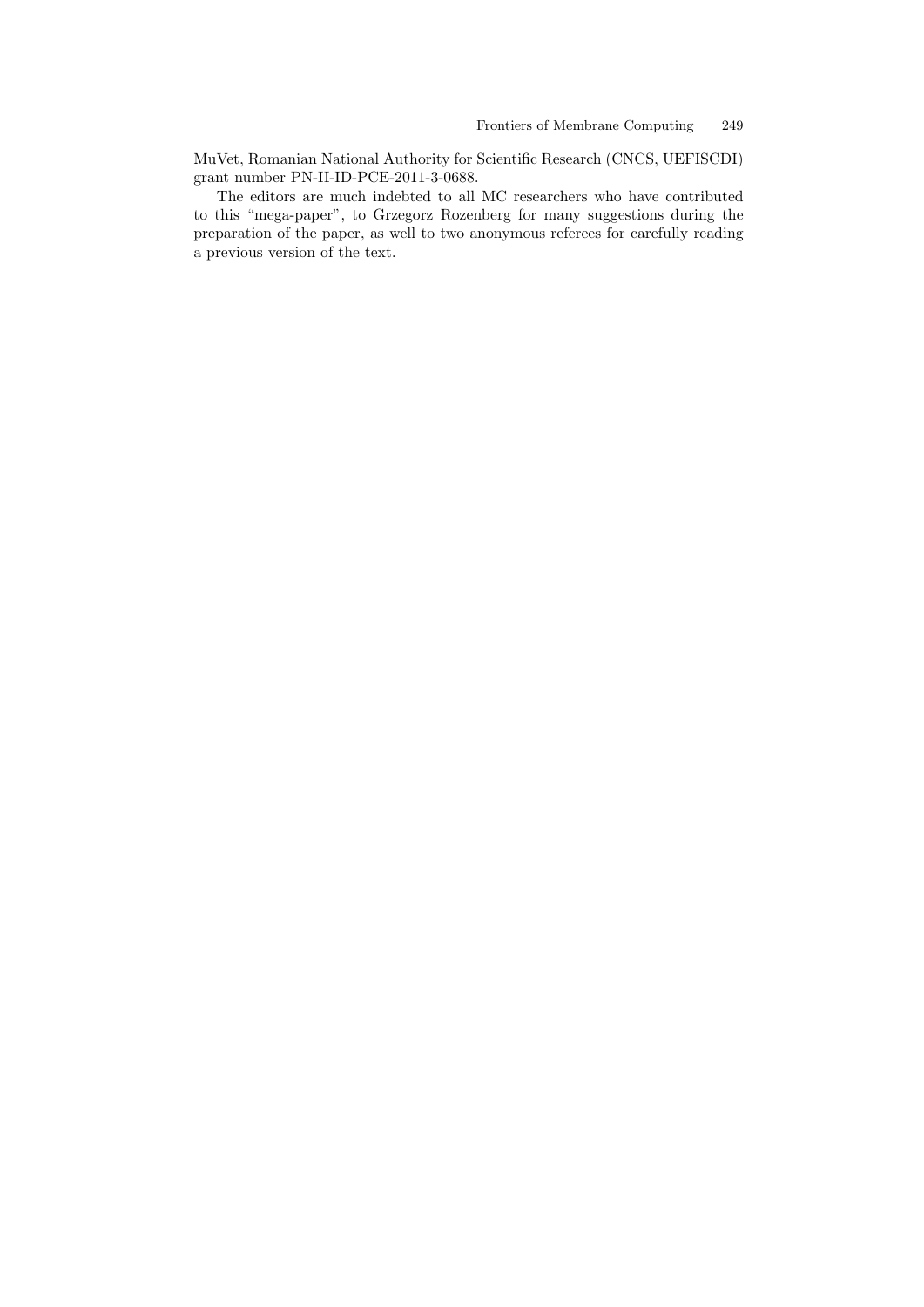MuVet, Romanian National Authority for Scientific Research (CNCS, UEFISCDI) grant number PN-II-ID-PCE-2011-3-0688.

The editors are much indebted to all MC researchers who have contributed to this “mega-paper”, to Grzegorz Rozenberg for many suggestions during the preparation of the paper, as well to two anonymous referees for carefully reading a previous version of the text.